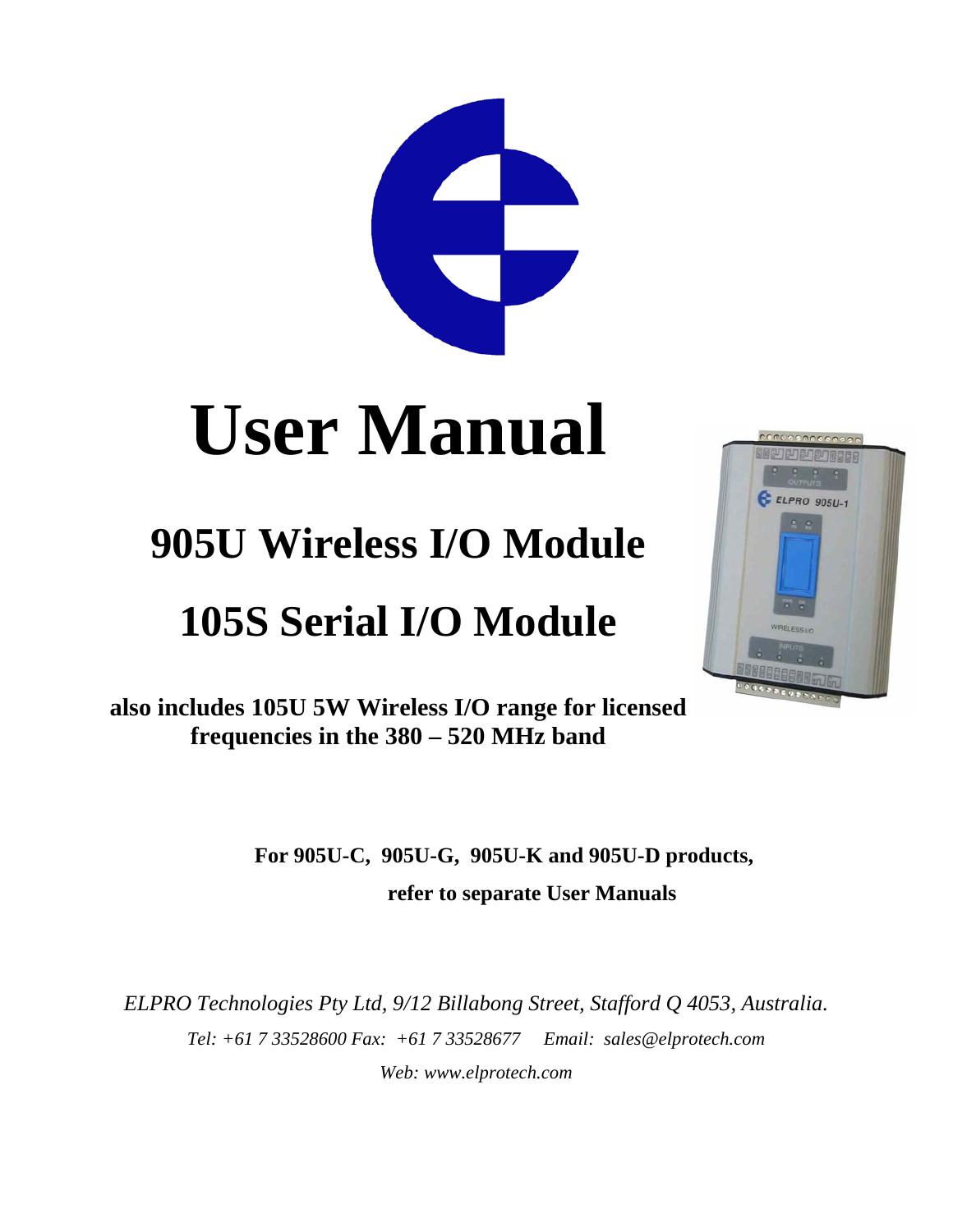# User Manual

## 905U Wireless I/O Module

## 105S Serial I/O Module

**also includes 105U 5W Wireless I/O range for licensed frequencies in the 380 – 520 MHz band**

**For 905U-C, 905U-G, 905U-K and 905U-D products, refer to separate User Manuals**

*ELPRO Technologies Pty Ltd, 9/12 Billabong Street, Stafford Q 4053, Australia.*

*Tel: +61 7 33528600 Fax: +61 7 33528677 Email: sales@elprotech.com*

*Web: www.elprotech.com*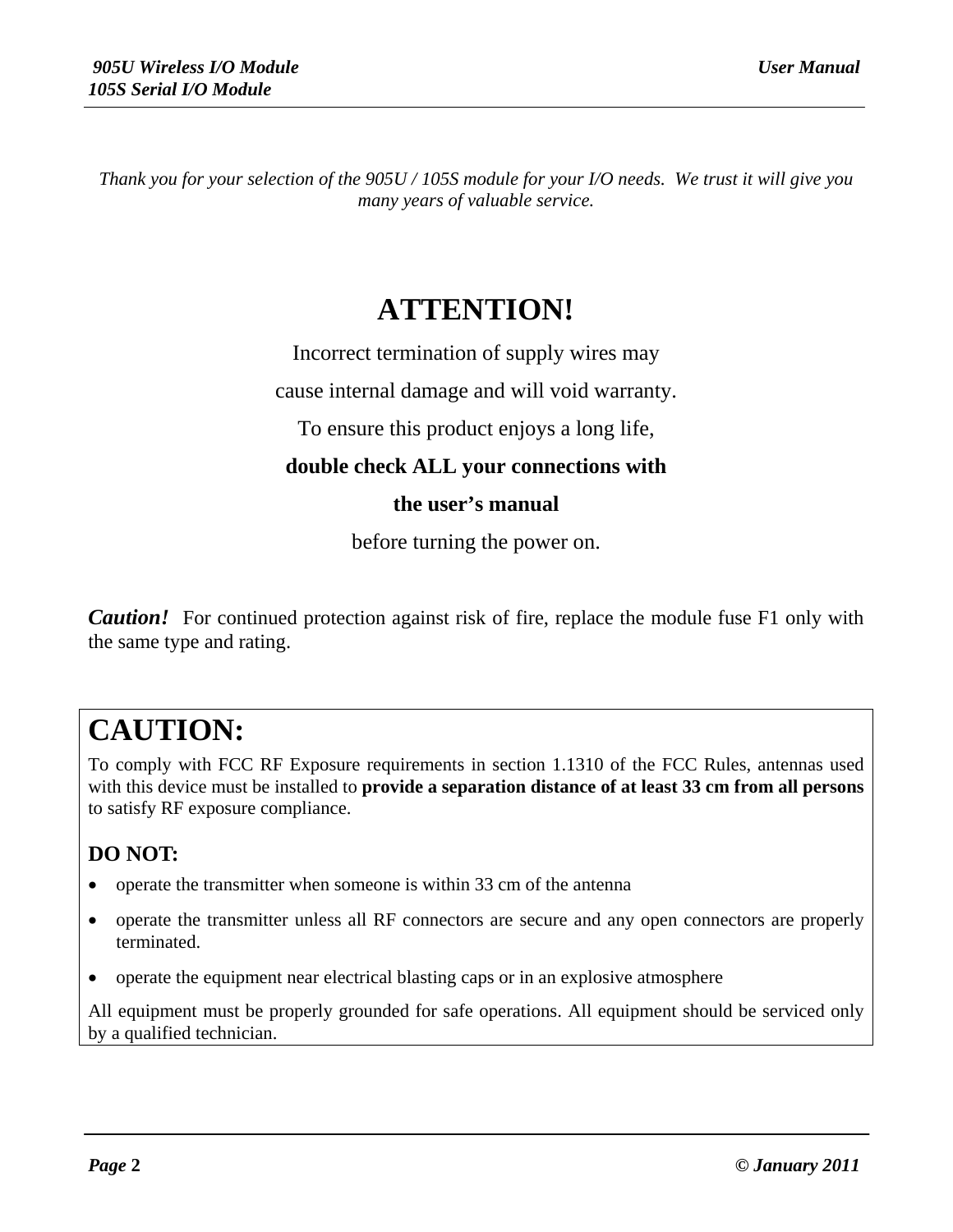*Thank you for your selection of the 905U / 105S module for your I/O needs. We trust it will give you many years of valuable service.*

# ATTENTION!

Incorrect termination of supply wires may

cause internal damage and will void warranty.

To ensure this product enjoys a long life,

**double check ALL your connections with**

**the user's manual**

before turning the power on.

***Caution!*** For continued protection against risk of fire, replace the module fuse F1 only with the same type and rating.

## CAUTION:

To comply with FCC RF Exposure requirements in section 1.1310 of the FCC Rules, antennas used with this device must be installed to **provide a separation distance of at least 33 cm from all persons** to satisfy RF exposure compliance.

**DO NOT:**

- operate the transmitter when someone is within 33 cm of the antenna
- operate the transmitter unless all RF connectors are secure and any open connectors are properly terminated.
- operate the equipment near electrical blasting caps or in an explosive atmosphere

All equipment must be properly grounded for safe operations. All equipment should be serviced only by a qualified technician.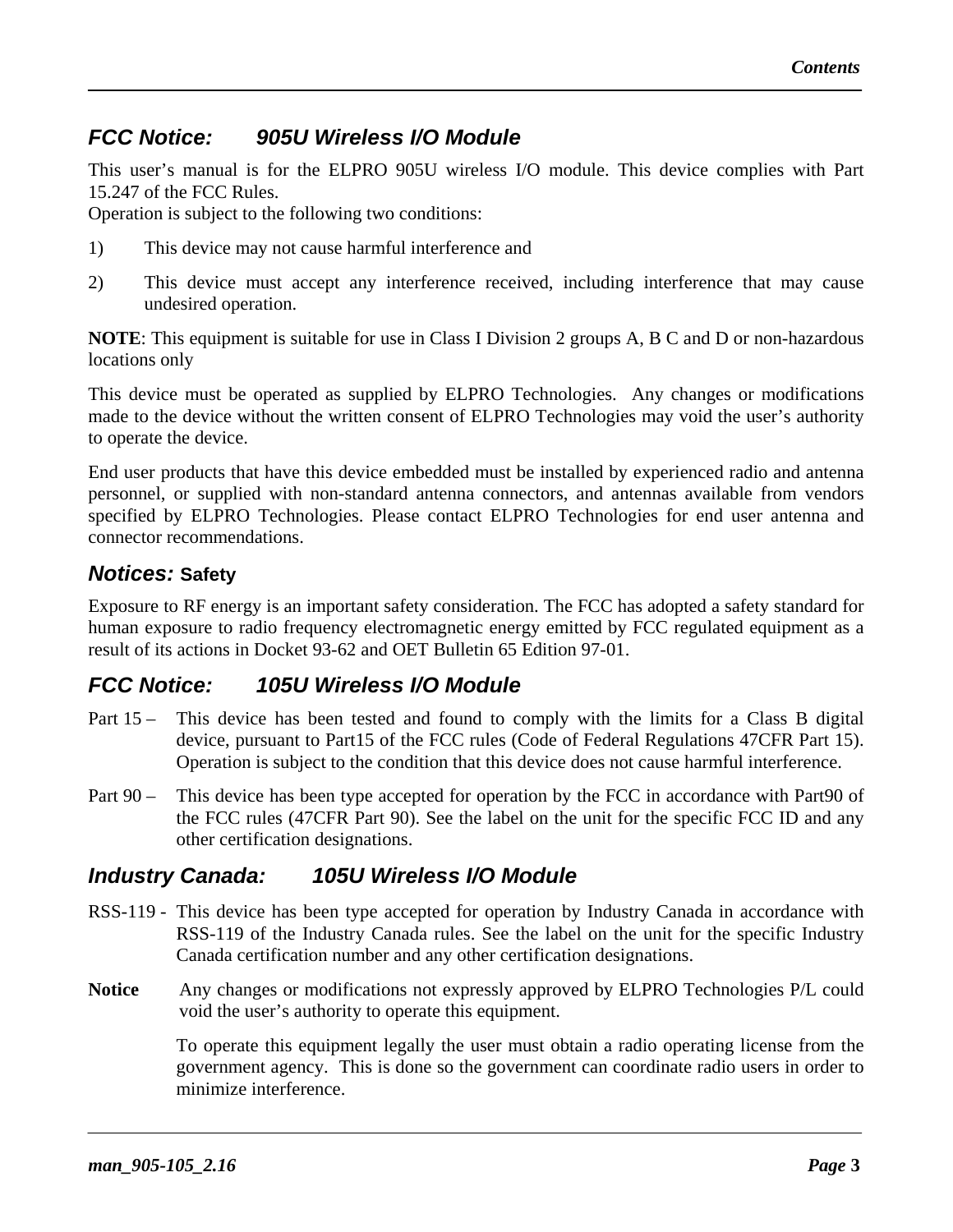## *FCC Notice: 905U Wireless I/O Module*

This user's manual is for the ELPRO 905U wireless I/O module. This device complies with Part 15.247 of the FCC Rules.
Operation is subject to the following two conditions:

1) This device may not cause harmful interference and

2) This device must accept any interference received, including interference that may cause undesired operation.

**NOTE**: This equipment is suitable for use in Class I Division 2 groups A, B C and D or non-hazardous locations only

This device must be operated as supplied by ELPRO Technologies. Any changes or modifications made to the device without the written consent of ELPRO Technologies may void the user's authority to operate the device.

End user products that have this device embedded must be installed by experienced radio and antenna personnel, or supplied with non-standard antenna connectors, and antennas available from vendors specified by ELPRO Technologies. Please contact ELPRO Technologies for end user antenna and connector recommendations.

## *Notices:* Safety

Exposure to RF energy is an important safety consideration. The FCC has adopted a safety standard for human exposure to radio frequency electromagnetic energy emitted by FCC regulated equipment as a result of its actions in Docket 93-62 and OET Bulletin 65 Edition 97-01.

## *FCC Notice: 105U Wireless I/O Module*

Part 15 – This device has been tested and found to comply with the limits for a Class B digital device, pursuant to Part15 of the FCC rules (Code of Federal Regulations 47CFR Part 15). Operation is subject to the condition that this device does not cause harmful interference.

Part 90 – This device has been type accepted for operation by the FCC in accordance with Part90 of the FCC rules (47CFR Part 90). See the label on the unit for the specific FCC ID and any other certification designations.

## *Industry Canada: 105U Wireless I/O Module*

RSS-119 - This device has been type accepted for operation by Industry Canada in accordance with RSS-119 of the Industry Canada rules. See the label on the unit for the specific Industry Canada certification number and any other certification designations.

**Notice** Any changes or modifications not expressly approved by ELPRO Technologies P/L could void the user's authority to operate this equipment.

To operate this equipment legally the user must obtain a radio operating license from the government agency. This is done so the government can coordinate radio users in order to minimize interference.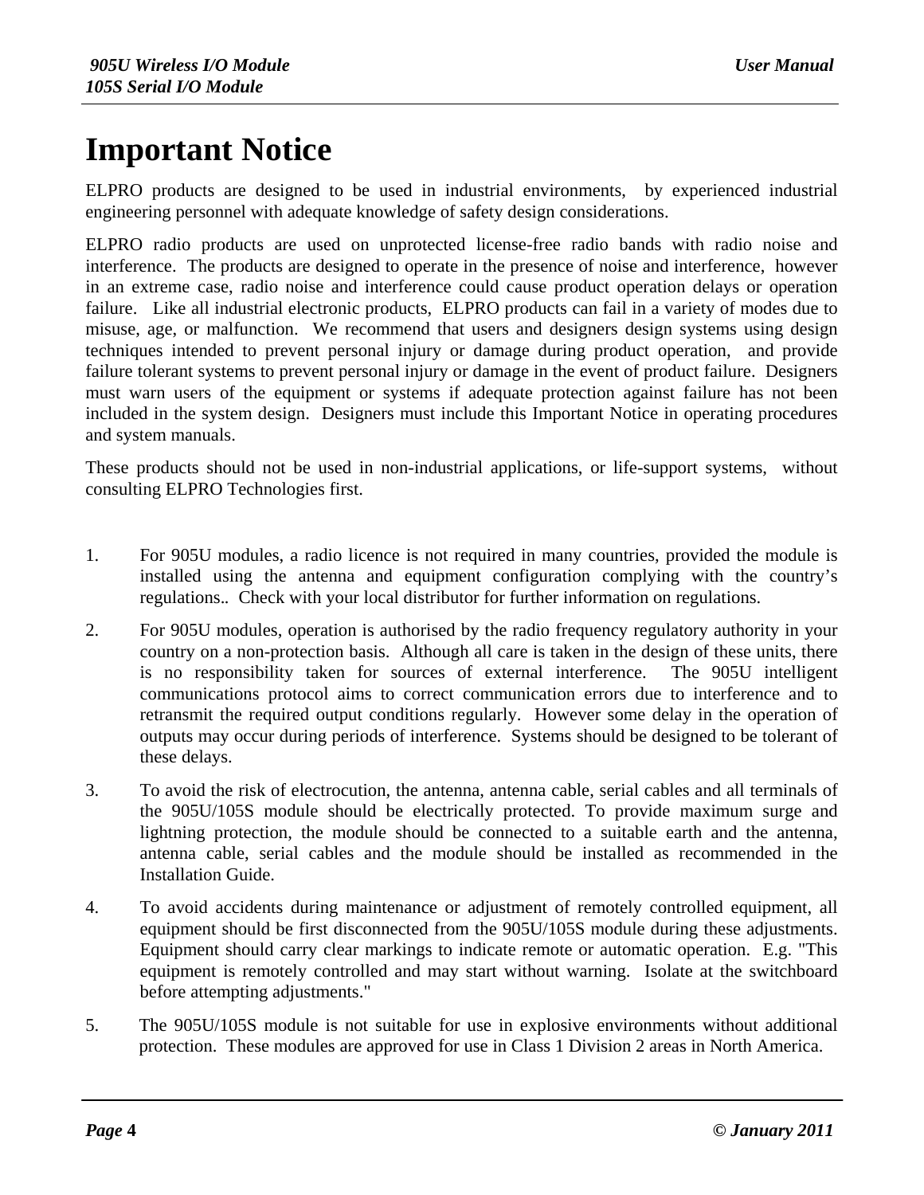# Important Notice

ELPRO products are designed to be used in industrial environments, by experienced industrial engineering personnel with adequate knowledge of safety design considerations.

ELPRO radio products are used on unprotected license-free radio bands with radio noise and interference. The products are designed to operate in the presence of noise and interference, however in an extreme case, radio noise and interference could cause product operation delays or operation failure. Like all industrial electronic products, ELPRO products can fail in a variety of modes due to misuse, age, or malfunction. We recommend that users and designers design systems using design techniques intended to prevent personal injury or damage during product operation, and provide failure tolerant systems to prevent personal injury or damage in the event of product failure. Designers must warn users of the equipment or systems if adequate protection against failure has not been included in the system design. Designers must include this Important Notice in operating procedures and system manuals.

These products should not be used in non-industrial applications, or life-support systems, without consulting ELPRO Technologies first.

1. For 905U modules, a radio licence is not required in many countries, provided the module is installed using the antenna and equipment configuration complying with the country's regulations.. Check with your local distributor for further information on regulations.

2. For 905U modules, operation is authorised by the radio frequency regulatory authority in your country on a non-protection basis. Although all care is taken in the design of these units, there is no responsibility taken for sources of external interference. The 905U intelligent communications protocol aims to correct communication errors due to interference and to retransmit the required output conditions regularly. However some delay in the operation of outputs may occur during periods of interference. Systems should be designed to be tolerant of these delays.

3. To avoid the risk of electrocution, the antenna, antenna cable, serial cables and all terminals of the 905U/105S module should be electrically protected. To provide maximum surge and lightning protection, the module should be connected to a suitable earth and the antenna, antenna cable, serial cables and the module should be installed as recommended in the Installation Guide.

4. To avoid accidents during maintenance or adjustment of remotely controlled equipment, all equipment should be first disconnected from the 905U/105S module during these adjustments. Equipment should carry clear markings to indicate remote or automatic operation. E.g. "This equipment is remotely controlled and may start without warning. Isolate at the switchboard before attempting adjustments."

5. The 905U/105S module is not suitable for use in explosive environments without additional protection. These modules are approved for use in Class 1 Division 2 areas in North America.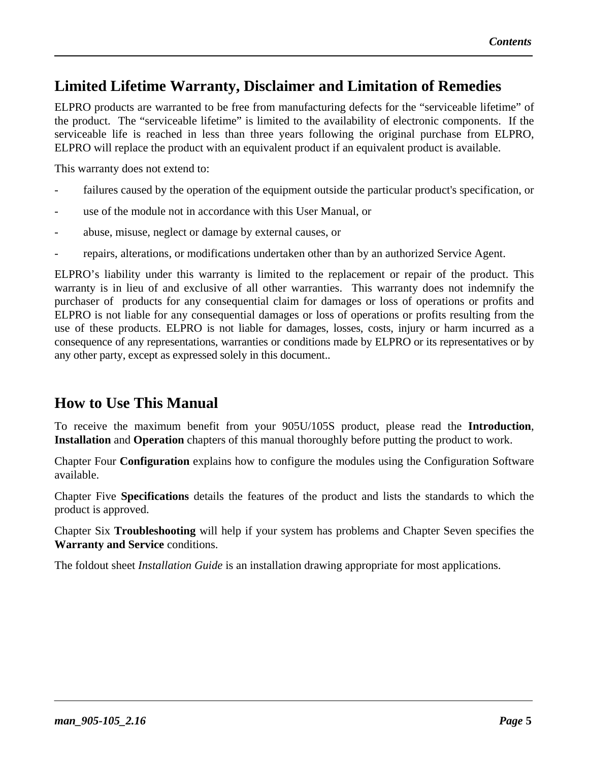## Limited Lifetime Warranty, Disclaimer and Limitation of Remedies

ELPRO products are warranted to be free from manufacturing defects for the “serviceable lifetime” of the product. The “serviceable lifetime” is limited to the availability of electronic components. If the serviceable life is reached in less than three years following the original purchase from ELPRO, ELPRO will replace the product with an equivalent product if an equivalent product is available.

This warranty does not extend to:

- failures caused by the operation of the equipment outside the particular product's specification, or
- use of the module not in accordance with this User Manual, or
- abuse, misuse, neglect or damage by external causes, or
- repairs, alterations, or modifications undertaken other than by an authorized Service Agent.

ELPRO’s liability under this warranty is limited to the replacement or repair of the product. This warranty is in lieu of and exclusive of all other warranties. This warranty does not indemnify the purchaser of products for any consequential claim for damages or loss of operations or profits and ELPRO is not liable for any consequential damages or loss of operations or profits resulting from the use of these products. ELPRO is not liable for damages, losses, costs, injury or harm incurred as a consequence of any representations, warranties or conditions made by ELPRO or its representatives or by any other party, except as expressed solely in this document..

## How to Use This Manual

To receive the maximum benefit from your 905U/105S product, please read the **Introduction**, **Installation** and **Operation** chapters of this manual thoroughly before putting the product to work.

Chapter Four **Configuration** explains how to configure the modules using the Configuration Software available.

Chapter Five **Specifications** details the features of the product and lists the standards to which the product is approved.

Chapter Six **Troubleshooting** will help if your system has problems and Chapter Seven specifies the **Warranty and Service** conditions.

The foldout sheet *Installation Guide* is an installation drawing appropriate for most applications.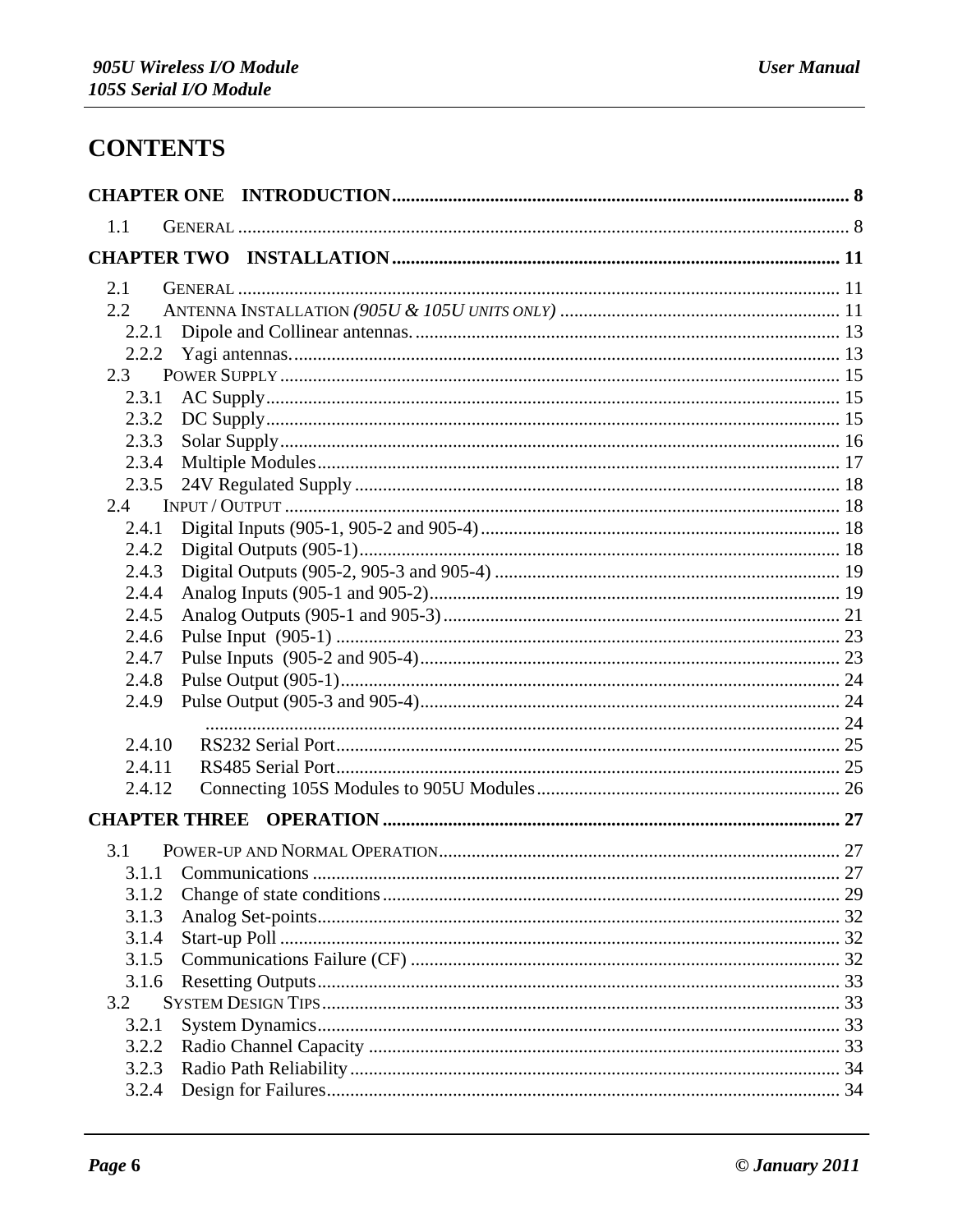# CONTENTS

**CHAPTER ONE INTRODUCTION** .... 8

1.1 GENERAL .... 8

**CHAPTER TWO INSTALLATION** .... 11

2.1 GENERAL .... 11
2.2 ANTENNA INSTALLATION *(905U & 105U UNITS ONLY)* .... 11
2.2.1 Dipole and Collinear antennas. .... 13
2.2.2 Yagi antennas. .... 13
2.3 POWER SUPPLY .... 15
2.3.1 AC Supply .... 15
2.3.2 DC Supply .... 15
2.3.3 Solar Supply .... 16
2.3.4 Multiple Modules .... 17
2.3.5 24V Regulated Supply .... 18
2.4 INPUT / OUTPUT .... 18
2.4.1 Digital Inputs (905-1, 905-2 and 905-4) .... 18
2.4.2 Digital Outputs (905-1) .... 18
2.4.3 Digital Outputs (905-2, 905-3 and 905-4) .... 19
2.4.4 Analog Inputs (905-1 and 905-2) .... 19
2.4.5 Analog Outputs (905-1 and 905-3) .... 21
2.4.6 Pulse Input (905-1) .... 23
2.4.7 Pulse Inputs (905-2 and 905-4) .... 23
2.4.8 Pulse Output (905-1) .... 24
2.4.9 Pulse Output (905-3 and 905-4) .... 24
.... 24
2.4.10 RS232 Serial Port .... 25
2.4.11 RS485 Serial Port .... 25
2.4.12 Connecting 105S Modules to 905U Modules .... 26

**CHAPTER THREE OPERATION** .... 27

3.1 POWER-UP AND NORMAL OPERATION .... 27
3.1.1 Communications .... 27
3.1.2 Change of state conditions .... 29
3.1.3 Analog Set-points .... 32
3.1.4 Start-up Poll .... 32
3.1.5 Communications Failure (CF) .... 32
3.1.6 Resetting Outputs .... 33
3.2 SYSTEM DESIGN TIPS .... 33
3.2.1 System Dynamics .... 33
3.2.2 Radio Channel Capacity .... 33
3.2.3 Radio Path Reliability .... 34
3.2.4 Design for Failures .... 34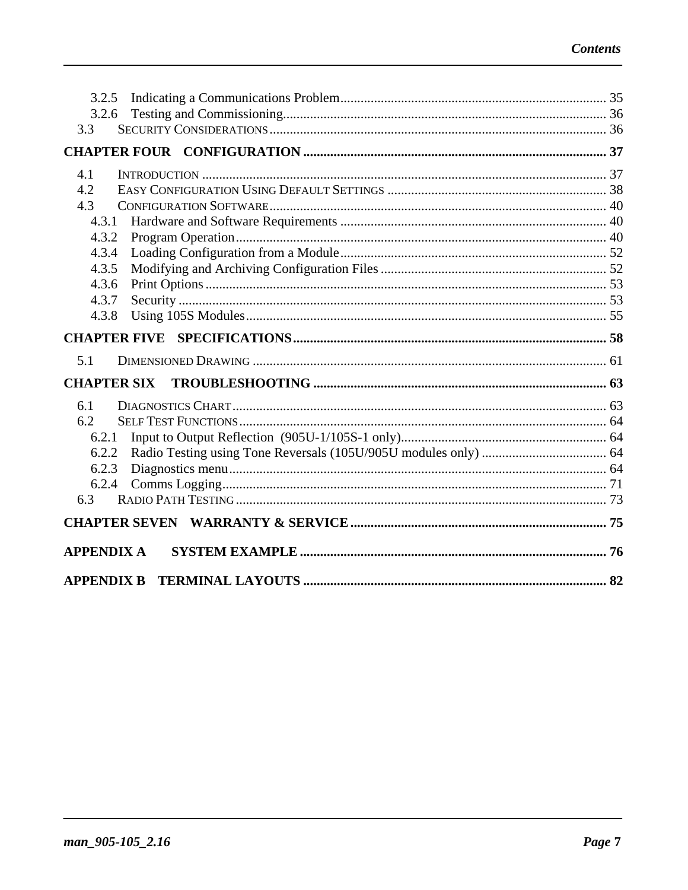3.2.5 Indicating a Communications Problem .......... 35
3.2.6 Testing and Commissioning .......... 36
3.3 SECURITY CONSIDERATIONS .......... 36

**CHAPTER FOUR CONFIGURATION .......... 37**

4.1 INTRODUCTION .......... 37
4.2 EASY CONFIGURATION USING DEFAULT SETTINGS .......... 38
4.3 CONFIGURATION SOFTWARE .......... 40
4.3.1 Hardware and Software Requirements .......... 40
4.3.2 Program Operation .......... 40
4.3.4 Loading Configuration from a Module .......... 52
4.3.5 Modifying and Archiving Configuration Files .......... 52
4.3.6 Print Options .......... 53
4.3.7 Security .......... 53
4.3.8 Using 105S Modules .......... 55

**CHAPTER FIVE SPECIFICATIONS .......... 58**

5.1 DIMENSIONED DRAWING .......... 61

**CHAPTER SIX TROUBLESHOOTING .......... 63**

6.1 DIAGNOSTICS CHART .......... 63
6.2 SELF TEST FUNCTIONS .......... 64
6.2.1 Input to Output Reflection (905U-1/105S-1 only) .......... 64
6.2.2 Radio Testing using Tone Reversals (105U/905U modules only) .......... 64
6.2.3 Diagnostics menu .......... 64
6.2.4 Comms Logging .......... 71
6.3 RADIO PATH TESTING .......... 73

**CHAPTER SEVEN WARRANTY & SERVICE .......... 75**

**APPENDIX A SYSTEM EXAMPLE .......... 76**

**APPENDIX B TERMINAL LAYOUTS .......... 82**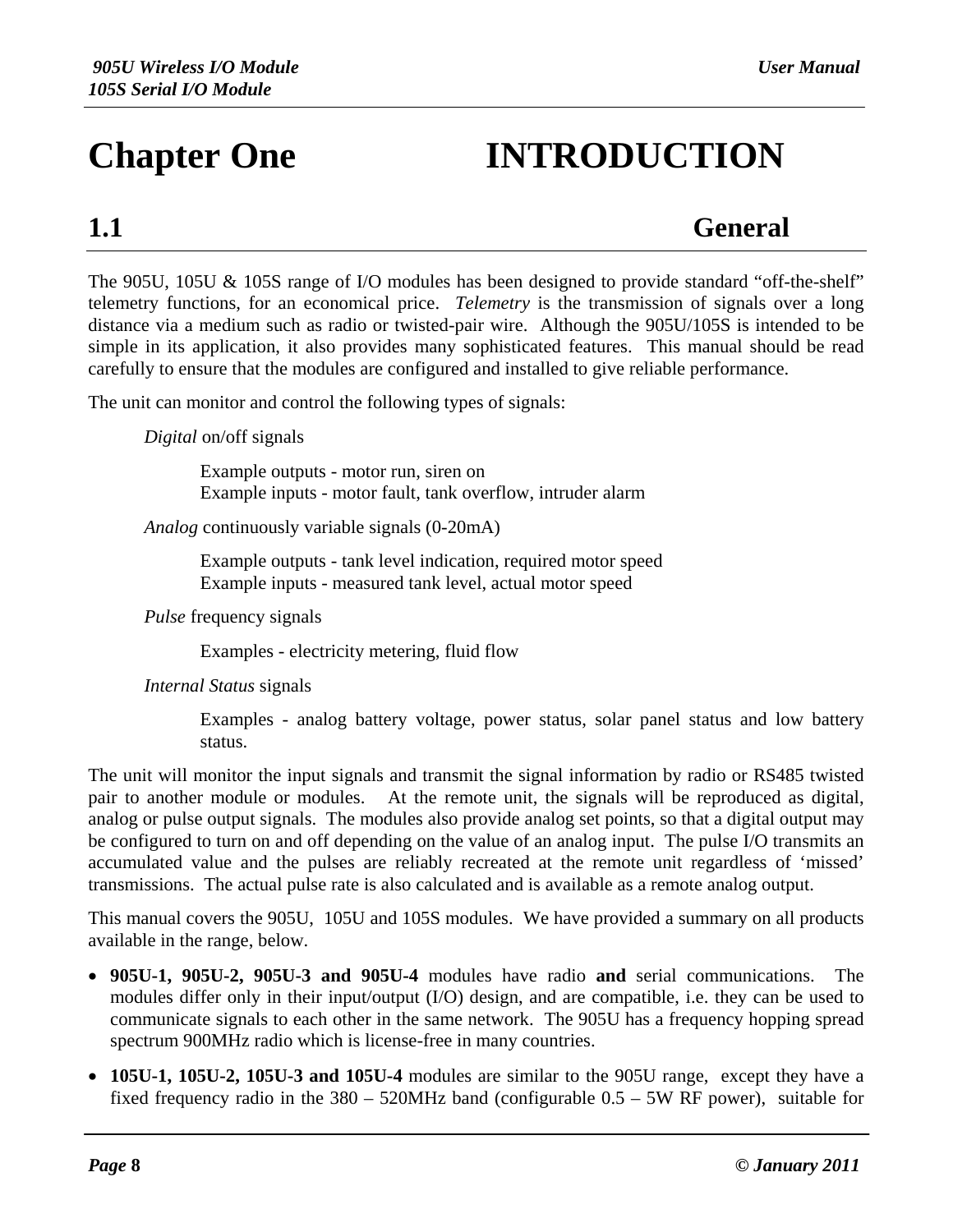# Chapter One INTRODUCTION

## 1.1 General

The 905U, 105U & 105S range of I/O modules has been designed to provide standard "off-the-shelf" telemetry functions, for an economical price. *Telemetry* is the transmission of signals over a long distance via a medium such as radio or twisted-pair wire. Although the 905U/105S is intended to be simple in its application, it also provides many sophisticated features. This manual should be read carefully to ensure that the modules are configured and installed to give reliable performance.

The unit can monitor and control the following types of signals:

> *Digital* on/off signals
>
> > Example outputs - motor run, siren on
> > Example inputs - motor fault, tank overflow, intruder alarm
>
> *Analog* continuously variable signals (0-20mA)
>
> > Example outputs - tank level indication, required motor speed
> > Example inputs - measured tank level, actual motor speed
>
> *Pulse* frequency signals
>
> > Examples - electricity metering, fluid flow
>
> *Internal Status* signals
>
> > Examples - analog battery voltage, power status, solar panel status and low battery status.

The unit will monitor the input signals and transmit the signal information by radio or RS485 twisted pair to another module or modules. At the remote unit, the signals will be reproduced as digital, analog or pulse output signals. The modules also provide analog set points, so that a digital output may be configured to turn on and off depending on the value of an analog input. The pulse I/O transmits an accumulated value and the pulses are reliably recreated at the remote unit regardless of 'missed' transmissions. The actual pulse rate is also calculated and is available as a remote analog output.

This manual covers the 905U, 105U and 105S modules. We have provided a summary on all products available in the range, below.

- **905U-1, 905U-2, 905U-3 and 905U-4** modules have radio **and** serial communications. The modules differ only in their input/output (I/O) design, and are compatible, i.e. they can be used to communicate signals to each other in the same network. The 905U has a frequency hopping spread spectrum 900MHz radio which is license-free in many countries.
- **105U-1, 105U-2, 105U-3 and 105U-4** modules are similar to the 905U range, except they have a fixed frequency radio in the 380 – 520MHz band (configurable 0.5 – 5W RF power), suitable for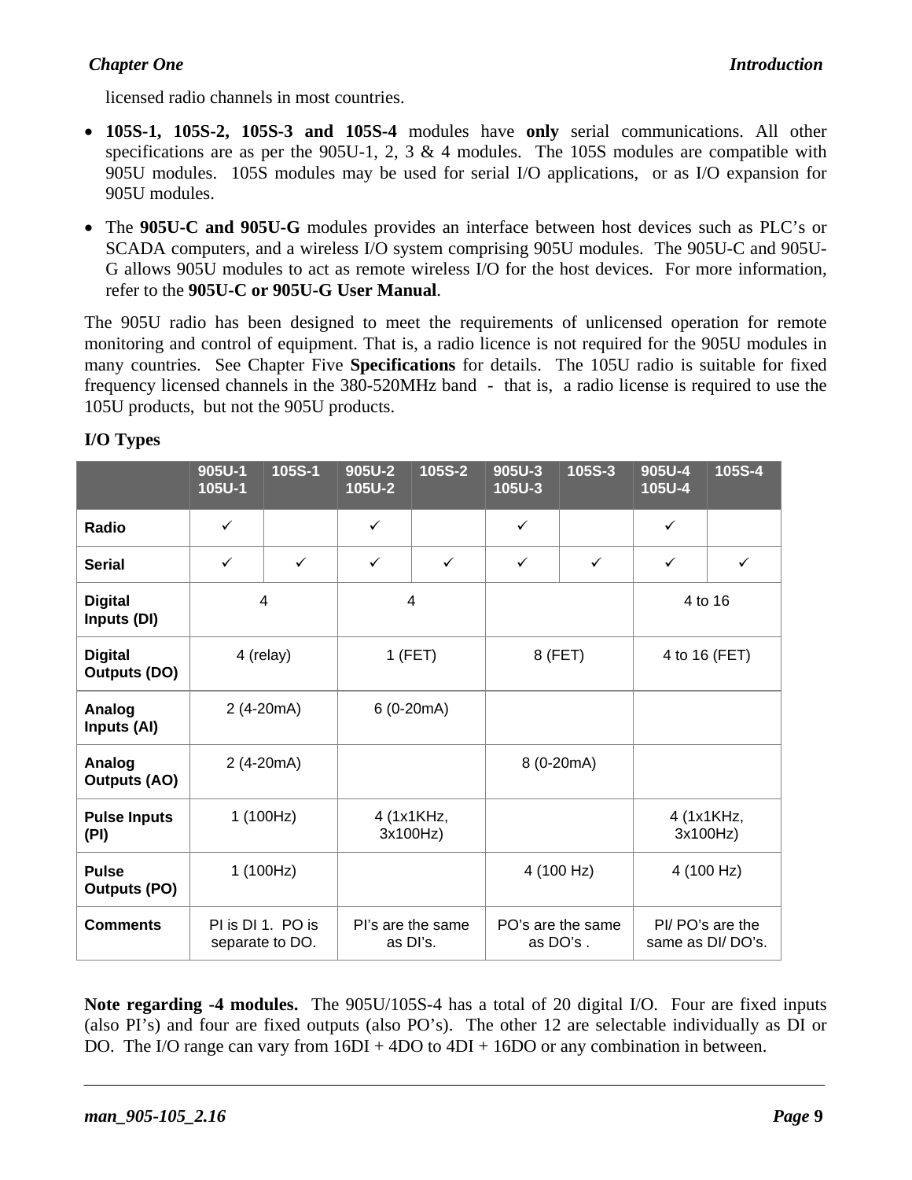licensed radio channels in most countries.

- **105S-1, 105S-2, 105S-3 and 105S-4** modules have **only** serial communications. All other specifications are as per the 905U-1, 2, 3 & 4 modules. The 105S modules are compatible with 905U modules. 105S modules may be used for serial I/O applications, or as I/O expansion for 905U modules.
- The **905U-C and 905U-G** modules provides an interface between host devices such as PLC's or SCADA computers, and a wireless I/O system comprising 905U modules. The 905U-C and 905U-G allows 905U modules to act as remote wireless I/O for the host devices. For more information, refer to the **905U-C or 905U-G User Manual**.

The 905U radio has been designed to meet the requirements of unlicensed operation for remote monitoring and control of equipment. That is, a radio licence is not required for the 905U modules in many countries. See Chapter Five **Specifications** for details. The 105U radio is suitable for fixed frequency licensed channels in the 380-520MHz band - that is, a radio license is required to use the 105U products, but not the 905U products.

### I/O Types

| | 905U-1 105U-1 | 105S-1 | 905U-2 105U-2 | 105S-2 | 905U-3 105U-3 | 105S-3 | 905U-4 105U-4 | 105S-4 |
|---|---|---|---|---|---|---|---|---|
| **Radio** | ✓ | | ✓ | | ✓ | | ✓ | |
| **Serial** | ✓ | ✓ | ✓ | ✓ | ✓ | ✓ | ✓ | ✓ |
| **Digital Inputs (DI)** | 4 | | 4 | | | | 4 to 16 | |
| **Digital Outputs (DO)** | 4 (relay) | | 1 (FET) | | 8 (FET) | | 4 to 16 (FET) | |
| **Analog Inputs (AI)** | 2 (4-20mA) | | 6 (0-20mA) | | | | | |
| **Analog Outputs (AO)** | 2 (4-20mA) | | | | 8 (0-20mA) | | | |
| **Pulse Inputs (PI)** | 1 (100Hz) | | 4 (1x1KHz, 3x100Hz) | | | | 4 (1x1KHz, 3x100Hz) | |
| **Pulse Outputs (PO)** | 1 (100Hz) | | | | 4 (100 Hz) | | 4 (100 Hz) | |
| **Comments** | PI is DI 1. PO is separate to DO. | | PI's are the same as DI's. | | PO's are the same as DO's . | | PI/ PO's are the same as DI/ DO's. | |

**Note regarding -4 modules.** The 905U/105S-4 has a total of 20 digital I/O. Four are fixed inputs (also PI's) and four are fixed outputs (also PO's). The other 12 are selectable individually as DI or DO. The I/O range can vary from 16DI + 4DO to 4DI + 16DO or any combination in between.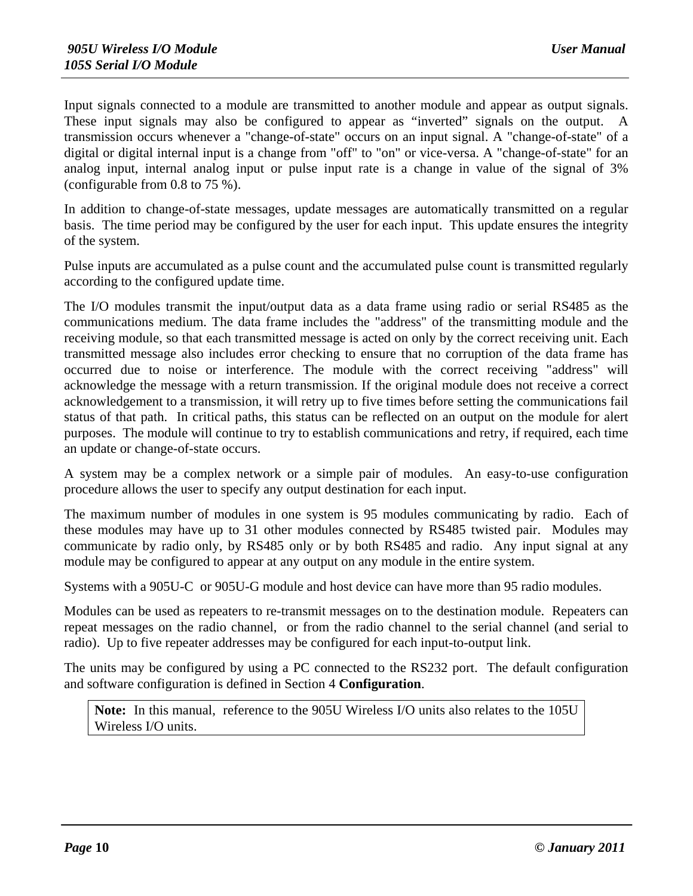Input signals connected to a module are transmitted to another module and appear as output signals. These input signals may also be configured to appear as “inverted” signals on the output. A transmission occurs whenever a "change-of-state" occurs on an input signal. A "change-of-state" of a digital or digital internal input is a change from "off" to "on" or vice-versa. A "change-of-state" for an analog input, internal analog input or pulse input rate is a change in value of the signal of 3% (configurable from 0.8 to 75 %).

In addition to change-of-state messages, update messages are automatically transmitted on a regular basis. The time period may be configured by the user for each input. This update ensures the integrity of the system.

Pulse inputs are accumulated as a pulse count and the accumulated pulse count is transmitted regularly according to the configured update time.

The I/O modules transmit the input/output data as a data frame using radio or serial RS485 as the communications medium. The data frame includes the "address" of the transmitting module and the receiving module, so that each transmitted message is acted on only by the correct receiving unit. Each transmitted message also includes error checking to ensure that no corruption of the data frame has occurred due to noise or interference. The module with the correct receiving "address" will acknowledge the message with a return transmission. If the original module does not receive a correct acknowledgement to a transmission, it will retry up to five times before setting the communications fail status of that path. In critical paths, this status can be reflected on an output on the module for alert purposes. The module will continue to try to establish communications and retry, if required, each time an update or change-of-state occurs.

A system may be a complex network or a simple pair of modules. An easy-to-use configuration procedure allows the user to specify any output destination for each input.

The maximum number of modules in one system is 95 modules communicating by radio. Each of these modules may have up to 31 other modules connected by RS485 twisted pair. Modules may communicate by radio only, by RS485 only or by both RS485 and radio. Any input signal at any module may be configured to appear at any output on any module in the entire system.

Systems with a 905U-C or 905U-G module and host device can have more than 95 radio modules.

Modules can be used as repeaters to re-transmit messages on to the destination module. Repeaters can repeat messages on the radio channel, or from the radio channel to the serial channel (and serial to radio). Up to five repeater addresses may be configured for each input-to-output link.

The units may be configured by using a PC connected to the RS232 port. The default configuration and software configuration is defined in Section 4 **Configuration**.

> **Note:** In this manual, reference to the 905U Wireless I/O units also relates to the 105U Wireless I/O units.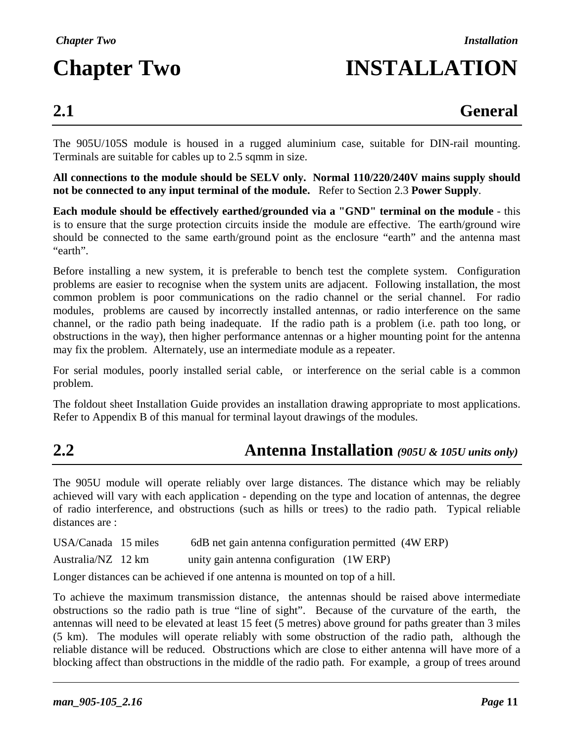# Chapter Two INSTALLATION

## 2.1 General

The 905U/105S module is housed in a rugged aluminium case, suitable for DIN-rail mounting. Terminals are suitable for cables up to 2.5 sqmm in size.

**All connections to the module should be SELV only. Normal 110/220/240V mains supply should not be connected to any input terminal of the module.** Refer to Section 2.3 **Power Supply**.

**Each module should be effectively earthed/grounded via a "GND" terminal on the module** - this is to ensure that the surge protection circuits inside the module are effective. The earth/ground wire should be connected to the same earth/ground point as the enclosure "earth" and the antenna mast "earth".

Before installing a new system, it is preferable to bench test the complete system. Configuration problems are easier to recognise when the system units are adjacent. Following installation, the most common problem is poor communications on the radio channel or the serial channel. For radio modules, problems are caused by incorrectly installed antennas, or radio interference on the same channel, or the radio path being inadequate. If the radio path is a problem (i.e. path too long, or obstructions in the way), then higher performance antennas or a higher mounting point for the antenna may fix the problem. Alternately, use an intermediate module as a repeater.

For serial modules, poorly installed serial cable, or interference on the serial cable is a common problem.

The foldout sheet Installation Guide provides an installation drawing appropriate to most applications. Refer to Appendix B of this manual for terminal layout drawings of the modules.

## 2.2 Antenna Installation *(905U & 105U units only)*

The 905U module will operate reliably over large distances. The distance which may be reliably achieved will vary with each application - depending on the type and location of antennas, the degree of radio interference, and obstructions (such as hills or trees) to the radio path. Typical reliable distances are :

| | | |
|---|---|---|
| USA/Canada | 15 miles | 6dB net gain antenna configuration permitted (4W ERP) |
| Australia/NZ | 12 km | unity gain antenna configuration (1W ERP) |

Longer distances can be achieved if one antenna is mounted on top of a hill.

To achieve the maximum transmission distance, the antennas should be raised above intermediate obstructions so the radio path is true "line of sight". Because of the curvature of the earth, the antennas will need to be elevated at least 15 feet (5 metres) above ground for paths greater than 3 miles (5 km). The modules will operate reliably with some obstruction of the radio path, although the reliable distance will be reduced. Obstructions which are close to either antenna will have more of a blocking affect than obstructions in the middle of the radio path. For example, a group of trees around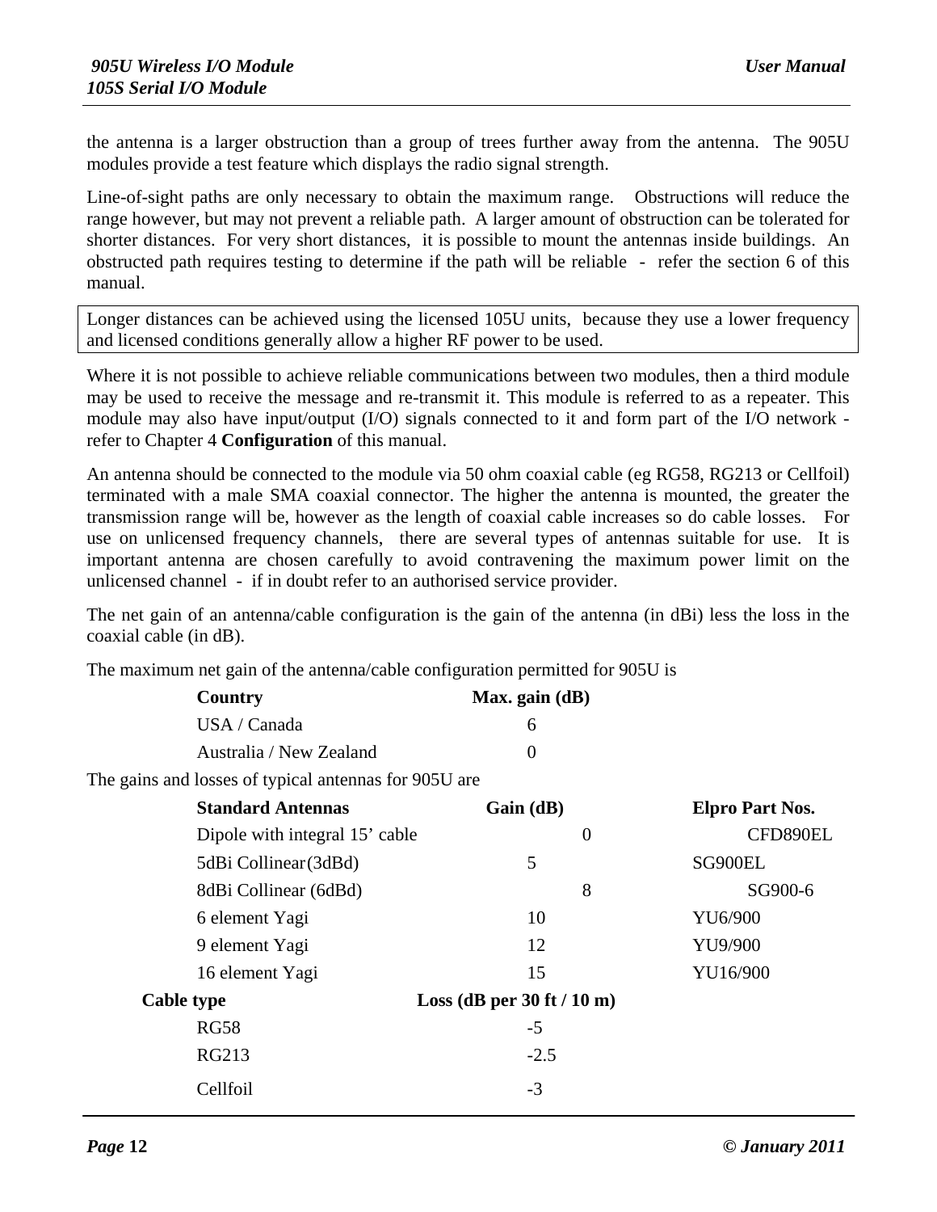the antenna is a larger obstruction than a group of trees further away from the antenna. The 905U modules provide a test feature which displays the radio signal strength.

Line-of-sight paths are only necessary to obtain the maximum range. Obstructions will reduce the range however, but may not prevent a reliable path. A larger amount of obstruction can be tolerated for shorter distances. For very short distances, it is possible to mount the antennas inside buildings. An obstructed path requires testing to determine if the path will be reliable - refer the section 6 of this manual.

Longer distances can be achieved using the licensed 105U units, because they use a lower frequency and licensed conditions generally allow a higher RF power to be used.

Where it is not possible to achieve reliable communications between two modules, then a third module may be used to receive the message and re-transmit it. This module is referred to as a repeater. This module may also have input/output (I/O) signals connected to it and form part of the I/O network - refer to Chapter 4 **Configuration** of this manual.

An antenna should be connected to the module via 50 ohm coaxial cable (eg RG58, RG213 or Cellfoil) terminated with a male SMA coaxial connector. The higher the antenna is mounted, the greater the transmission range will be, however as the length of coaxial cable increases so do cable losses. For use on unlicensed frequency channels, there are several types of antennas suitable for use. It is important antenna are chosen carefully to avoid contravening the maximum power limit on the unlicensed channel - if in doubt refer to an authorised service provider.

The net gain of an antenna/cable configuration is the gain of the antenna (in dBi) less the loss in the coaxial cable (in dB).

The maximum net gain of the antenna/cable configuration permitted for 905U is

| Country | Max. gain (dB) |
|---|---|
| USA / Canada | 6 |
| Australia / New Zealand | 0 |

The gains and losses of typical antennas for 905U are

| Standard Antennas | Gain (dB) | Elpro Part Nos. |
|---|---|---|
| Dipole with integral 15' cable | 0 | CFD890EL |
| 5dBi Collinear(3dBd) | 5 | SG900EL |
| 8dBi Collinear (6dBd) | 8 | SG900-6 |
| 6 element Yagi | 10 | YU6/900 |
| 9 element Yagi | 12 | YU9/900 |
| 16 element Yagi | 15 | YU16/900 |

| Cable type | Loss (dB per 30 ft / 10 m) |
|---|---|
| RG58 | -5 |
| RG213 | -2.5 |
| Cellfoil | -3 |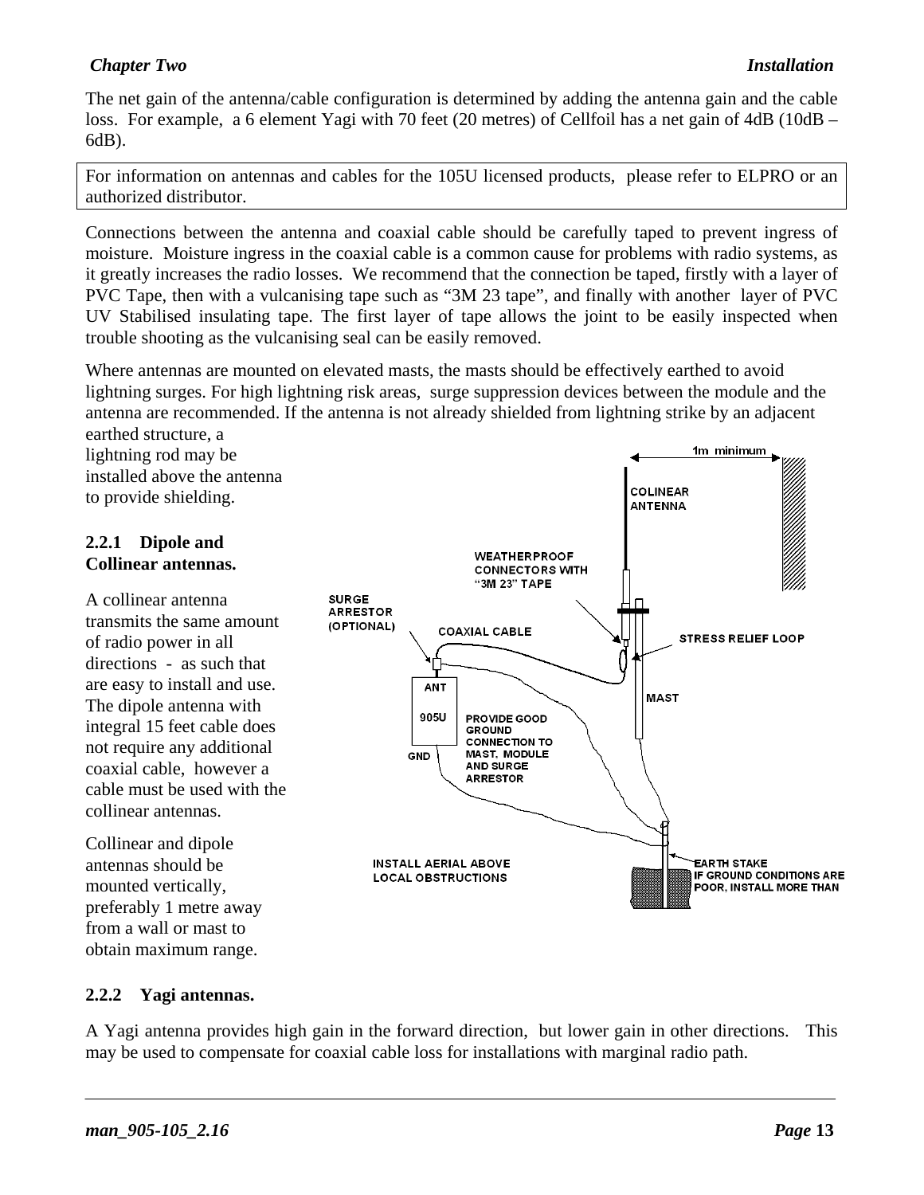The net gain of the antenna/cable configuration is determined by adding the antenna gain and the cable loss. For example, a 6 element Yagi with 70 feet (20 metres) of Cellfoil has a net gain of 4dB (10dB – 6dB).

For information on antennas and cables for the 105U licensed products, please refer to ELPRO or an authorized distributor.

Connections between the antenna and coaxial cable should be carefully taped to prevent ingress of moisture. Moisture ingress in the coaxial cable is a common cause for problems with radio systems, as it greatly increases the radio losses. We recommend that the connection be taped, firstly with a layer of PVC Tape, then with a vulcanising tape such as "3M 23 tape", and finally with another layer of PVC UV Stabilised insulating tape. The first layer of tape allows the joint to be easily inspected when trouble shooting as the vulcanising seal can be easily removed.

Where antennas are mounted on elevated masts, the masts should be effectively earthed to avoid lightning surges. For high lightning risk areas, surge suppression devices between the module and the antenna are recommended. If the antenna is not already shielded from lightning strike by an adjacent earthed structure, a lightning rod may be installed above the antenna to provide shielding.

### 2.2.1 Dipole and Collinear antennas.

A collinear antenna transmits the same amount of radio power in all directions - as such that are easy to install and use. The dipole antenna with integral 15 feet cable does not require any additional coaxial cable, however a cable must be used with the collinear antennas.

Collinear and dipole antennas should be mounted vertically, preferably 1 metre away from a wall or mast to obtain maximum range.

### 2.2.2 Yagi antennas.

A Yagi antenna provides high gain in the forward direction, but lower gain in other directions. This may be used to compensate for coaxial cable loss for installations with marginal radio path.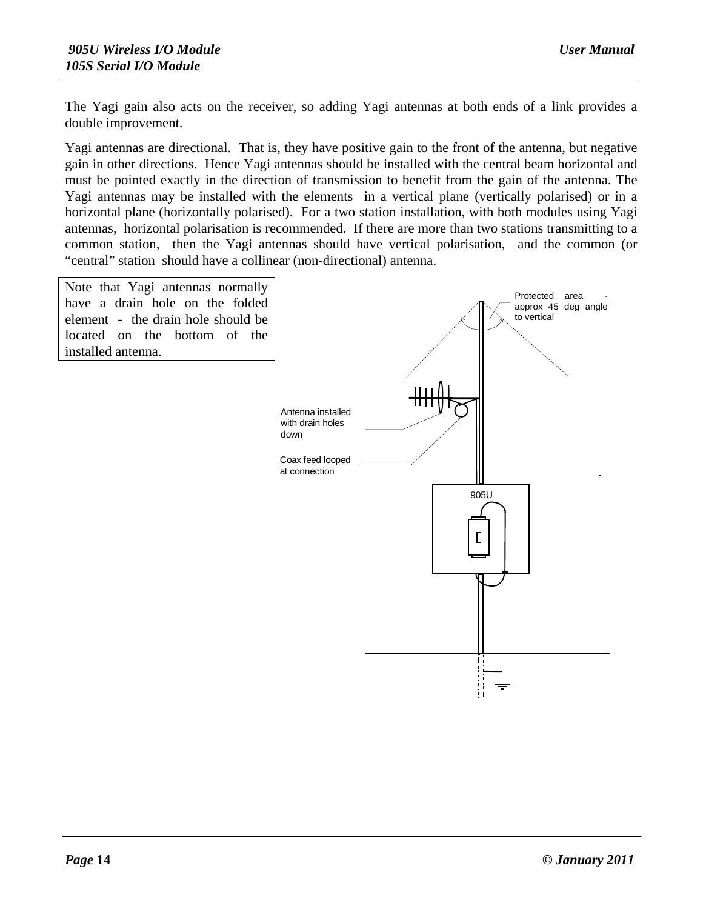The Yagi gain also acts on the receiver, so adding Yagi antennas at both ends of a link provides a double improvement.

Yagi antennas are directional. That is, they have positive gain to the front of the antenna, but negative gain in other directions. Hence Yagi antennas should be installed with the central beam horizontal and must be pointed exactly in the direction of transmission to benefit from the gain of the antenna. The Yagi antennas may be installed with the elements in a vertical plane (vertically polarised) or in a horizontal plane (horizontally polarised). For a two station installation, with both modules using Yagi antennas, horizontal polarisation is recommended. If there are more than two stations transmitting to a common station, then the Yagi antennas should have vertical polarisation, and the common (or "central" station should have a collinear (non-directional) antenna.

Note that Yagi antennas normally have a drain hole on the folded element - the drain hole should be located on the bottom of the installed antenna.

Protected area - approx 45 deg angle to vertical

Antenna installed with drain holes down

Coax feed looped at connection

905U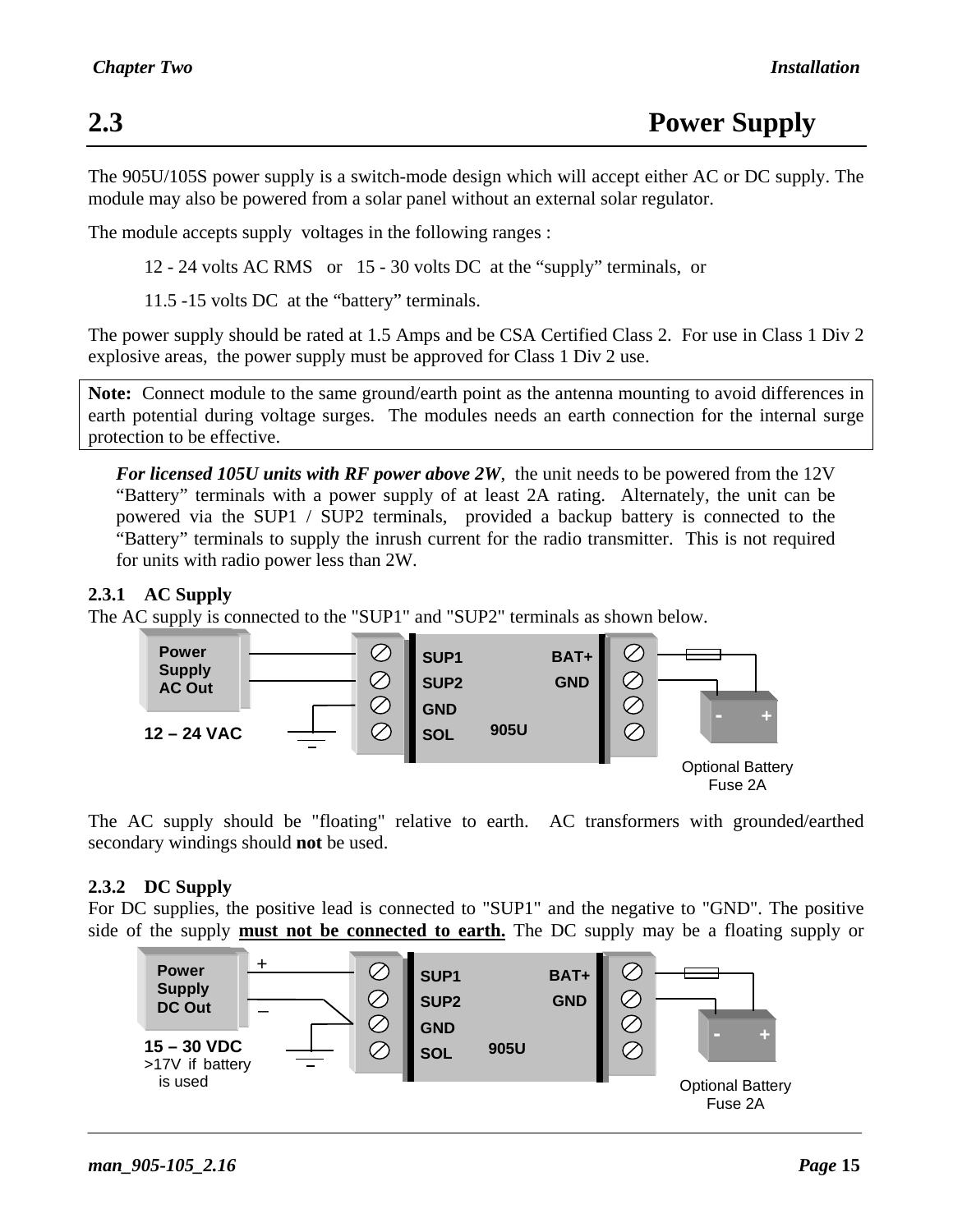## 2.3 Power Supply

The 905U/105S power supply is a switch-mode design which will accept either AC or DC supply. The module may also be powered from a solar panel without an external solar regulator.

The module accepts supply voltages in the following ranges :

12 - 24 volts AC RMS or 15 - 30 volts DC at the "supply" terminals, or

11.5 -15 volts DC at the "battery" terminals.

The power supply should be rated at 1.5 Amps and be CSA Certified Class 2. For use in Class 1 Div 2 explosive areas, the power supply must be approved for Class 1 Div 2 use.

**Note:** Connect module to the same ground/earth point as the antenna mounting to avoid differences in earth potential during voltage surges. The modules needs an earth connection for the internal surge protection to be effective.

***For licensed 105U units with RF power above 2W***, the unit needs to be powered from the 12V "Battery" terminals with a power supply of at least 2A rating. Alternately, the unit can be powered via the SUP1 / SUP2 terminals, provided a backup battery is connected to the "Battery" terminals to supply the inrush current for the radio transmitter. This is not required for units with radio power less than 2W.

### 2.3.1 AC Supply

The AC supply is connected to the "SUP1" and "SUP2" terminals as shown below.

Power Supply AC Out — 12 – 24 VAC — SUP1, SUP2, GND, SOL — 905U — BAT+, GND — Optional Battery Fuse 2A

The AC supply should be "floating" relative to earth. AC transformers with grounded/earthed secondary windings should **not** be used.

### 2.3.2 DC Supply

For DC supplies, the positive lead is connected to "SUP1" and the negative to "GND". The positive side of the supply **<u>must not be connected to earth.</u>** The DC supply may be a floating supply or

Power Supply DC Out — 15 – 30 VDC >17V if battery is used — SUP1, SUP2, GND, SOL — 905U — BAT+, GND — Optional Battery Fuse 2A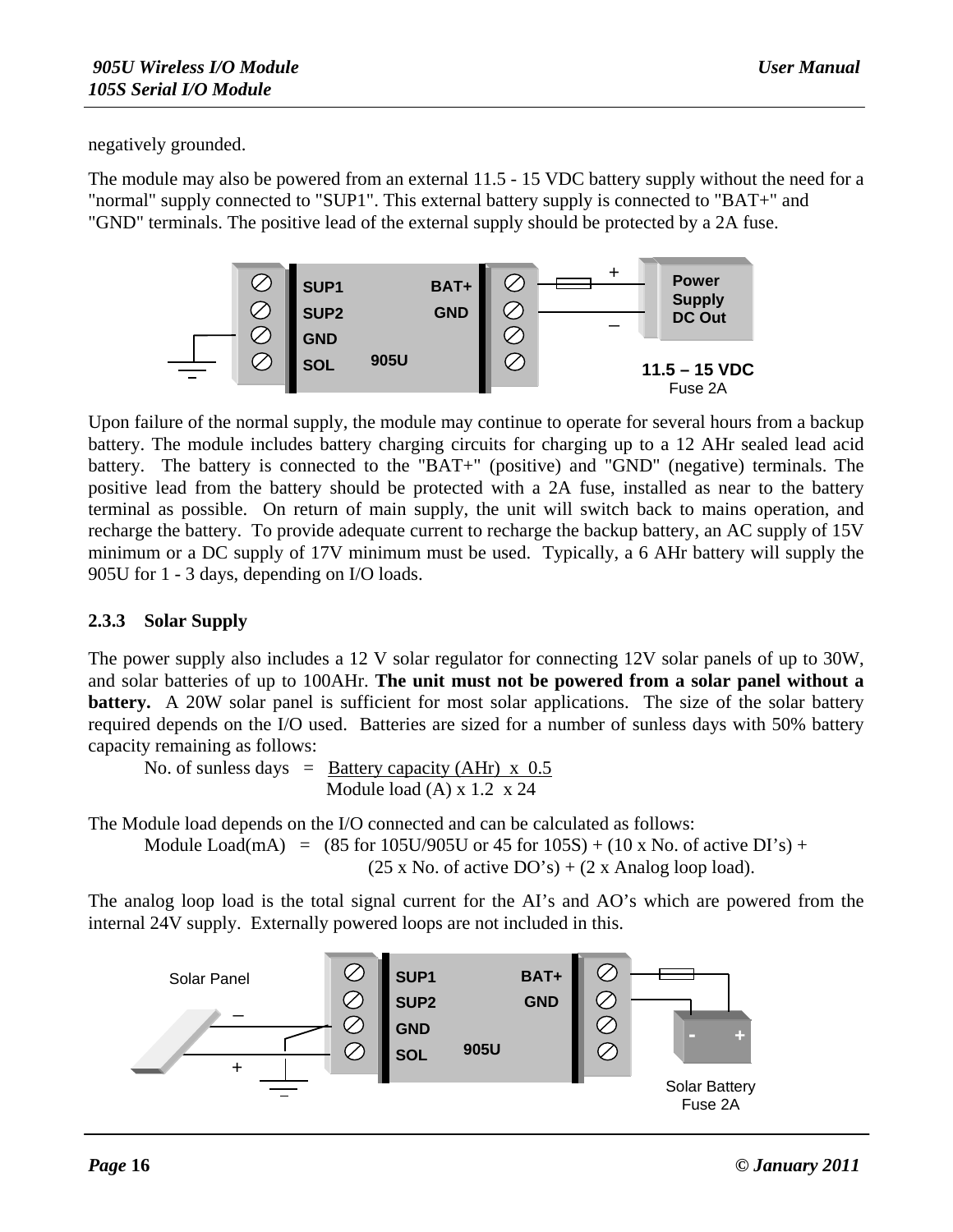negatively grounded.

The module may also be powered from an external 11.5 - 15 VDC battery supply without the need for a "normal" supply connected to "SUP1". This external battery supply is connected to "BAT+" and "GND" terminals. The positive lead of the external supply should be protected by a 2A fuse.

Upon failure of the normal supply, the module may continue to operate for several hours from a backup battery. The module includes battery charging circuits for charging up to a 12 AHr sealed lead acid battery. The battery is connected to the "BAT+" (positive) and "GND" (negative) terminals. The positive lead from the battery should be protected with a 2A fuse, installed as near to the battery terminal as possible. On return of main supply, the unit will switch back to mains operation, and recharge the battery. To provide adequate current to recharge the backup battery, an AC supply of 15V minimum or a DC supply of 17V minimum must be used. Typically, a 6 AHr battery will supply the 905U for 1 - 3 days, depending on I/O loads.

### 2.3.3 Solar Supply

The power supply also includes a 12 V solar regulator for connecting 12V solar panels of up to 30W, and solar batteries of up to 100AHr. **The unit must not be powered from a solar panel without a battery.** A 20W solar panel is sufficient for most solar applications. The size of the solar battery required depends on the I/O used. Batteries are sized for a number of sunless days with 50% battery capacity remaining as follows:

$$\text{No. of sunless days} = \frac{\text{Battery capacity (AHr)} \times 0.5}{\text{Module load (A)} \times 1.2 \times 24}$$

The Module load depends on the I/O connected and can be calculated as follows:

Module Load(mA) = (85 for 105U/905U or 45 for 105S) + (10 x No. of active DI's) + (25 x No. of active DO's) + (2 x Analog loop load).

The analog loop load is the total signal current for the AI's and AO's which are powered from the internal 24V supply. Externally powered loops are not included in this.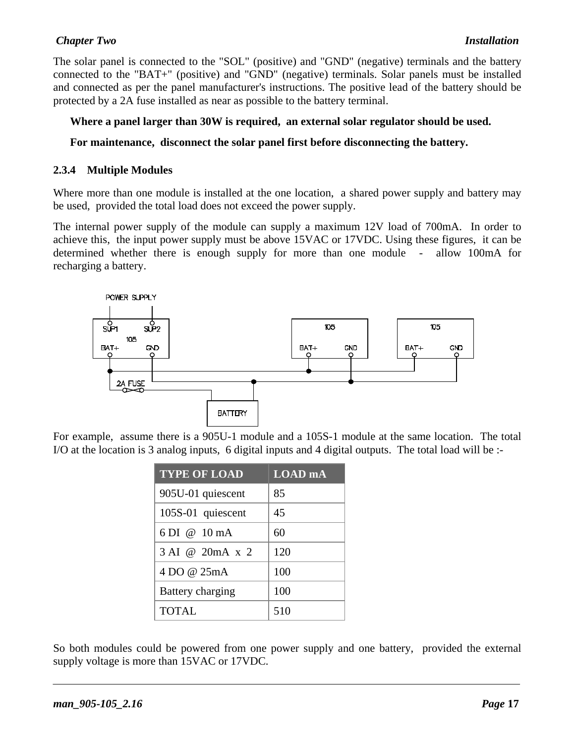The solar panel is connected to the "SOL" (positive) and "GND" (negative) terminals and the battery connected to the "BAT+" (positive) and "GND" (negative) terminals. Solar panels must be installed and connected as per the panel manufacturer's instructions. The positive lead of the battery should be protected by a 2A fuse installed as near as possible to the battery terminal.

**Where a panel larger than 30W is required, an external solar regulator should be used.**

**For maintenance, disconnect the solar panel first before disconnecting the battery.**

### 2.3.4 Multiple Modules

Where more than one module is installed at the one location, a shared power supply and battery may be used, provided the total load does not exceed the power supply.

The internal power supply of the module can supply a maximum 12V load of 700mA. In order to achieve this, the input power supply must be above 15VAC or 17VDC. Using these figures, it can be determined whether there is enough supply for more than one module - allow 100mA for recharging a battery.

For example, assume there is a 905U-1 module and a 105S-1 module at the same location. The total I/O at the location is 3 analog inputs, 6 digital inputs and 4 digital outputs. The total load will be :-

| TYPE OF LOAD | LOAD mA |
|---|---|
| 905U-01 quiescent | 85 |
| 105S-01 quiescent | 45 |
| 6 DI @ 10 mA | 60 |
| 3 AI @ 20mA x 2 | 120 |
| 4 DO @ 25mA | 100 |
| Battery charging | 100 |
| TOTAL | 510 |

So both modules could be powered from one power supply and one battery, provided the external supply voltage is more than 15VAC or 17VDC.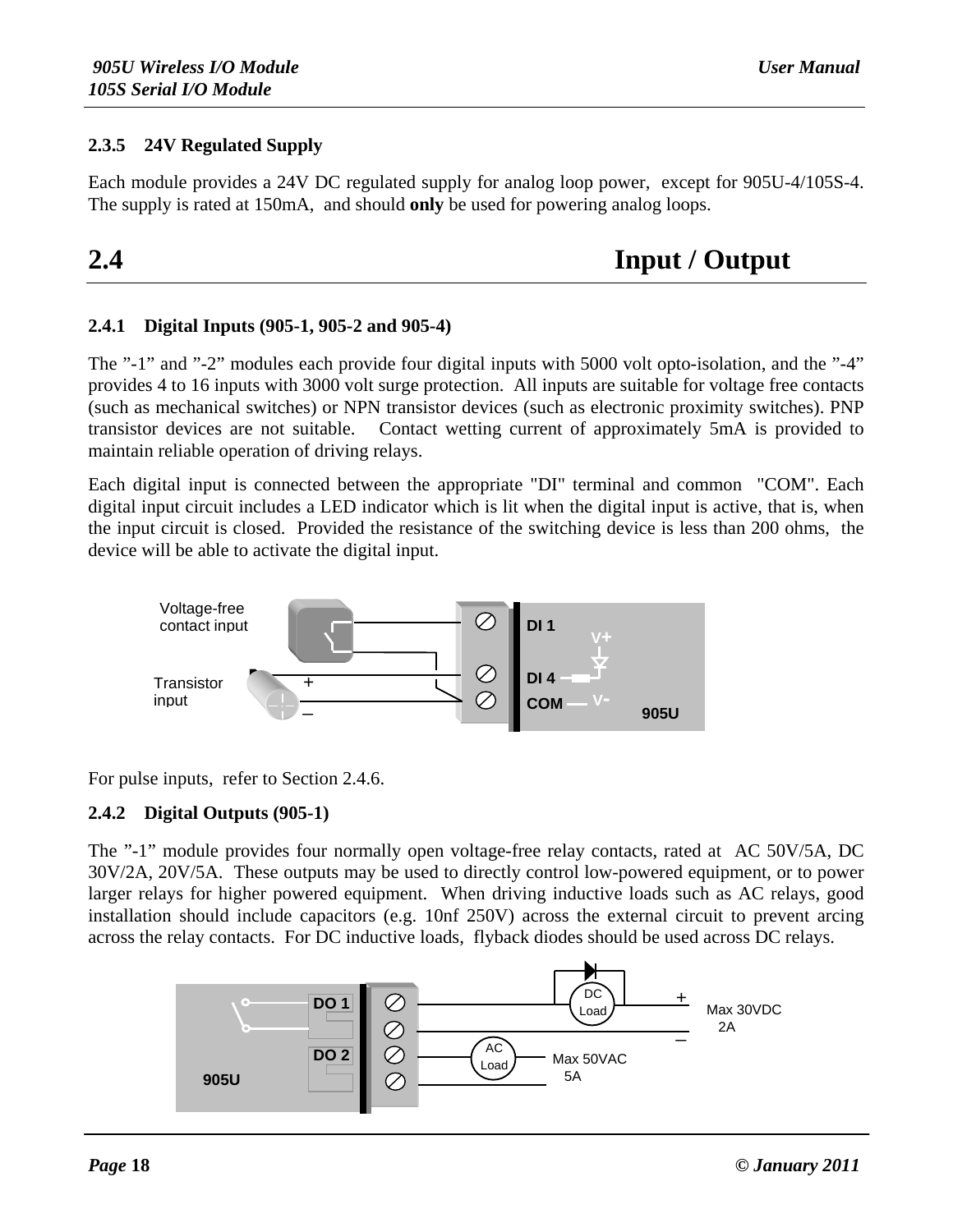### 2.3.5 24V Regulated Supply

Each module provides a 24V DC regulated supply for analog loop power, except for 905U-4/105S-4. The supply is rated at 150mA, and should **only** be used for powering analog loops.

## 2.4 Input / Output

### 2.4.1 Digital Inputs (905-1, 905-2 and 905-4)

The "-1" and "-2" modules each provide four digital inputs with 5000 volt opto-isolation, and the "-4" provides 4 to 16 inputs with 3000 volt surge protection. All inputs are suitable for voltage free contacts (such as mechanical switches) or NPN transistor devices (such as electronic proximity switches). PNP transistor devices are not suitable. Contact wetting current of approximately 5mA is provided to maintain reliable operation of driving relays.

Each digital input is connected between the appropriate "DI" terminal and common "COM". Each digital input circuit includes a LED indicator which is lit when the digital input is active, that is, when the input circuit is closed. Provided the resistance of the switching device is less than 200 ohms, the device will be able to activate the digital input.

Voltage-free contact input

Transistor input

DI 1

DI 4

COM

V+

V-

905U

For pulse inputs, refer to Section 2.4.6.

### 2.4.2 Digital Outputs (905-1)

The "-1" module provides four normally open voltage-free relay contacts, rated at AC 50V/5A, DC 30V/2A, 20V/5A. These outputs may be used to directly control low-powered equipment, or to power larger relays for higher powered equipment. When driving inductive loads such as AC relays, good installation should include capacitors (e.g. 10nf 250V) across the external circuit to prevent arcing across the relay contacts. For DC inductive loads, flyback diodes should be used across DC relays.

DO 1

DO 2

905U

DC Load

AC Load

Max 30VDC 2A

Max 50VAC 5A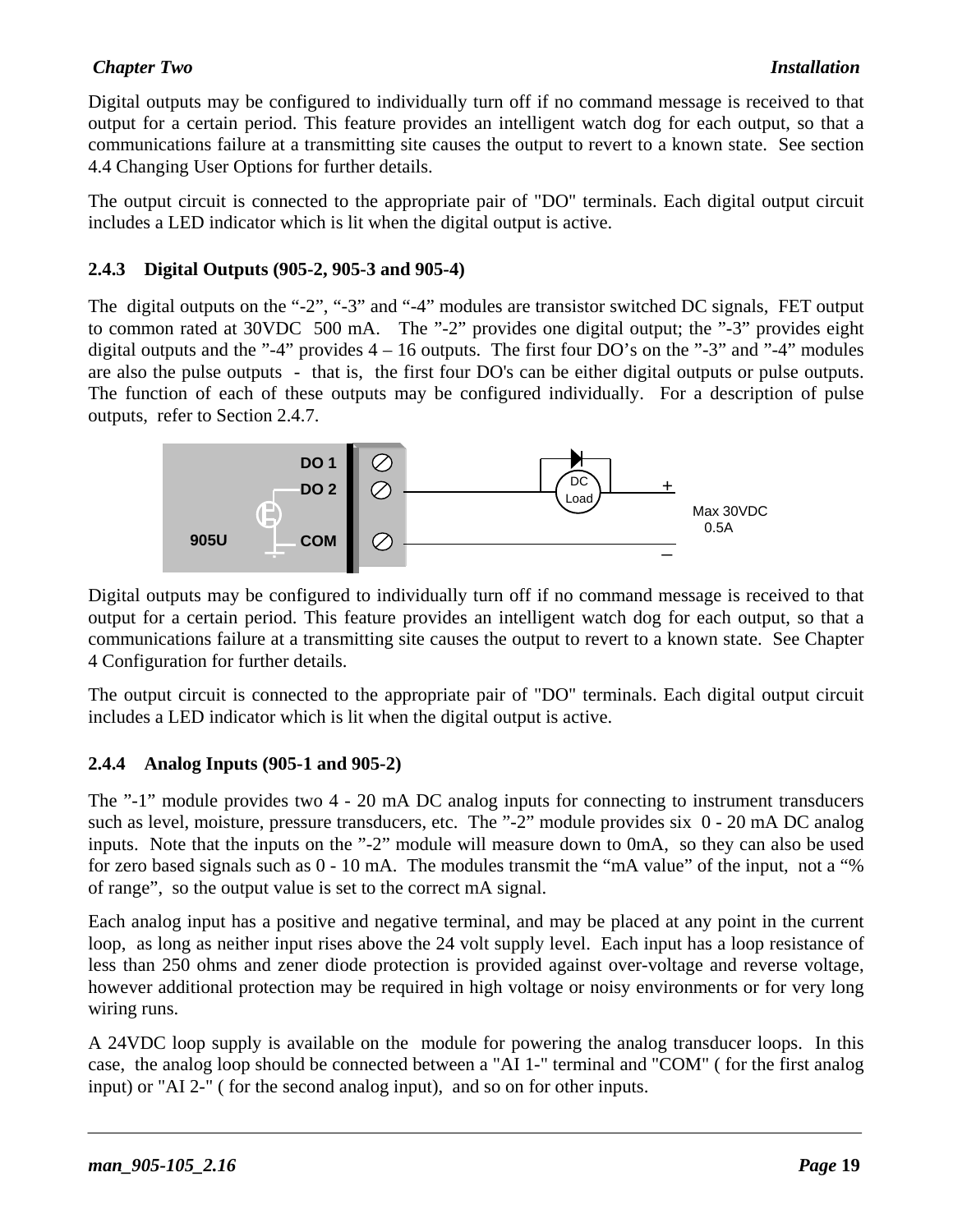Digital outputs may be configured to individually turn off if no command message is received to that output for a certain period. This feature provides an intelligent watch dog for each output, so that a communications failure at a transmitting site causes the output to revert to a known state.  See section 4.4 Changing User Options for further details.

The output circuit is connected to the appropriate pair of "DO" terminals. Each digital output circuit includes a LED indicator which is lit when the digital output is active.

### 2.4.3 Digital Outputs (905-2, 905-3 and 905-4)

The digital outputs on the "-2", "-3" and "-4" modules are transistor switched DC signals, FET output to common rated at 30VDC 500 mA. The "-2" provides one digital output; the "-3" provides eight digital outputs and the "-4" provides 4 – 16 outputs. The first four DO's on the "-3" and "-4" modules are also the pulse outputs - that is, the first four DO's can be either digital outputs or pulse outputs. The function of each of these outputs may be configured individually. For a description of pulse outputs, refer to Section 2.4.7.

Digital outputs may be configured to individually turn off if no command message is received to that output for a certain period. This feature provides an intelligent watch dog for each output, so that a communications failure at a transmitting site causes the output to revert to a known state.  See Chapter 4 Configuration for further details.

The output circuit is connected to the appropriate pair of "DO" terminals. Each digital output circuit includes a LED indicator which is lit when the digital output is active.

### 2.4.4 Analog Inputs (905-1 and 905-2)

The "-1" module provides two 4 - 20 mA DC analog inputs for connecting to instrument transducers such as level, moisture, pressure transducers, etc. The "-2" module provides six 0 - 20 mA DC analog inputs. Note that the inputs on the "-2" module will measure down to 0mA, so they can also be used for zero based signals such as 0 - 10 mA. The modules transmit the "mA value" of the input, not a "% of range", so the output value is set to the correct mA signal.

Each analog input has a positive and negative terminal, and may be placed at any point in the current loop, as long as neither input rises above the 24 volt supply level. Each input has a loop resistance of less than 250 ohms and zener diode protection is provided against over-voltage and reverse voltage, however additional protection may be required in high voltage or noisy environments or for very long wiring runs.

A 24VDC loop supply is available on the module for powering the analog transducer loops. In this case, the analog loop should be connected between a "AI 1-" terminal and "COM" ( for the first analog input) or "AI 2-" ( for the second analog input), and so on for other inputs.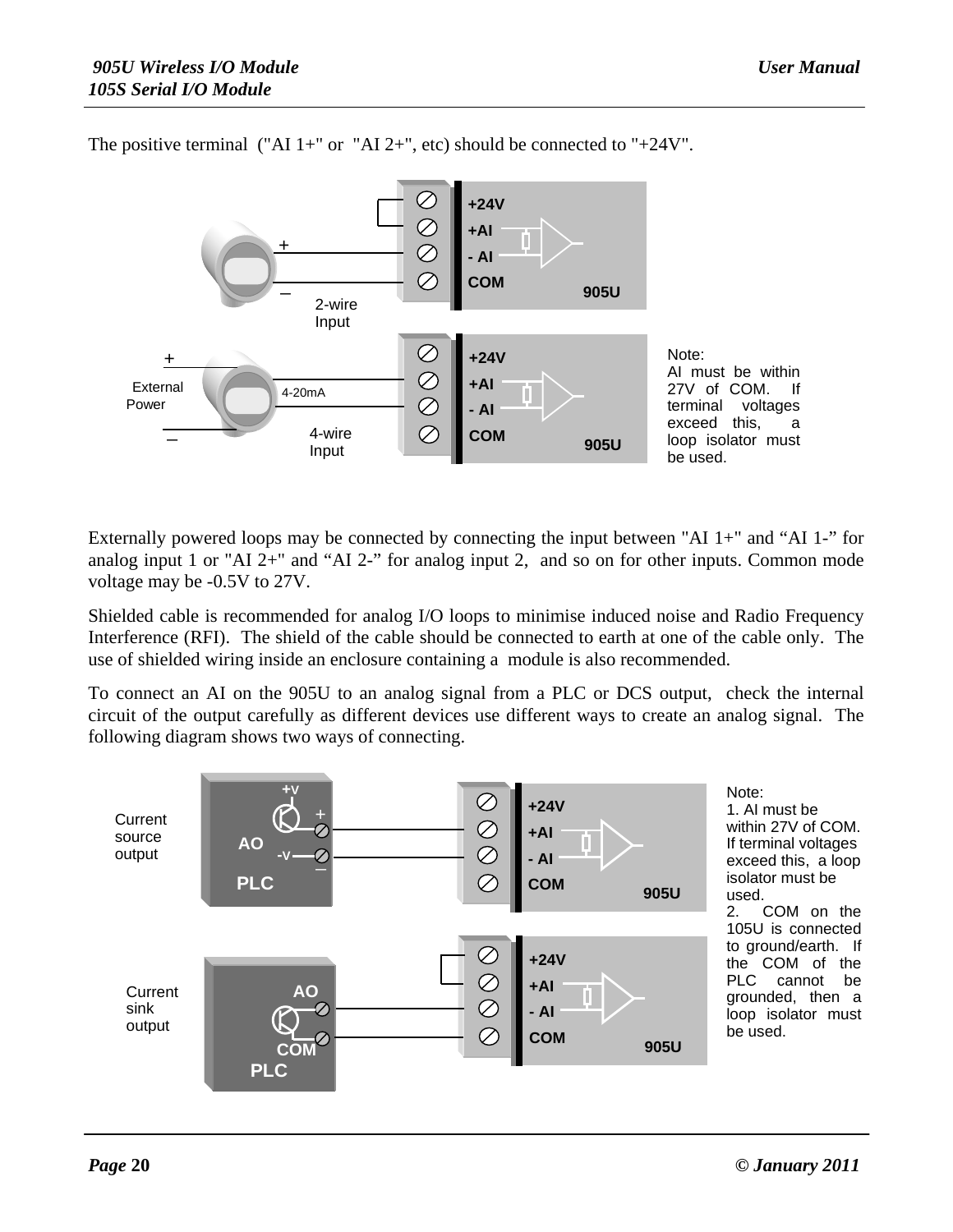The positive terminal ("AI 1+" or "AI 2+", etc) should be connected to "+24V".

Note:
AI must be within 27V of COM. If terminal voltages exceed this, a loop isolator must be used.

Externally powered loops may be connected by connecting the input between "AI 1+" and “AI 1-” for analog input 1 or "AI 2+" and “AI 2-” for analog input 2, and so on for other inputs. Common mode voltage may be -0.5V to 27V.

Shielded cable is recommended for analog I/O loops to minimise induced noise and Radio Frequency Interference (RFI). The shield of the cable should be connected to earth at one of the cable only. The use of shielded wiring inside an enclosure containing a module is also recommended.

To connect an AI on the 905U to an analog signal from a PLC or DCS output, check the internal circuit of the output carefully as different devices use different ways to create an analog signal. The following diagram shows two ways of connecting.

Note:
1. AI must be within 27V of COM. If terminal voltages exceed this, a loop isolator must be used.
2. COM on the 105U is connected to ground/earth. If the COM of the PLC cannot be grounded, then a loop isolator must be used.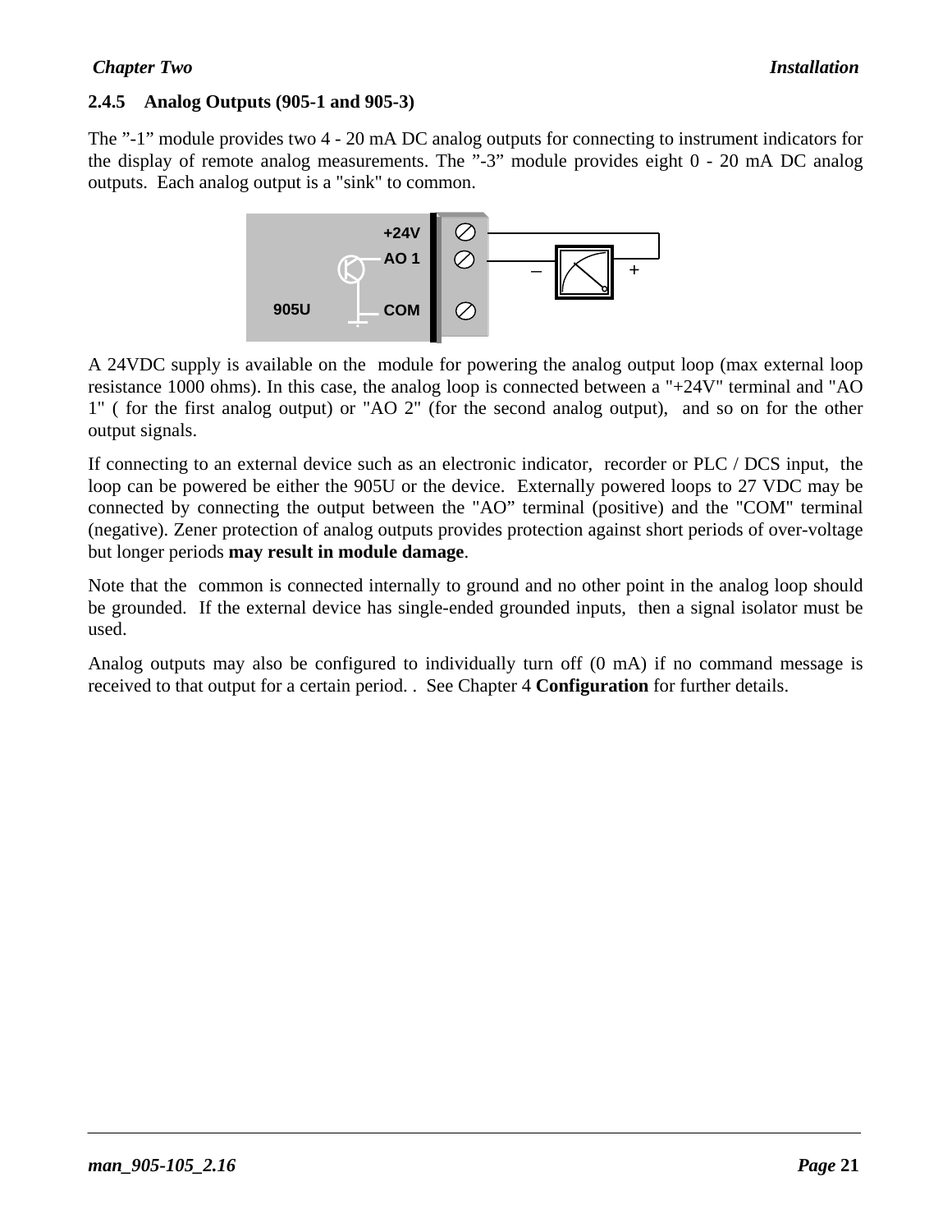### 2.4.5 Analog Outputs (905-1 and 905-3)

The ”-1” module provides two 4 - 20 mA DC analog outputs for connecting to instrument indicators for the display of remote analog measurements. The ”-3” module provides eight 0 - 20 mA DC analog outputs. Each analog output is a "sink" to common.

A 24VDC supply is available on the module for powering the analog output loop (max external loop resistance 1000 ohms). In this case, the analog loop is connected between a "+24V" terminal and "AO 1" ( for the first analog output) or "AO 2" (for the second analog output), and so on for the other output signals.

If connecting to an external device such as an electronic indicator, recorder or PLC / DCS input, the loop can be powered be either the 905U or the device. Externally powered loops to 27 VDC may be connected by connecting the output between the "AO” terminal (positive) and the "COM" terminal (negative). Zener protection of analog outputs provides protection against short periods of over-voltage but longer periods **may result in module damage**.

Note that the common is connected internally to ground and no other point in the analog loop should be grounded. If the external device has single-ended grounded inputs, then a signal isolator must be used.

Analog outputs may also be configured to individually turn off (0 mA) if no command message is received to that output for a certain period. . See Chapter 4 **Configuration** for further details.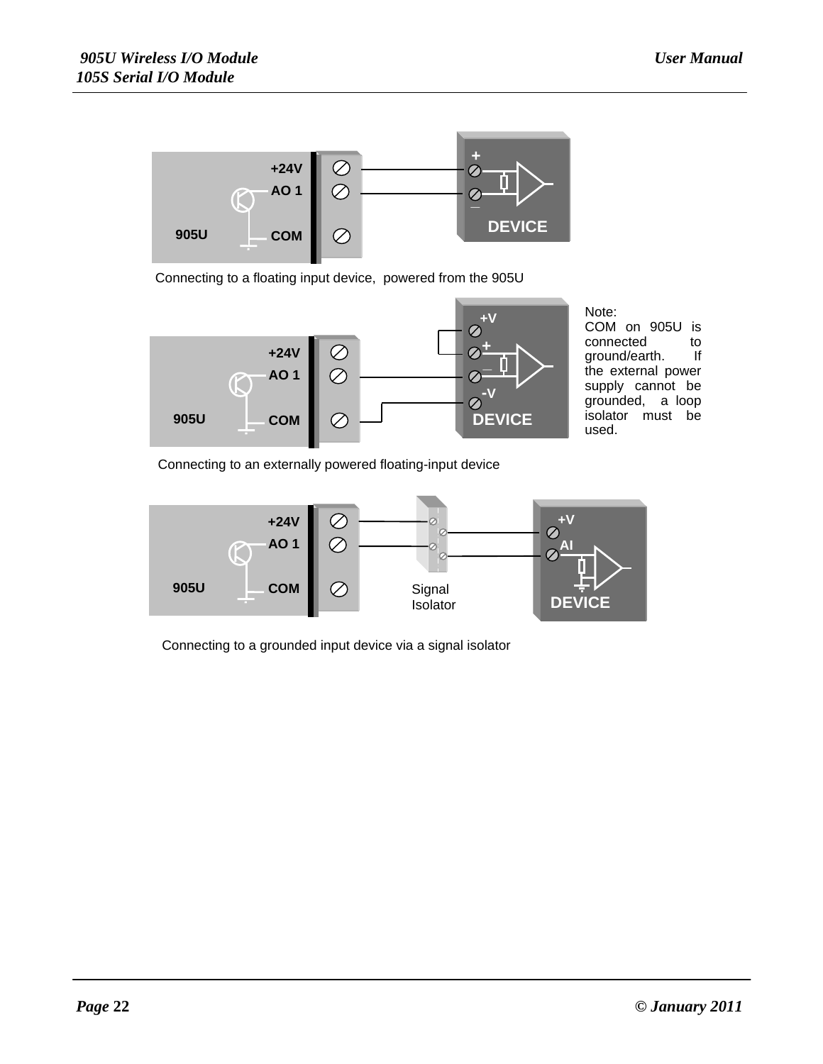Connecting to a floating input device, powered from the 905U

Note:
COM on 905U is connected to ground/earth. If the external power supply cannot be grounded, a loop isolator must be used.

Connecting to an externally powered floating-input device

Connecting to a grounded input device via a signal isolator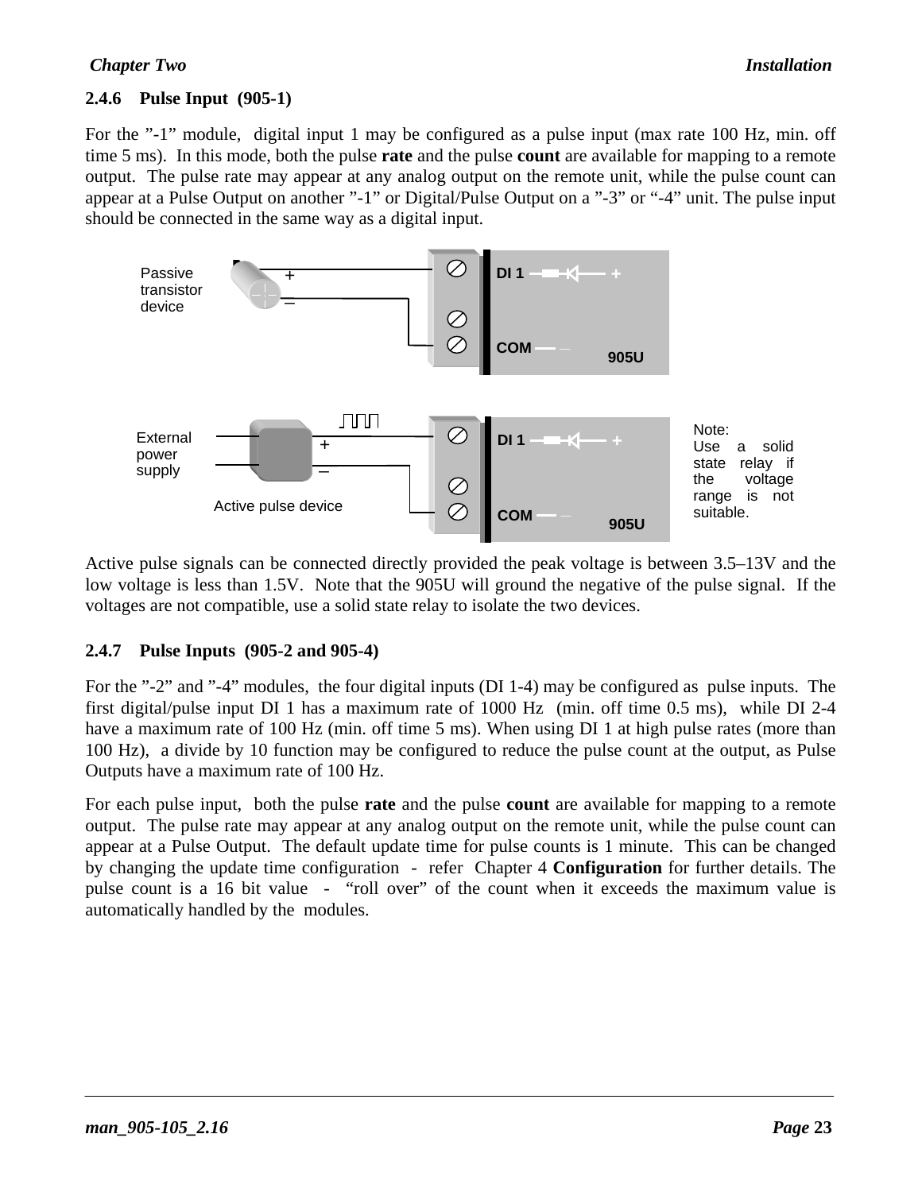### 2.4.6 Pulse Input (905-1)

For the ”-1” module, digital input 1 may be configured as a pulse input (max rate 100 Hz, min. off time 5 ms). In this mode, both the pulse **rate** and the pulse **count** are available for mapping to a remote output. The pulse rate may appear at any analog output on the remote unit, while the pulse count can appear at a Pulse Output on another ”-1” or Digital/Pulse Output on a ”-3” or “-4” unit. The pulse input should be connected in the same way as a digital input.

Passive transistor device

External power supply

Active pulse device

Note: Use a solid state relay if the voltage range is not suitable.

Active pulse signals can be connected directly provided the peak voltage is between 3.5–13V and the low voltage is less than 1.5V. Note that the 905U will ground the negative of the pulse signal. If the voltages are not compatible, use a solid state relay to isolate the two devices.

### 2.4.7 Pulse Inputs (905-2 and 905-4)

For the ”-2” and ”-4” modules, the four digital inputs (DI 1-4) may be configured as pulse inputs. The first digital/pulse input DI 1 has a maximum rate of 1000 Hz (min. off time 0.5 ms), while DI 2-4 have a maximum rate of 100 Hz (min. off time 5 ms). When using DI 1 at high pulse rates (more than 100 Hz), a divide by 10 function may be configured to reduce the pulse count at the output, as Pulse Outputs have a maximum rate of 100 Hz.

For each pulse input, both the pulse **rate** and the pulse **count** are available for mapping to a remote output. The pulse rate may appear at any analog output on the remote unit, while the pulse count can appear at a Pulse Output. The default update time for pulse counts is 1 minute. This can be changed by changing the update time configuration - refer Chapter 4 **Configuration** for further details. The pulse count is a 16 bit value - “roll over” of the count when it exceeds the maximum value is automatically handled by the modules.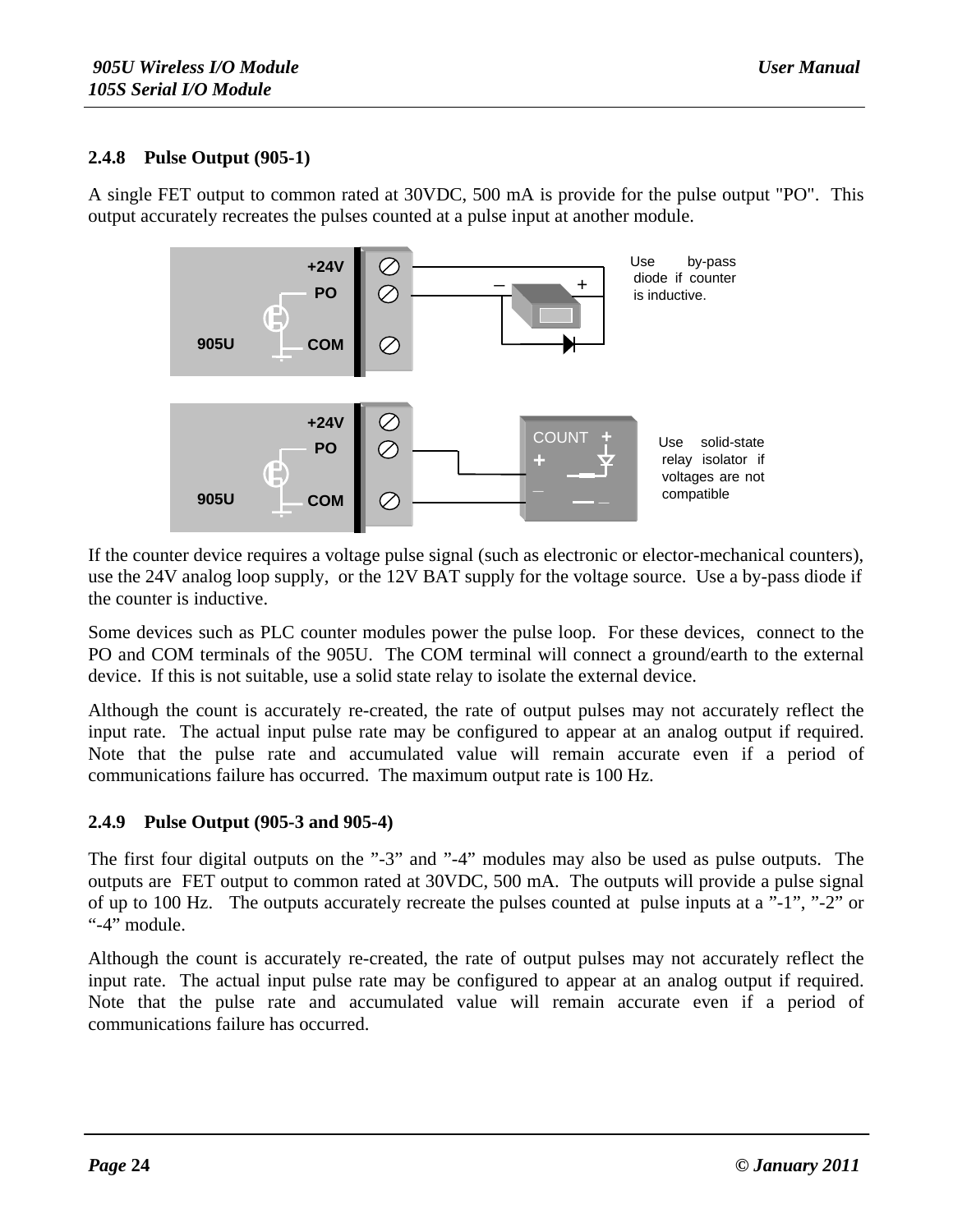### 2.4.8 Pulse Output (905-1)

A single FET output to common rated at 30VDC, 500 mA is provide for the pulse output "PO". This output accurately recreates the pulses counted at a pulse input at another module.

If the counter device requires a voltage pulse signal (such as electronic or elector-mechanical counters), use the 24V analog loop supply, or the 12V BAT supply for the voltage source. Use a by-pass diode if the counter is inductive.

Some devices such as PLC counter modules power the pulse loop. For these devices, connect to the PO and COM terminals of the 905U. The COM terminal will connect a ground/earth to the external device. If this is not suitable, use a solid state relay to isolate the external device.

Although the count is accurately re-created, the rate of output pulses may not accurately reflect the input rate. The actual input pulse rate may be configured to appear at an analog output if required. Note that the pulse rate and accumulated value will remain accurate even if a period of communications failure has occurred. The maximum output rate is 100 Hz.

### 2.4.9 Pulse Output (905-3 and 905-4)

The first four digital outputs on the ”-3” and ”-4” modules may also be used as pulse outputs. The outputs are FET output to common rated at 30VDC, 500 mA. The outputs will provide a pulse signal of up to 100 Hz. The outputs accurately recreate the pulses counted at pulse inputs at a ”-1”, ”-2” or “-4” module.

Although the count is accurately re-created, the rate of output pulses may not accurately reflect the input rate. The actual input pulse rate may be configured to appear at an analog output if required. Note that the pulse rate and accumulated value will remain accurate even if a period of communications failure has occurred.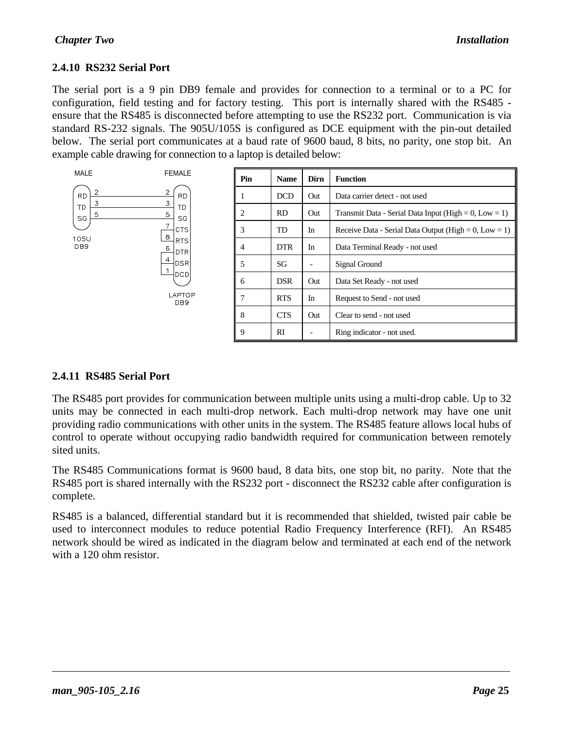## 2.4.10 RS232 Serial Port

The serial port is a 9 pin DB9 female and provides for connection to a terminal or to a PC for configuration, field testing and for factory testing. This port is internally shared with the RS485 - ensure that the RS485 is disconnected before attempting to use the RS232 port. Communication is via standard RS-232 signals. The 905U/105S is configured as DCE equipment with the pin-out detailed below. The serial port communicates at a baud rate of 9600 baud, 8 bits, no parity, one stop bit. An example cable drawing for connection to a laptop is detailed below:

MALE FEMALE

RD 2 — 2 RD
TD 3 — 3 TD
SG 5 — 5 SG
7 CTS
8 RTS
6 DTR
4 DSR
1 DCD

105U DB9 LAPTOP DB9

| Pin | Name | Dirn | Function |
|---|---|---|---|
| 1 | DCD | Out | Data carrier detect - not used |
| 2 | RD | Out | Transmit Data - Serial Data Input (High = 0, Low = 1) |
| 3 | TD | In | Receive Data - Serial Data Output (High = 0, Low = 1) |
| 4 | DTR | In | Data Terminal Ready - not used |
| 5 | SG | - | Signal Ground |
| 6 | DSR | Out | Data Set Ready - not used |
| 7 | RTS | In | Request to Send - not used |
| 8 | CTS | Out | Clear to send - not used |
| 9 | RI | - | Ring indicator - not used. |

## 2.4.11 RS485 Serial Port

The RS485 port provides for communication between multiple units using a multi-drop cable. Up to 32 units may be connected in each multi-drop network. Each multi-drop network may have one unit providing radio communications with other units in the system. The RS485 feature allows local hubs of control to operate without occupying radio bandwidth required for communication between remotely sited units.

The RS485 Communications format is 9600 baud, 8 data bits, one stop bit, no parity. Note that the RS485 port is shared internally with the RS232 port - disconnect the RS232 cable after configuration is complete.

RS485 is a balanced, differential standard but it is recommended that shielded, twisted pair cable be used to interconnect modules to reduce potential Radio Frequency Interference (RFI). An RS485 network should be wired as indicated in the diagram below and terminated at each end of the network with a 120 ohm resistor.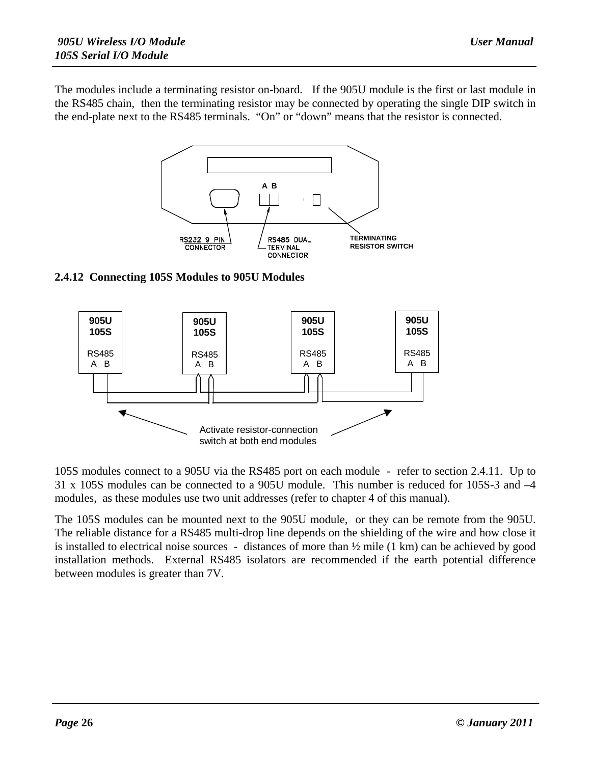The modules include a terminating resistor on-board. If the 905U module is the first or last module in the RS485 chain, then the terminating resistor may be connected by operating the single DIP switch in the end-plate next to the RS485 terminals. "On" or "down" means that the resistor is connected.

A B

RS232 9 PIN CONNECTOR

RS485 DUAL TERMINAL CONNECTOR

TERMINATING RESISTOR SWITCH

### 2.4.12 Connecting 105S Modules to 905U Modules

905U 105S RS485 A B

Activate resistor-connection switch at both end modules

105S modules connect to a 905U via the RS485 port on each module - refer to section 2.4.11. Up to 31 x 105S modules can be connected to a 905U module. This number is reduced for 105S-3 and –4 modules, as these modules use two unit addresses (refer to chapter 4 of this manual).

The 105S modules can be mounted next to the 905U module, or they can be remote from the 905U. The reliable distance for a RS485 multi-drop line depends on the shielding of the wire and how close it is installed to electrical noise sources - distances of more than ½ mile (1 km) can be achieved by good installation methods. External RS485 isolators are recommended if the earth potential difference between modules is greater than 7V.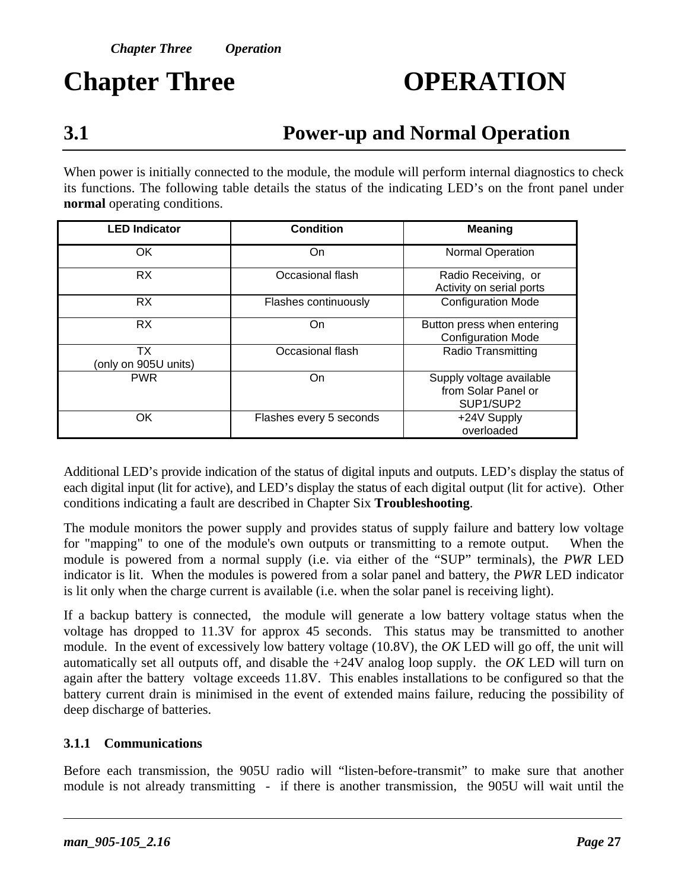# Chapter Three OPERATION

## 3.1 Power-up and Normal Operation

When power is initially connected to the module, the module will perform internal diagnostics to check its functions. The following table details the status of the indicating LED's on the front panel under **normal** operating conditions.

| LED Indicator | Condition | Meaning |
|---|---|---|
| OK | On | Normal Operation |
| RX | Occasional flash | Radio Receiving, or Activity on serial ports |
| RX | Flashes continuously | Configuration Mode |
| RX | On | Button press when entering Configuration Mode |
| TX (only on 905U units) | Occasional flash | Radio Transmitting |
| PWR | On | Supply voltage available from Solar Panel or SUP1/SUP2 |
| OK | Flashes every 5 seconds | +24V Supply overloaded |

Additional LED's provide indication of the status of digital inputs and outputs. LED's display the status of each digital input (lit for active), and LED's display the status of each digital output (lit for active). Other conditions indicating a fault are described in Chapter Six **Troubleshooting**.

The module monitors the power supply and provides status of supply failure and battery low voltage for "mapping" to one of the module's own outputs or transmitting to a remote output. When the module is powered from a normal supply (i.e. via either of the "SUP" terminals), the *PWR* LED indicator is lit. When the modules is powered from a solar panel and battery, the *PWR* LED indicator is lit only when the charge current is available (i.e. when the solar panel is receiving light).

If a backup battery is connected, the module will generate a low battery voltage status when the voltage has dropped to 11.3V for approx 45 seconds. This status may be transmitted to another module. In the event of excessively low battery voltage (10.8V), the *OK* LED will go off, the unit will automatically set all outputs off, and disable the +24V analog loop supply. the *OK* LED will turn on again after the battery voltage exceeds 11.8V. This enables installations to be configured so that the battery current drain is minimised in the event of extended mains failure, reducing the possibility of deep discharge of batteries.

### 3.1.1 Communications

Before each transmission, the 905U radio will "listen-before-transmit" to make sure that another module is not already transmitting - if there is another transmission, the 905U will wait until the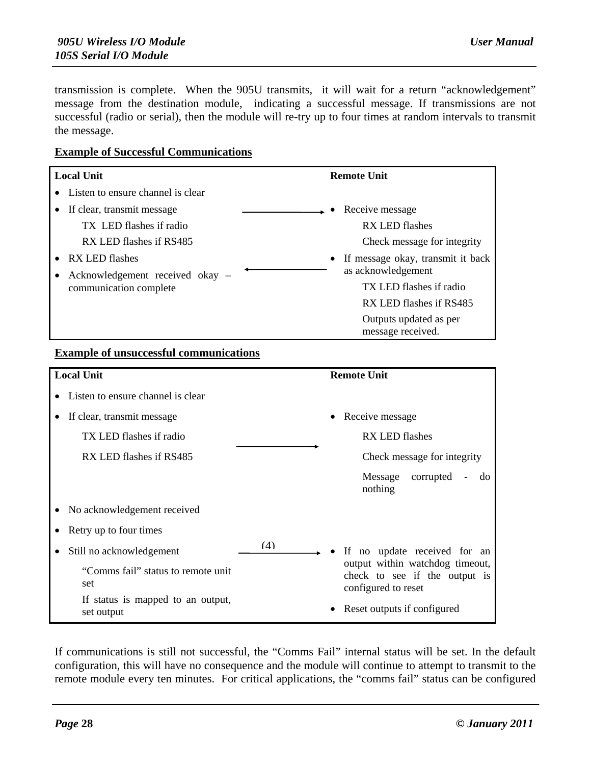transmission is complete. When the 905U transmits, it will wait for a return "acknowledgement" message from the destination module, indicating a successful message. If transmissions are not successful (radio or serial), then the module will re-try up to four times at random intervals to transmit the message.

**Example of Successful Communications**

| Local Unit | | Remote Unit |
|---|---|---|
| • Listen to ensure channel is clear | | |
| • If clear, transmit message<br>TX LED flashes if radio<br>RX LED flashes if RS485 | ——→ | • Receive message<br>RX LED flashes<br>Check message for integrity |
| • RX LED flashes<br>• Acknowledgement received okay – communication complete | ←—— | • If message okay, transmit it back as acknowledgement<br>TX LED flashes if radio<br>RX LED flashes if RS485<br>Outputs updated as per message received. |

**Example of unsuccessful communications**

| Local Unit | | Remote Unit |
|---|---|---|
| • Listen to ensure channel is clear | | |
| • If clear, transmit message<br>TX LED flashes if radio<br>RX LED flashes if RS485 | ——→ | • Receive message<br>RX LED flashes<br>Check message for integrity<br>Message corrupted - do nothing |
| • No acknowledgement received | | |
| • Retry up to four times | | |
| • Still no acknowledgement<br>"Comms fail" status to remote unit set<br>If status is mapped to an output, set output | (4) ——→ | • If no update received for an output within watchdog timeout, check to see if the output is configured to reset<br>• Reset outputs if configured |

If communications is still not successful, the "Comms Fail" internal status will be set. In the default configuration, this will have no consequence and the module will continue to attempt to transmit to the remote module every ten minutes. For critical applications, the "comms fail" status can be configured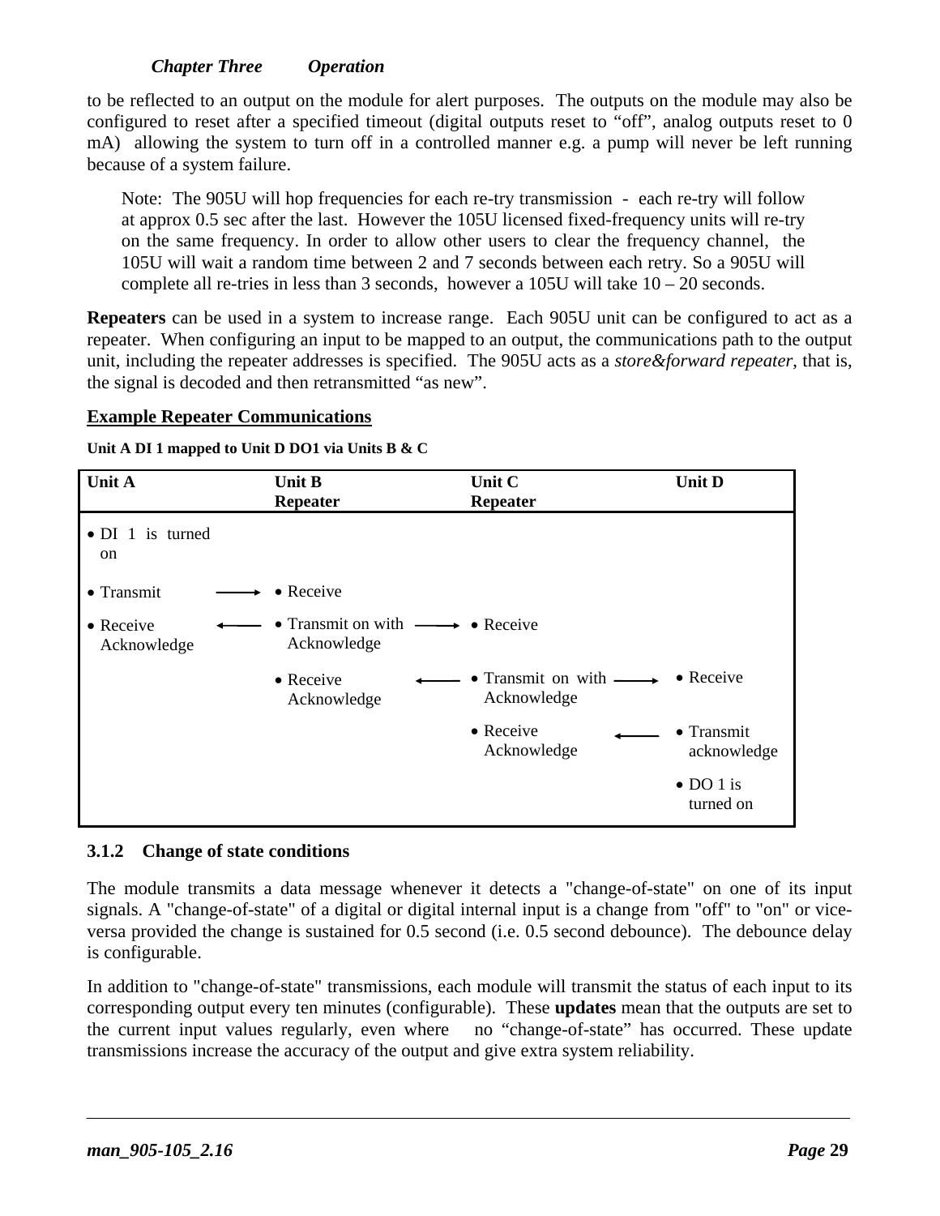to be reflected to an output on the module for alert purposes. The outputs on the module may also be configured to reset after a specified timeout (digital outputs reset to “off”, analog outputs reset to 0 mA) allowing the system to turn off in a controlled manner e.g. a pump will never be left running because of a system failure.

> Note: The 905U will hop frequencies for each re-try transmission - each re-try will follow at approx 0.5 sec after the last. However the 105U licensed fixed-frequency units will re-try on the same frequency. In order to allow other users to clear the frequency channel, the 105U will wait a random time between 2 and 7 seconds between each retry. So a 905U will complete all re-tries in less than 3 seconds, however a 105U will take 10 – 20 seconds.

**Repeaters** can be used in a system to increase range. Each 905U unit can be configured to act as a repeater. When configuring an input to be mapped to an output, the communications path to the output unit, including the repeater addresses is specified. The 905U acts as a *store&forward repeater*, that is, the signal is decoded and then retransmitted “as new”.

**Example Repeater Communications**

**Unit A DI 1 mapped to Unit D DO1 via Units B & C**

| **Unit A** | | **Unit B Repeater** | | **Unit C Repeater** | | **Unit D** |
|---|---|---|---|---|---|---|
| • DI 1 is turned on | | | | | | |
| • Transmit | → | • Receive | | | | |
| • Receive Acknowledge | ← | • Transmit on with Acknowledge | → | • Receive | | |
| | | • Receive Acknowledge | ← | • Transmit on with Acknowledge | → | • Receive |
| | | | | • Receive Acknowledge | ← | • Transmit acknowledge |
| | | | | | | • DO 1 is turned on |

### 3.1.2 Change of state conditions

The module transmits a data message whenever it detects a "change-of-state" on one of its input signals. A "change-of-state" of a digital or digital internal input is a change from "off" to "on" or vice-versa provided the change is sustained for 0.5 second (i.e. 0.5 second debounce). The debounce delay is configurable.

In addition to "change-of-state" transmissions, each module will transmit the status of each input to its corresponding output every ten minutes (configurable). These **updates** mean that the outputs are set to the current input values regularly, even where no “change-of-state” has occurred. These update transmissions increase the accuracy of the output and give extra system reliability.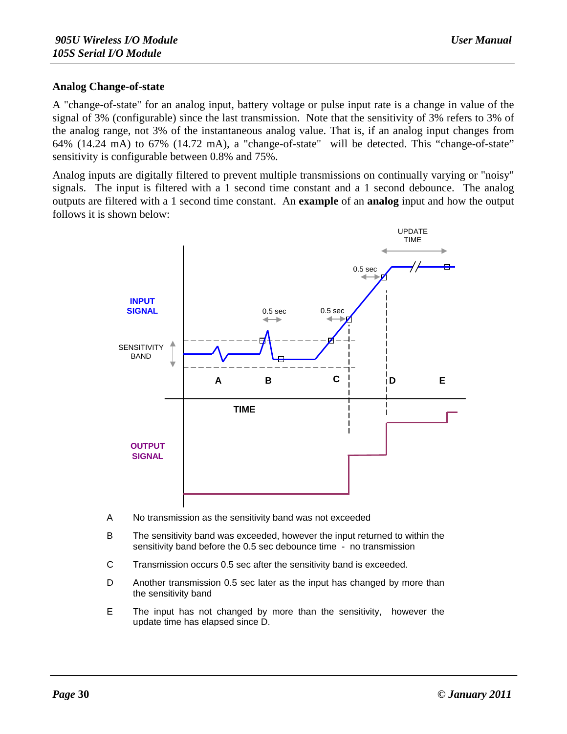### Analog Change-of-state

A "change-of-state" for an analog input, battery voltage or pulse input rate is a change in value of the signal of 3% (configurable) since the last transmission. Note that the sensitivity of 3% refers to 3% of the analog range, not 3% of the instantaneous analog value. That is, if an analog input changes from 64% (14.24 mA) to 67% (14.72 mA), a "change-of-state" will be detected. This “change-of-state” sensitivity is configurable between 0.8% and 75%.

Analog inputs are digitally filtered to prevent multiple transmissions on continually varying or "noisy" signals. The input is filtered with a 1 second time constant and a 1 second debounce. The analog outputs are filtered with a 1 second time constant. An **example** of an **analog** input and how the output follows it is shown below:

A No transmission as the sensitivity band was not exceeded

B The sensitivity band was exceeded, however the input returned to within the sensitivity band before the 0.5 sec debounce time - no transmission

C Transmission occurs 0.5 sec after the sensitivity band is exceeded.

D Another transmission 0.5 sec later as the input has changed by more than the sensitivity band

E The input has not changed by more than the sensitivity, however the update time has elapsed since D.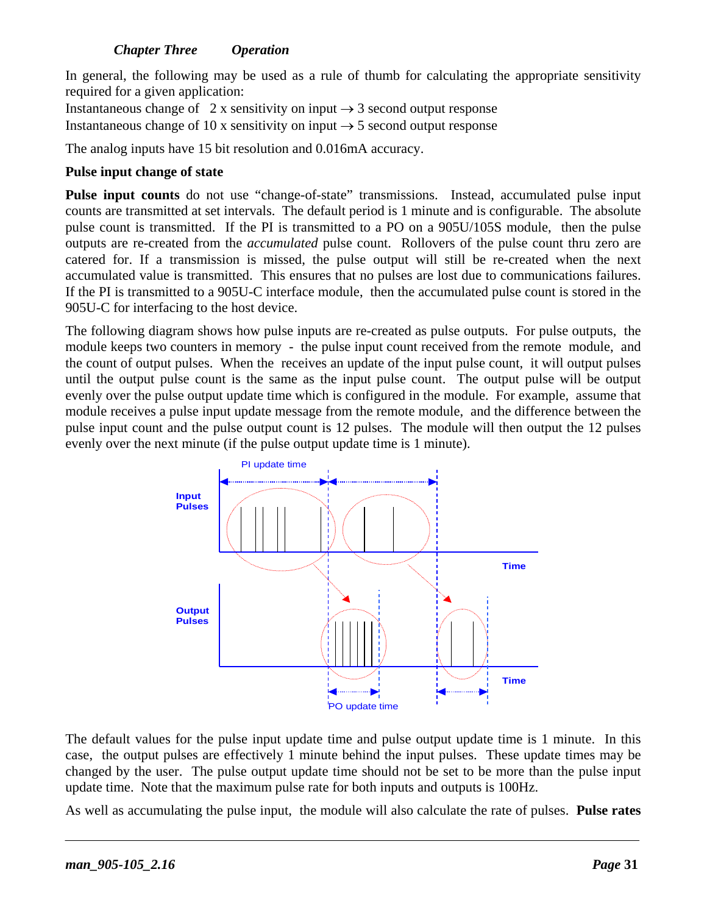In general, the following may be used as a rule of thumb for calculating the appropriate sensitivity required for a given application:

Instantaneous change of  2 x sensitivity on input → 3 second output response
Instantaneous change of 10 x sensitivity on input → 5 second output response

The analog inputs have 15 bit resolution and 0.016mA accuracy.

**Pulse input change of state**

**Pulse input counts** do not use "change-of-state" transmissions.  Instead, accumulated pulse input counts are transmitted at set intervals.  The default period is 1 minute and is configurable.  The absolute pulse count is transmitted.  If the PI is transmitted to a PO on a 905U/105S module,  then the pulse outputs are re-created from the *accumulated* pulse count.  Rollovers of the pulse count thru zero are catered for.  If a transmission is missed, the pulse output will still be re-created when the next accumulated value is transmitted.  This ensures that no pulses are lost due to communications failures.  If the PI is transmitted to a 905U-C interface module,  then the accumulated pulse count is stored in the 905U-C for interfacing to the host device.

The following diagram shows how pulse inputs are re-created as pulse outputs.  For pulse outputs,  the module keeps two counters in memory  -  the pulse input count received from the remote  module,  and the count of output pulses.  When the  receives an update of the input pulse count,  it will output pulses until the output pulse count is the same as the input pulse count.  The output pulse will be output evenly over the pulse output update time which is configured in the module.  For example,  assume that module receives a pulse input update message from the remote module,  and the difference between the pulse input count and the pulse output count is 12 pulses.  The module will then output the 12 pulses evenly over the next minute (if the pulse output update time is 1 minute).

The default values for the pulse input update time and pulse output update time is 1 minute.  In this case,  the output pulses are effectively 1 minute behind the input pulses.  These update times may be changed by the user.  The pulse output update time should not be set to be more than the pulse input update time.  Note that the maximum pulse rate for both inputs and outputs is 100Hz.

As well as accumulating the pulse input,  the module will also calculate the rate of pulses.  **Pulse rates**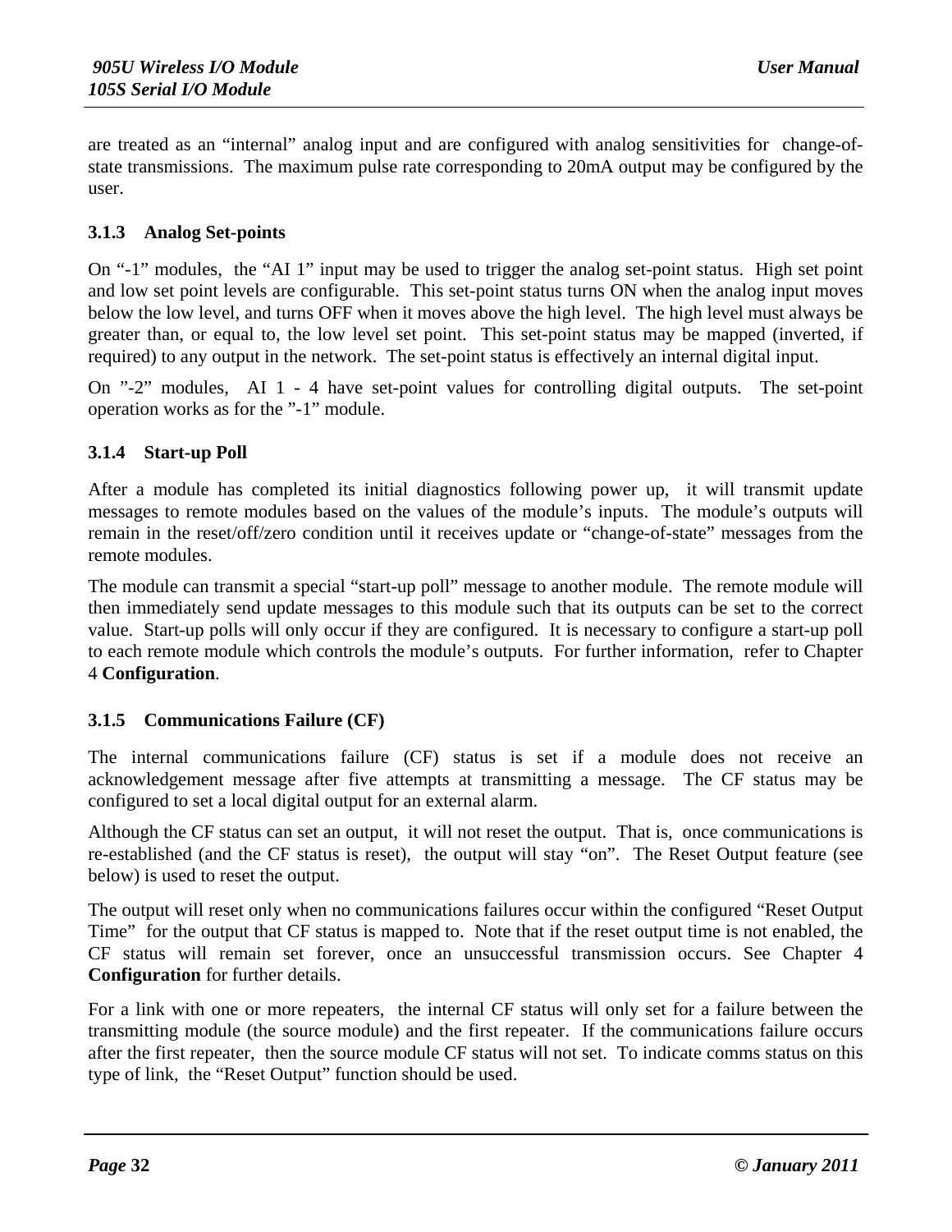are treated as an "internal" analog input and are configured with analog sensitivities for change-of-state transmissions. The maximum pulse rate corresponding to 20mA output may be configured by the user.

### 3.1.3 Analog Set-points

On "-1" modules, the "AI 1" input may be used to trigger the analog set-point status. High set point and low set point levels are configurable. This set-point status turns ON when the analog input moves below the low level, and turns OFF when it moves above the high level. The high level must always be greater than, or equal to, the low level set point. This set-point status may be mapped (inverted, if required) to any output in the network. The set-point status is effectively an internal digital input.

On "-2" modules, AI 1 - 4 have set-point values for controlling digital outputs. The set-point operation works as for the "-1" module.

### 3.1.4 Start-up Poll

After a module has completed its initial diagnostics following power up, it will transmit update messages to remote modules based on the values of the module's inputs. The module's outputs will remain in the reset/off/zero condition until it receives update or "change-of-state" messages from the remote modules.

The module can transmit a special "start-up poll" message to another module. The remote module will then immediately send update messages to this module such that its outputs can be set to the correct value. Start-up polls will only occur if they are configured. It is necessary to configure a start-up poll to each remote module which controls the module's outputs. For further information, refer to Chapter 4 **Configuration**.

### 3.1.5 Communications Failure (CF)

The internal communications failure (CF) status is set if a module does not receive an acknowledgement message after five attempts at transmitting a message. The CF status may be configured to set a local digital output for an external alarm.

Although the CF status can set an output, it will not reset the output. That is, once communications is re-established (and the CF status is reset), the output will stay "on". The Reset Output feature (see below) is used to reset the output.

The output will reset only when no communications failures occur within the configured "Reset Output Time" for the output that CF status is mapped to. Note that if the reset output time is not enabled, the CF status will remain set forever, once an unsuccessful transmission occurs. See Chapter 4 **Configuration** for further details.

For a link with one or more repeaters, the internal CF status will only set for a failure between the transmitting module (the source module) and the first repeater. If the communications failure occurs after the first repeater, then the source module CF status will not set. To indicate comms status on this type of link, the "Reset Output" function should be used.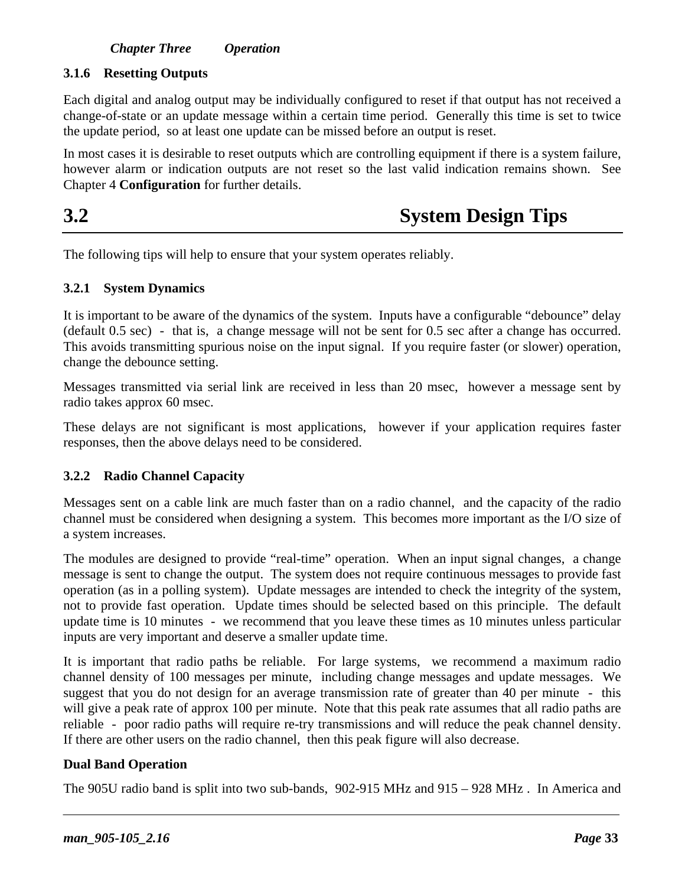### 3.1.6 Resetting Outputs

Each digital and analog output may be individually configured to reset if that output has not received a change-of-state or an update message within a certain time period. Generally this time is set to twice the update period, so at least one update can be missed before an output is reset.

In most cases it is desirable to reset outputs which are controlling equipment if there is a system failure, however alarm or indication outputs are not reset so the last valid indication remains shown. See Chapter 4 **Configuration** for further details.

## 3.2 System Design Tips

The following tips will help to ensure that your system operates reliably.

### 3.2.1 System Dynamics

It is important to be aware of the dynamics of the system. Inputs have a configurable "debounce" delay (default 0.5 sec) - that is, a change message will not be sent for 0.5 sec after a change has occurred. This avoids transmitting spurious noise on the input signal. If you require faster (or slower) operation, change the debounce setting.

Messages transmitted via serial link are received in less than 20 msec, however a message sent by radio takes approx 60 msec.

These delays are not significant is most applications, however if your application requires faster responses, then the above delays need to be considered.

### 3.2.2 Radio Channel Capacity

Messages sent on a cable link are much faster than on a radio channel, and the capacity of the radio channel must be considered when designing a system. This becomes more important as the I/O size of a system increases.

The modules are designed to provide "real-time" operation. When an input signal changes, a change message is sent to change the output. The system does not require continuous messages to provide fast operation (as in a polling system). Update messages are intended to check the integrity of the system, not to provide fast operation. Update times should be selected based on this principle. The default update time is 10 minutes - we recommend that you leave these times as 10 minutes unless particular inputs are very important and deserve a smaller update time.

It is important that radio paths be reliable. For large systems, we recommend a maximum radio channel density of 100 messages per minute, including change messages and update messages. We suggest that you do not design for an average transmission rate of greater than 40 per minute - this will give a peak rate of approx 100 per minute. Note that this peak rate assumes that all radio paths are reliable - poor radio paths will require re-try transmissions and will reduce the peak channel density. If there are other users on the radio channel, then this peak figure will also decrease.

**Dual Band Operation**

The 905U radio band is split into two sub-bands, 902-915 MHz and 915 – 928 MHz . In America and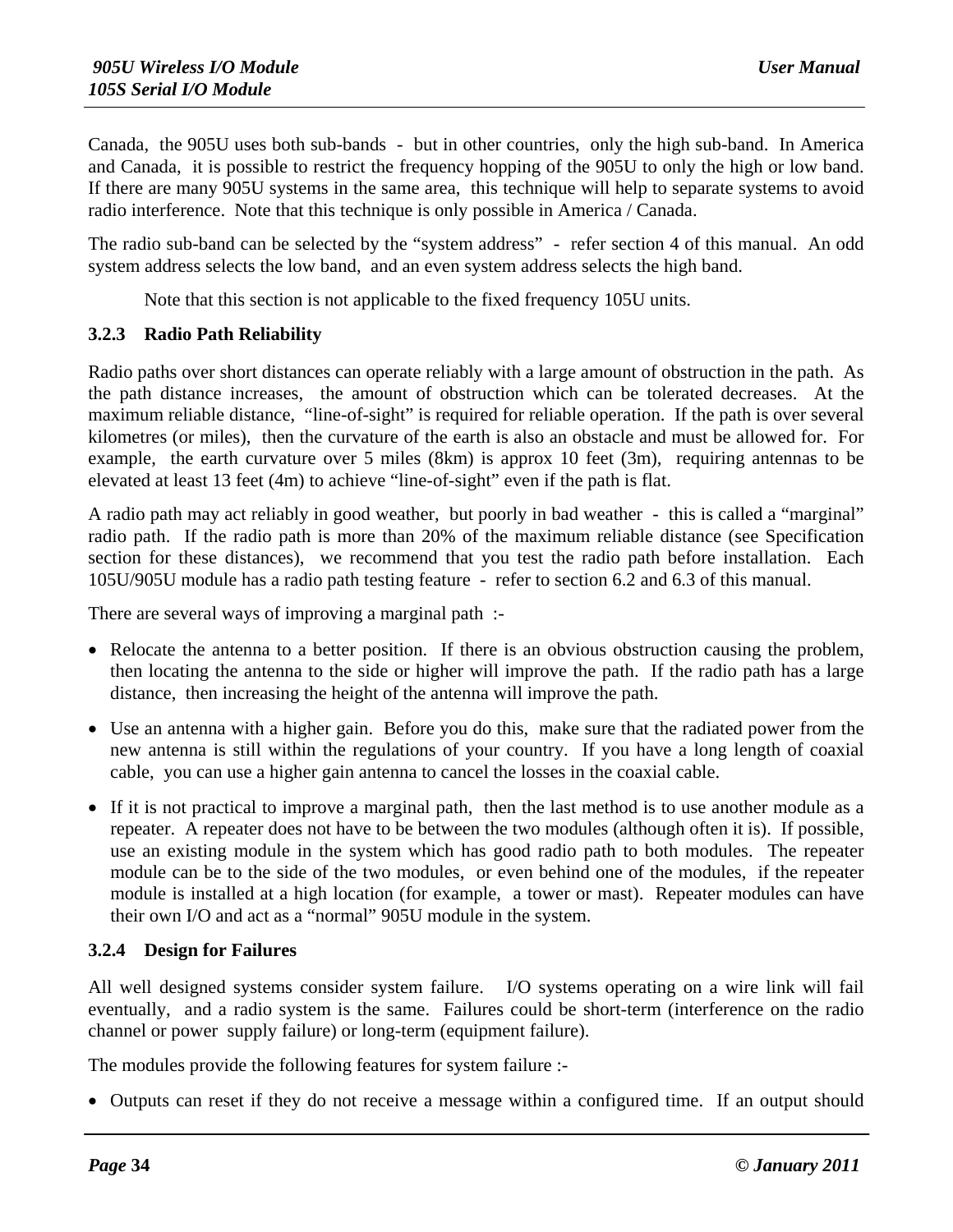Canada, the 905U uses both sub-bands - but in other countries, only the high sub-band. In America and Canada, it is possible to restrict the frequency hopping of the 905U to only the high or low band. If there are many 905U systems in the same area, this technique will help to separate systems to avoid radio interference. Note that this technique is only possible in America / Canada.

The radio sub-band can be selected by the "system address" - refer section 4 of this manual. An odd system address selects the low band, and an even system address selects the high band.

Note that this section is not applicable to the fixed frequency 105U units.

### 3.2.3 Radio Path Reliability

Radio paths over short distances can operate reliably with a large amount of obstruction in the path. As the path distance increases, the amount of obstruction which can be tolerated decreases. At the maximum reliable distance, "line-of-sight" is required for reliable operation. If the path is over several kilometres (or miles), then the curvature of the earth is also an obstacle and must be allowed for. For example, the earth curvature over 5 miles (8km) is approx 10 feet (3m), requiring antennas to be elevated at least 13 feet (4m) to achieve "line-of-sight" even if the path is flat.

A radio path may act reliably in good weather, but poorly in bad weather - this is called a "marginal" radio path. If the radio path is more than 20% of the maximum reliable distance (see Specification section for these distances), we recommend that you test the radio path before installation. Each 105U/905U module has a radio path testing feature - refer to section 6.2 and 6.3 of this manual.

There are several ways of improving a marginal path :-

- Relocate the antenna to a better position. If there is an obvious obstruction causing the problem, then locating the antenna to the side or higher will improve the path. If the radio path has a large distance, then increasing the height of the antenna will improve the path.
- Use an antenna with a higher gain. Before you do this, make sure that the radiated power from the new antenna is still within the regulations of your country. If you have a long length of coaxial cable, you can use a higher gain antenna to cancel the losses in the coaxial cable.
- If it is not practical to improve a marginal path, then the last method is to use another module as a repeater. A repeater does not have to be between the two modules (although often it is). If possible, use an existing module in the system which has good radio path to both modules. The repeater module can be to the side of the two modules, or even behind one of the modules, if the repeater module is installed at a high location (for example, a tower or mast). Repeater modules can have their own I/O and act as a "normal" 905U module in the system.

### 3.2.4 Design for Failures

All well designed systems consider system failure. I/O systems operating on a wire link will fail eventually, and a radio system is the same. Failures could be short-term (interference on the radio channel or power supply failure) or long-term (equipment failure).

The modules provide the following features for system failure :-

- Outputs can reset if they do not receive a message within a configured time. If an output should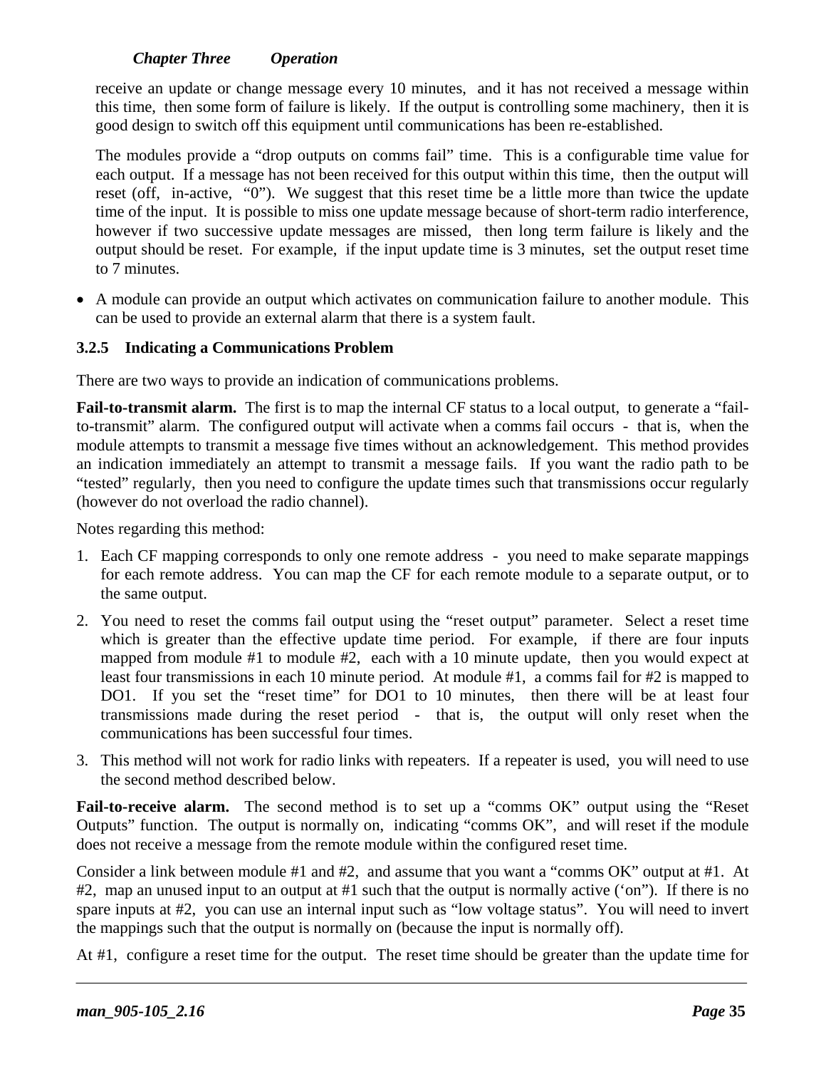receive an update or change message every 10 minutes, and it has not received a message within this time, then some form of failure is likely. If the output is controlling some machinery, then it is good design to switch off this equipment until communications has been re-established.

The modules provide a "drop outputs on comms fail" time. This is a configurable time value for each output. If a message has not been received for this output within this time, then the output will reset (off, in-active, "0"). We suggest that this reset time be a little more than twice the update time of the input. It is possible to miss one update message because of short-term radio interference, however if two successive update messages are missed, then long term failure is likely and the output should be reset. For example, if the input update time is 3 minutes, set the output reset time to 7 minutes.

- A module can provide an output which activates on communication failure to another module. This can be used to provide an external alarm that there is a system fault.

### 3.2.5 Indicating a Communications Problem

There are two ways to provide an indication of communications problems.

**Fail-to-transmit alarm.** The first is to map the internal CF status to a local output, to generate a "fail-to-transmit" alarm. The configured output will activate when a comms fail occurs - that is, when the module attempts to transmit a message five times without an acknowledgement. This method provides an indication immediately an attempt to transmit a message fails. If you want the radio path to be "tested" regularly, then you need to configure the update times such that transmissions occur regularly (however do not overload the radio channel).

Notes regarding this method:

1. Each CF mapping corresponds to only one remote address - you need to make separate mappings for each remote address. You can map the CF for each remote module to a separate output, or to the same output.
2. You need to reset the comms fail output using the "reset output" parameter. Select a reset time which is greater than the effective update time period. For example, if there are four inputs mapped from module #1 to module #2, each with a 10 minute update, then you would expect at least four transmissions in each 10 minute period. At module #1, a comms fail for #2 is mapped to DO1. If you set the "reset time" for DO1 to 10 minutes, then there will be at least four transmissions made during the reset period - that is, the output will only reset when the communications has been successful four times.
3. This method will not work for radio links with repeaters. If a repeater is used, you will need to use the second method described below.

**Fail-to-receive alarm.** The second method is to set up a "comms OK" output using the "Reset Outputs" function. The output is normally on, indicating "comms OK", and will reset if the module does not receive a message from the remote module within the configured reset time.

Consider a link between module #1 and #2, and assume that you want a "comms OK" output at #1. At #2, map an unused input to an output at #1 such that the output is normally active ('on"). If there is no spare inputs at #2, you can use an internal input such as "low voltage status". You will need to invert the mappings such that the output is normally on (because the input is normally off).

At #1, configure a reset time for the output. The reset time should be greater than the update time for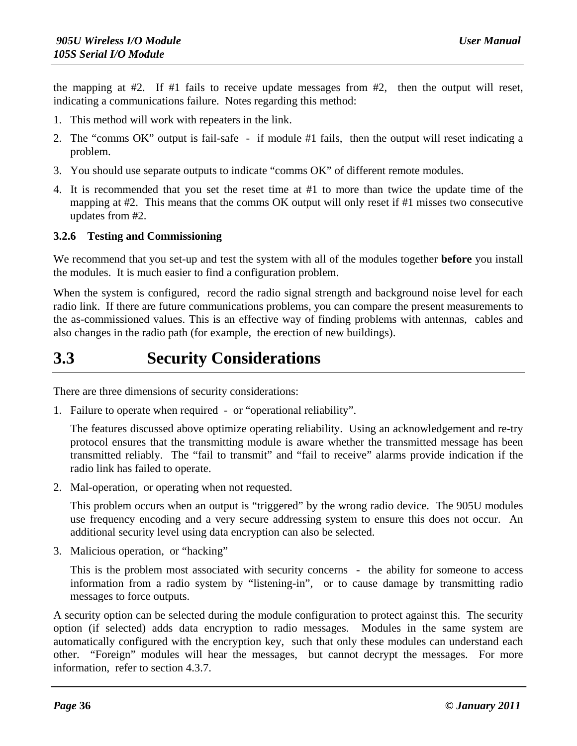the mapping at #2. If #1 fails to receive update messages from #2, then the output will reset, indicating a communications failure. Notes regarding this method:

1. This method will work with repeaters in the link.
2. The "comms OK" output is fail-safe - if module #1 fails, then the output will reset indicating a problem.
3. You should use separate outputs to indicate "comms OK" of different remote modules.
4. It is recommended that you set the reset time at #1 to more than twice the update time of the mapping at #2. This means that the comms OK output will only reset if #1 misses two consecutive updates from #2.

### 3.2.6 Testing and Commissioning

We recommend that you set-up and test the system with all of the modules together **before** you install the modules. It is much easier to find a configuration problem.

When the system is configured, record the radio signal strength and background noise level for each radio link. If there are future communications problems, you can compare the present measurements to the as-commissioned values. This is an effective way of finding problems with antennas, cables and also changes in the radio path (for example, the erection of new buildings).

## 3.3 Security Considerations

There are three dimensions of security considerations:

1. Failure to operate when required - or "operational reliability".

   The features discussed above optimize operating reliability. Using an acknowledgement and re-try protocol ensures that the transmitting module is aware whether the transmitted message has been transmitted reliably. The "fail to transmit" and "fail to receive" alarms provide indication if the radio link has failed to operate.

2. Mal-operation, or operating when not requested.

   This problem occurs when an output is "triggered" by the wrong radio device. The 905U modules use frequency encoding and a very secure addressing system to ensure this does not occur. An additional security level using data encryption can also be selected.

3. Malicious operation, or "hacking"

   This is the problem most associated with security concerns - the ability for someone to access information from a radio system by "listening-in", or to cause damage by transmitting radio messages to force outputs.

A security option can be selected during the module configuration to protect against this. The security option (if selected) adds data encryption to radio messages. Modules in the same system are automatically configured with the encryption key, such that only these modules can understand each other. "Foreign" modules will hear the messages, but cannot decrypt the messages. For more information, refer to section 4.3.7.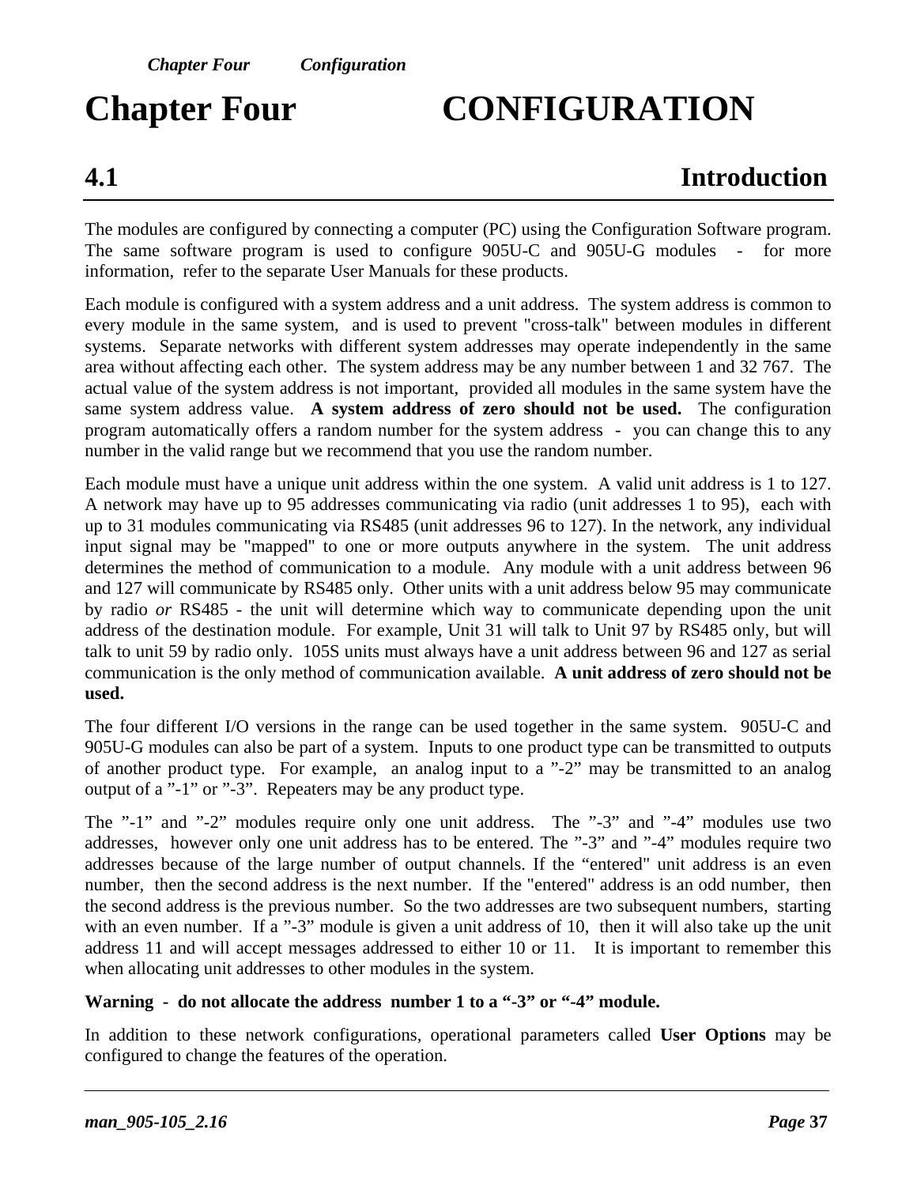# Chapter Four CONFIGURATION

## 4.1 Introduction

The modules are configured by connecting a computer (PC) using the Configuration Software program. The same software program is used to configure 905U-C and 905U-G modules - for more information, refer to the separate User Manuals for these products.

Each module is configured with a system address and a unit address. The system address is common to every module in the same system, and is used to prevent "cross-talk" between modules in different systems. Separate networks with different system addresses may operate independently in the same area without affecting each other. The system address may be any number between 1 and 32 767. The actual value of the system address is not important, provided all modules in the same system have the same system address value. **A system address of zero should not be used.** The configuration program automatically offers a random number for the system address - you can change this to any number in the valid range but we recommend that you use the random number.

Each module must have a unique unit address within the one system. A valid unit address is 1 to 127. A network may have up to 95 addresses communicating via radio (unit addresses 1 to 95), each with up to 31 modules communicating via RS485 (unit addresses 96 to 127). In the network, any individual input signal may be "mapped" to one or more outputs anywhere in the system. The unit address determines the method of communication to a module. Any module with a unit address between 96 and 127 will communicate by RS485 only. Other units with a unit address below 95 may communicate by radio *or* RS485 - the unit will determine which way to communicate depending upon the unit address of the destination module. For example, Unit 31 will talk to Unit 97 by RS485 only, but will talk to unit 59 by radio only. 105S units must always have a unit address between 96 and 127 as serial communication is the only method of communication available. **A unit address of zero should not be used.**

The four different I/O versions in the range can be used together in the same system. 905U-C and 905U-G modules can also be part of a system. Inputs to one product type can be transmitted to outputs of another product type. For example, an analog input to a ”-2” may be transmitted to an analog output of a ”-1” or ”-3”. Repeaters may be any product type.

The ”-1” and ”-2” modules require only one unit address. The ”-3” and ”-4” modules use two addresses, however only one unit address has to be entered. The ”-3” and ”-4” modules require two addresses because of the large number of output channels. If the “entered" unit address is an even number, then the second address is the next number. If the "entered" address is an odd number, then the second address is the previous number. So the two addresses are two subsequent numbers, starting with an even number. If a ”-3” module is given a unit address of 10, then it will also take up the unit address 11 and will accept messages addressed to either 10 or 11. It is important to remember this when allocating unit addresses to other modules in the system.

**Warning - do not allocate the address number 1 to a “-3” or “-4” module.**

In addition to these network configurations, operational parameters called **User Options** may be configured to change the features of the operation.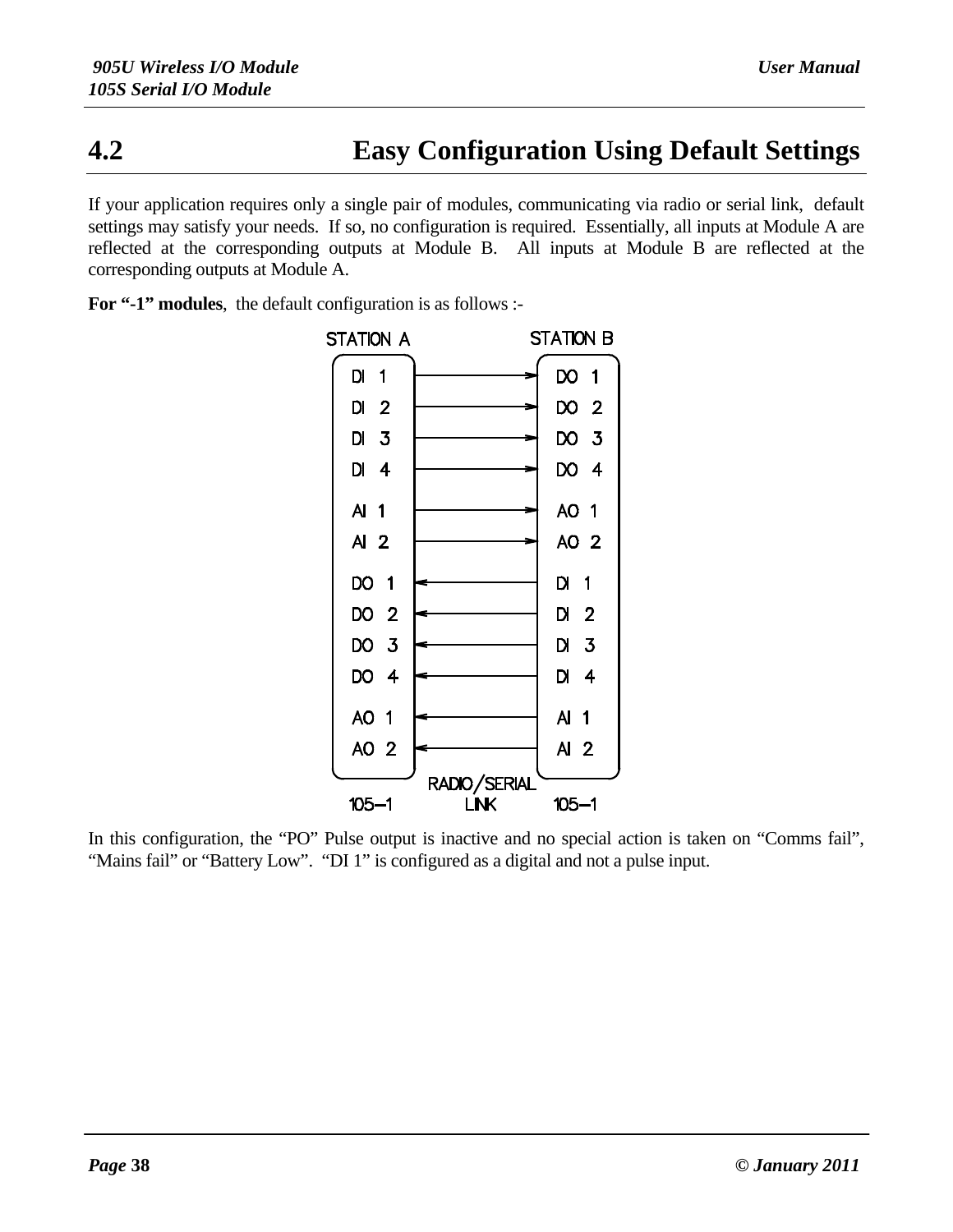## 4.2 Easy Configuration Using Default Settings

If your application requires only a single pair of modules, communicating via radio or serial link, default settings may satisfy your needs. If so, no configuration is required. Essentially, all inputs at Module A are reflected at the corresponding outputs at Module B. All inputs at Module B are reflected at the corresponding outputs at Module A.

**For "-1" modules**, the default configuration is as follows :-

| STATION A (105–1) | Direction | STATION B (105–1) |
|---|---|---|
| DI 1 | → | DO 1 |
| DI 2 | → | DO 2 |
| DI 3 | → | DO 3 |
| DI 4 | → | DO 4 |
| AI 1 | → | AO 1 |
| AI 2 | → | AO 2 |
| DO 1 | ← | DI 1 |
| DO 2 | ← | DI 2 |
| DO 3 | ← | DI 3 |
| DO 4 | ← | DI 4 |
| AO 1 | ← | AI 1 |
| AO 2 | ← | AI 2 |

RADIO/SERIAL LINK

In this configuration, the "PO" Pulse output is inactive and no special action is taken on "Comms fail", "Mains fail" or "Battery Low". "DI 1" is configured as a digital and not a pulse input.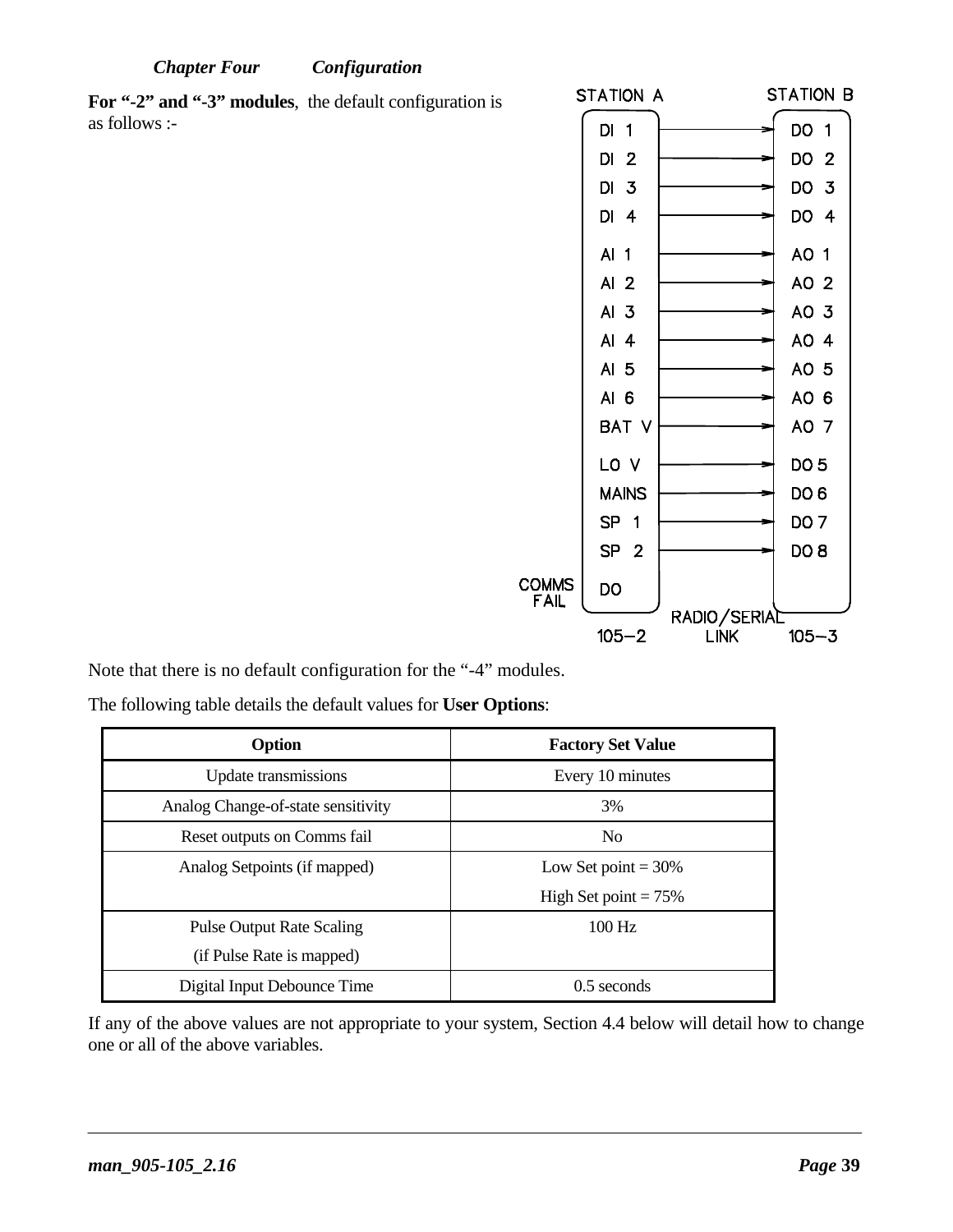For **"-2" and "-3" modules**, the default configuration is as follows :-

| STATION A (105–2) | | STATION B (105–3) |
|---|---|---|
| DI 1 | → | DO 1 |
| DI 2 | → | DO 2 |
| DI 3 | → | DO 3 |
| DI 4 | → | DO 4 |
| AI 1 | → | AO 1 |
| AI 2 | → | AO 2 |
| AI 3 | → | AO 3 |
| AI 4 | → | AO 4 |
| AI 5 | → | AO 5 |
| AI 6 | → | AO 6 |
| BAT V | → | AO 7 |
| LO V | → | DO 5 |
| MAINS | → | DO 6 |
| SP 1 | → | DO 7 |
| SP 2 | → | DO 8 |
| DO (COMMS FAIL) | | |

RADIO/SERIAL LINK

Note that there is no default configuration for the "-4" modules.

The following table details the default values for **User Options**:

| Option | Factory Set Value |
|---|---|
| Update transmissions | Every 10 minutes |
| Analog Change-of-state sensitivity | 3% |
| Reset outputs on Comms fail | No |
| Analog Setpoints (if mapped) | Low Set point = 30%<br>High Set point = 75% |
| Pulse Output Rate Scaling<br>(if Pulse Rate is mapped) | 100 Hz |
| Digital Input Debounce Time | 0.5 seconds |

If any of the above values are not appropriate to your system, Section 4.4 below will detail how to change one or all of the above variables.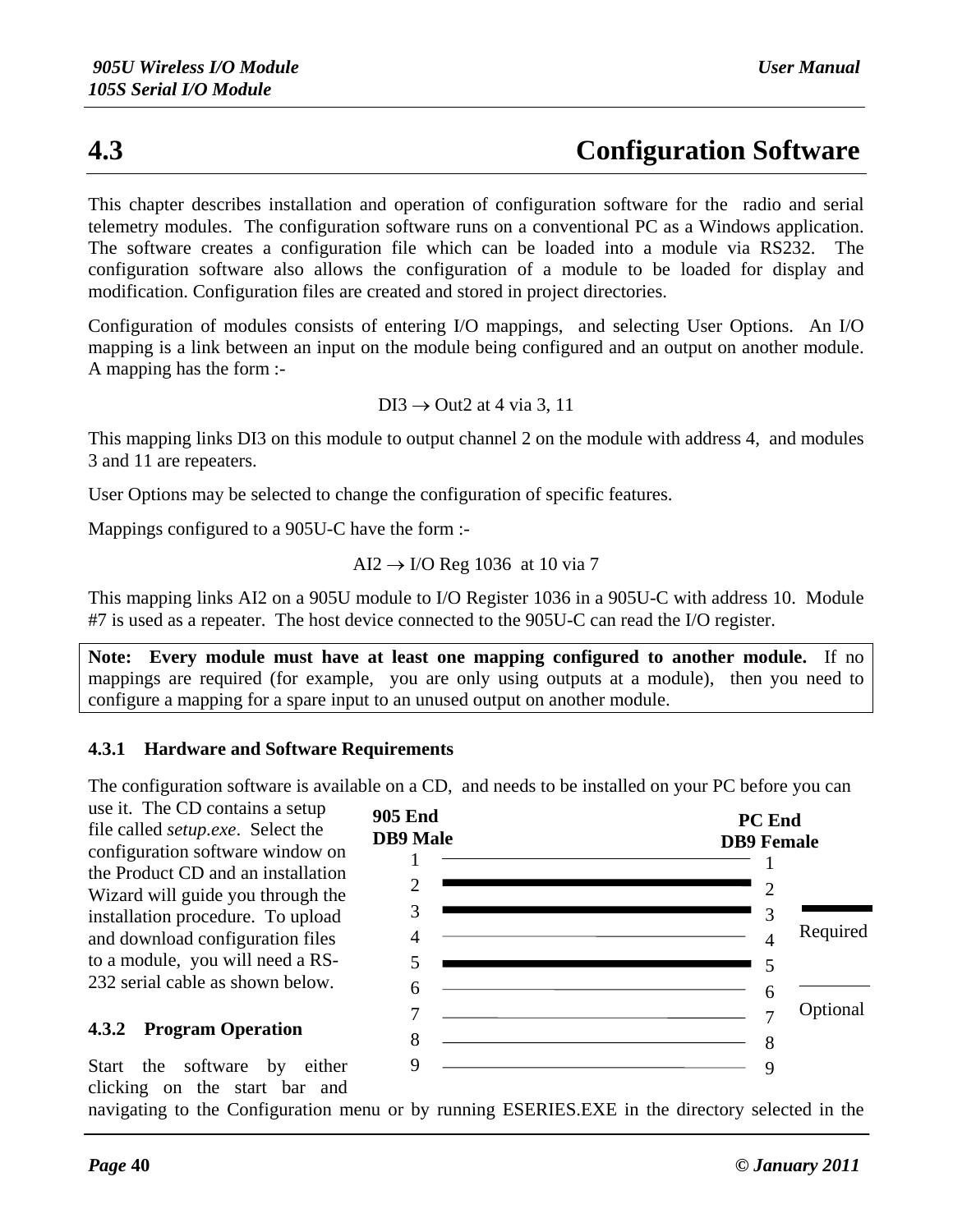# 4.3 Configuration Software

This chapter describes installation and operation of configuration software for the radio and serial telemetry modules. The configuration software runs on a conventional PC as a Windows application. The software creates a configuration file which can be loaded into a module via RS232. The configuration software also allows the configuration of a module to be loaded for display and modification. Configuration files are created and stored in project directories.

Configuration of modules consists of entering I/O mappings, and selecting User Options. An I/O mapping is a link between an input on the module being configured and an output on another module. A mapping has the form :-

DI3 → Out2 at 4 via 3, 11

This mapping links DI3 on this module to output channel 2 on the module with address 4, and modules 3 and 11 are repeaters.

User Options may be selected to change the configuration of specific features.

Mappings configured to a 905U-C have the form :-

AI2 → I/O Reg 1036 at 10 via 7

This mapping links AI2 on a 905U module to I/O Register 1036 in a 905U-C with address 10. Module #7 is used as a repeater. The host device connected to the 905U-C can read the I/O register.

**Note: Every module must have at least one mapping configured to another module.** If no mappings are required (for example, you are only using outputs at a module), then you need to configure a mapping for a spare input to an unused output on another module.

### 4.3.1 Hardware and Software Requirements

The configuration software is available on a CD, and needs to be installed on your PC before you can use it. The CD contains a setup file called *setup.exe*. Select the configuration software window on the Product CD and an installation Wizard will guide you through the installation procedure. To upload and download configuration files to a module, you will need a RS-232 serial cable as shown below.

| 905 End DB9 Male | PC End DB9 Female | Connection |
|---|---|---|
| 1 | 1 | Optional |
| 2 | 2 | Required |
| 3 | 3 | Required |
| 4 | 4 | Optional |
| 5 | 5 | Required |
| 6 | 6 | Optional |
| 7 | 7 | Optional |
| 8 | 8 | Optional |
| 9 | 9 | Optional |

### 4.3.2 Program Operation

Start the software by either clicking on the start bar and navigating to the Configuration menu or by running ESERIES.EXE in the directory selected in the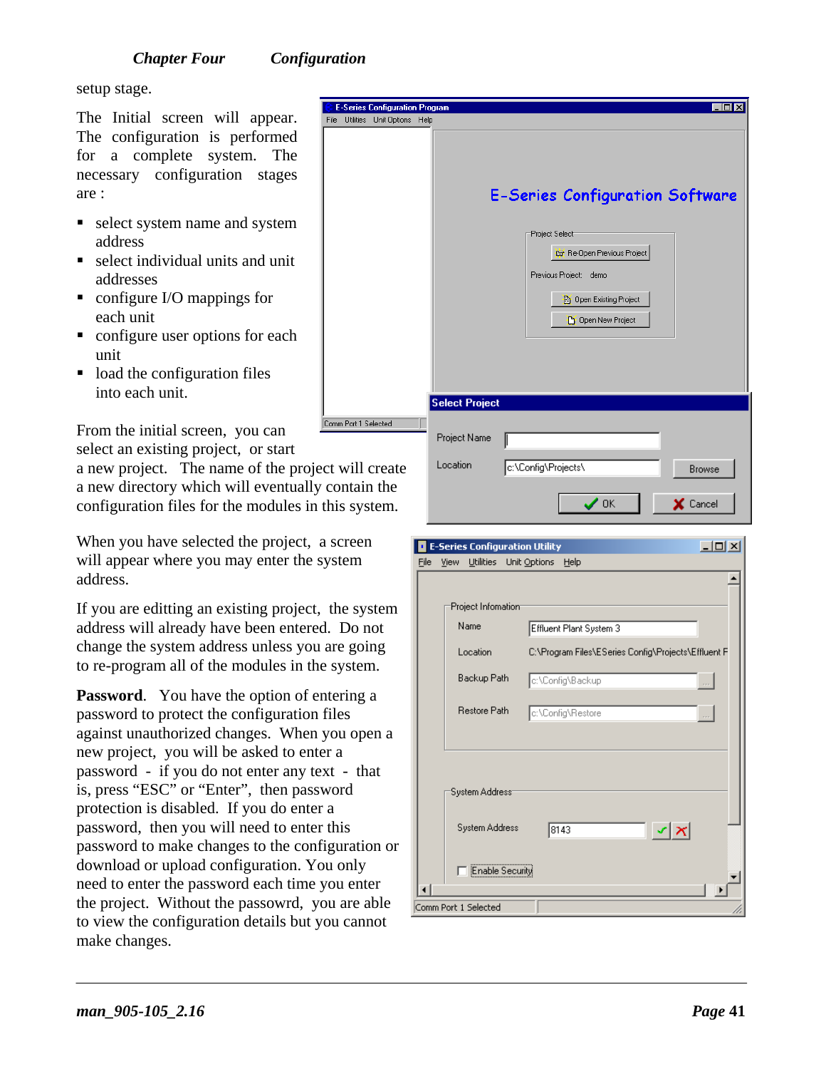setup stage.

The Initial screen will appear. The configuration is performed for a complete system. The necessary configuration stages are :

- select system name and system address
- select individual units and unit addresses
- configure I/O mappings for each unit
- configure user options for each unit
- load the configuration files into each unit.

From the initial screen, you can select an existing project, or start a new project. The name of the project will create a new directory which will eventually contain the configuration files for the modules in this system.

When you have selected the project, a screen will appear where you may enter the system address.

If you are editting an existing project, the system address will already have been entered. Do not change the system address unless you are going to re-program all of the modules in the system.

**Password**. You have the option of entering a password to protect the configuration files against unauthorized changes. When you open a new project, you will be asked to enter a password - if you do not enter any text - that is, press "ESC" or "Enter", then password protection is disabled. If you do enter a password, then you will need to enter this password to make changes to the configuration or download or upload configuration. You only need to enter the password each time you enter the project. Without the passowrd, you are able to view the configuration details but you cannot make changes.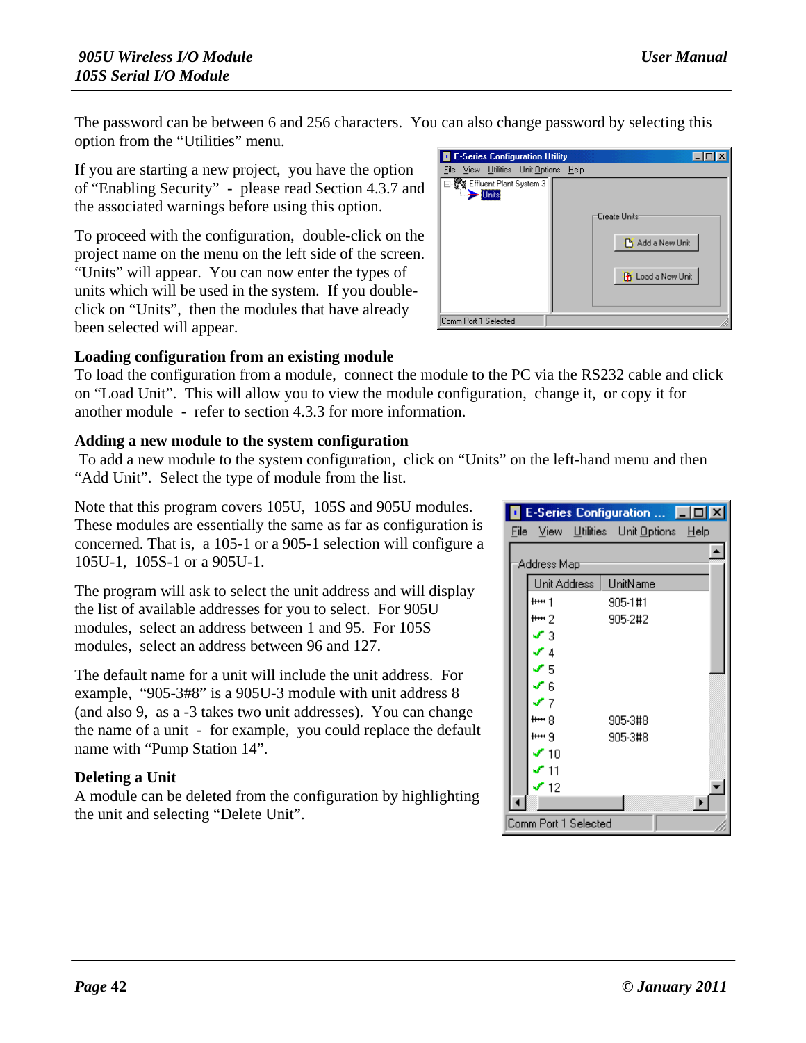The password can be between 6 and 256 characters. You can also change password by selecting this option from the "Utilities" menu.

If you are starting a new project, you have the option of "Enabling Security" - please read Section 4.3.7 and the associated warnings before using this option.

To proceed with the configuration, double-click on the project name on the menu on the left side of the screen. "Units" will appear. You can now enter the types of units which will be used in the system. If you double-click on "Units", then the modules that have already been selected will appear.

**Loading configuration from an existing module**

To load the configuration from a module, connect the module to the PC via the RS232 cable and click on "Load Unit". This will allow you to view the module configuration, change it, or copy it for another module - refer to section 4.3.3 for more information.

**Adding a new module to the system configuration**

To add a new module to the system configuration, click on "Units" on the left-hand menu and then "Add Unit". Select the type of module from the list.

Note that this program covers 105U, 105S and 905U modules. These modules are essentially the same as far as configuration is concerned. That is, a 105-1 or a 905-1 selection will configure a 105U-1, 105S-1 or a 905U-1.

The program will ask to select the unit address and will display the list of available addresses for you to select. For 905U modules, select an address between 1 and 95. For 105S modules, select an address between 96 and 127.

The default name for a unit will include the unit address. For example, "905-3#8" is a 905U-3 module with unit address 8 (and also 9, as a -3 takes two unit addresses). You can change the name of a unit - for example, you could replace the default name with "Pump Station 14".

**Deleting a Unit**

A module can be deleted from the configuration by highlighting the unit and selecting "Delete Unit".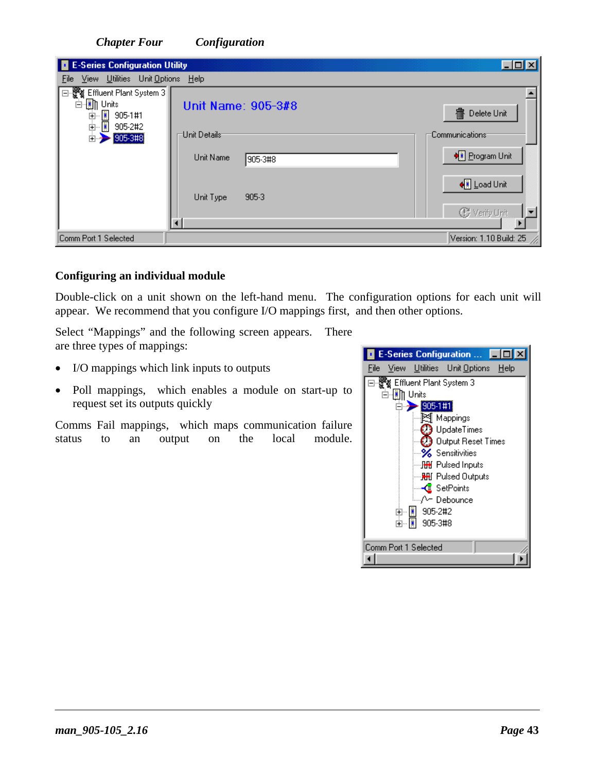## Configuring an individual module

Double-click on a unit shown on the left-hand menu. The configuration options for each unit will appear. We recommend that you configure I/O mappings first, and then other options.

Select "Mappings" and the following screen appears. There are three types of mappings:

- I/O mappings which link inputs to outputs
- Poll mappings, which enables a module on start-up to request set its outputs quickly

Comms Fail mappings, which maps communication failure status to an output on the local module.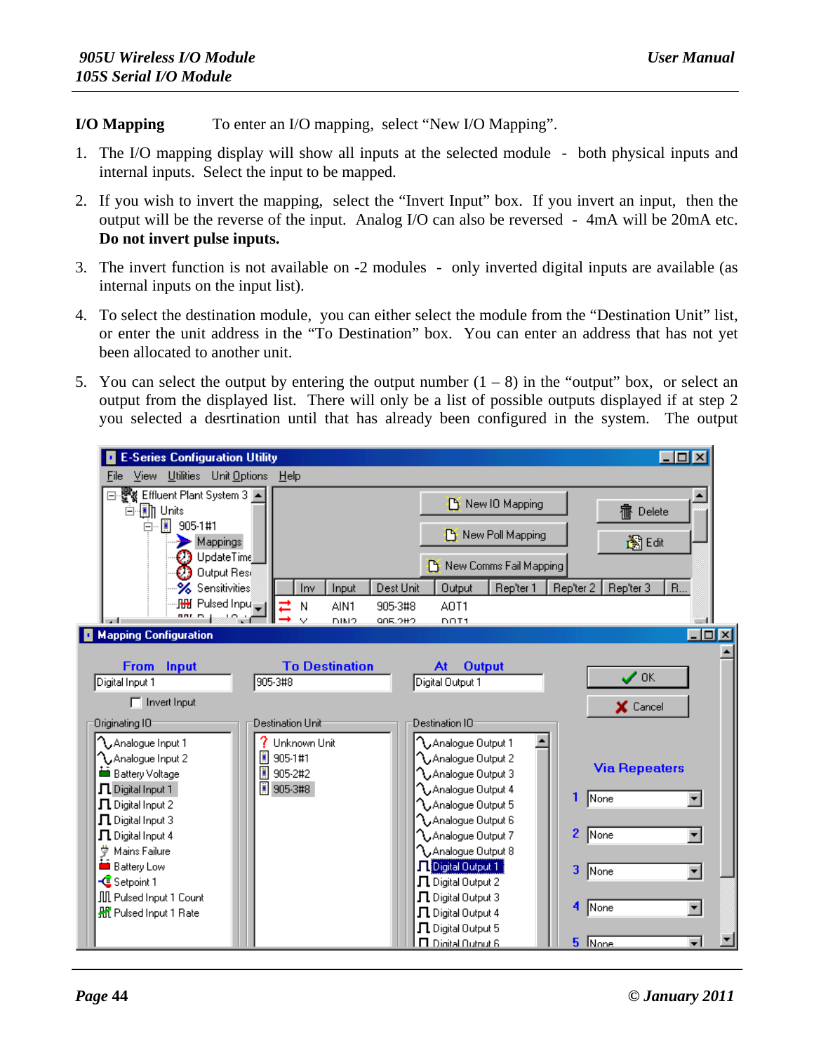**I/O Mapping** To enter an I/O mapping, select "New I/O Mapping".

1. The I/O mapping display will show all inputs at the selected module - both physical inputs and internal inputs. Select the input to be mapped.

2. If you wish to invert the mapping, select the "Invert Input" box. If you invert an input, then the output will be the reverse of the input. Analog I/O can also be reversed - 4mA will be 20mA etc. **Do not invert pulse inputs.**

3. The invert function is not available on -2 modules - only inverted digital inputs are available (as internal inputs on the input list).

4. To select the destination module, you can either select the module from the "Destination Unit" list, or enter the unit address in the "To Destination" box. You can enter an address that has not yet been allocated to another unit.

5. You can select the output by entering the output number (1 – 8) in the "output" box, or select an output from the displayed list. There will only be a list of possible outputs displayed if at step 2 you selected a desrtination until that has already been configured in the system. The output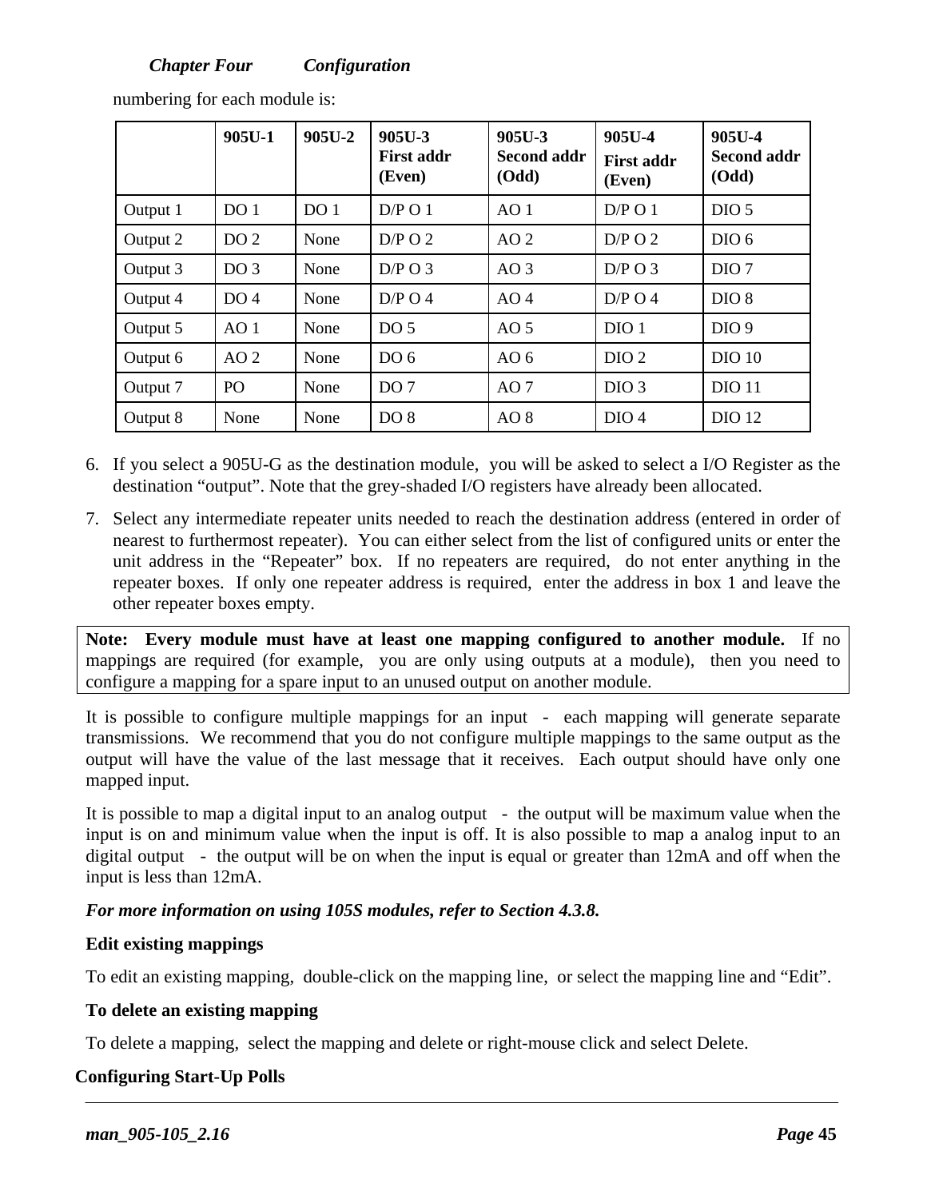numbering for each module is:

| | 905U-1 | 905U-2 | 905U-3 First addr (Even) | 905U-3 Second addr (Odd) | 905U-4 First addr (Even) | 905U-4 Second addr (Odd) |
|---|---|---|---|---|---|---|
| Output 1 | DO 1 | DO 1 | D/P O 1 | AO 1 | D/P O 1 | DIO 5 |
| Output 2 | DO 2 | None | D/P O 2 | AO 2 | D/P O 2 | DIO 6 |
| Output 3 | DO 3 | None | D/P O 3 | AO 3 | D/P O 3 | DIO 7 |
| Output 4 | DO 4 | None | D/P O 4 | AO 4 | D/P O 4 | DIO 8 |
| Output 5 | AO 1 | None | DO 5 | AO 5 | DIO 1 | DIO 9 |
| Output 6 | AO 2 | None | DO 6 | AO 6 | DIO 2 | DIO 10 |
| Output 7 | PO | None | DO 7 | AO 7 | DIO 3 | DIO 11 |
| Output 8 | None | None | DO 8 | AO 8 | DIO 4 | DIO 12 |

6. If you select a 905U-G as the destination module, you will be asked to select a I/O Register as the destination "output". Note that the grey-shaded I/O registers have already been allocated.
7. Select any intermediate repeater units needed to reach the destination address (entered in order of nearest to furthermost repeater). You can either select from the list of configured units or enter the unit address in the "Repeater" box. If no repeaters are required, do not enter anything in the repeater boxes. If only one repeater address is required, enter the address in box 1 and leave the other repeater boxes empty.

**Note: Every module must have at least one mapping configured to another module.** If no mappings are required (for example, you are only using outputs at a module), then you need to configure a mapping for a spare input to an unused output on another module.

It is possible to configure multiple mappings for an input - each mapping will generate separate transmissions. We recommend that you do not configure multiple mappings to the same output as the output will have the value of the last message that it receives. Each output should have only one mapped input.

It is possible to map a digital input to an analog output - the output will be maximum value when the input is on and minimum value when the input is off. It is also possible to map a analog input to an digital output - the output will be on when the input is equal or greater than 12mA and off when the input is less than 12mA.

***For more information on using 105S modules, refer to Section 4.3.8.***

**Edit existing mappings**

To edit an existing mapping, double-click on the mapping line, or select the mapping line and "Edit".

**To delete an existing mapping**

To delete a mapping, select the mapping and delete or right-mouse click and select Delete.

**Configuring Start-Up Polls**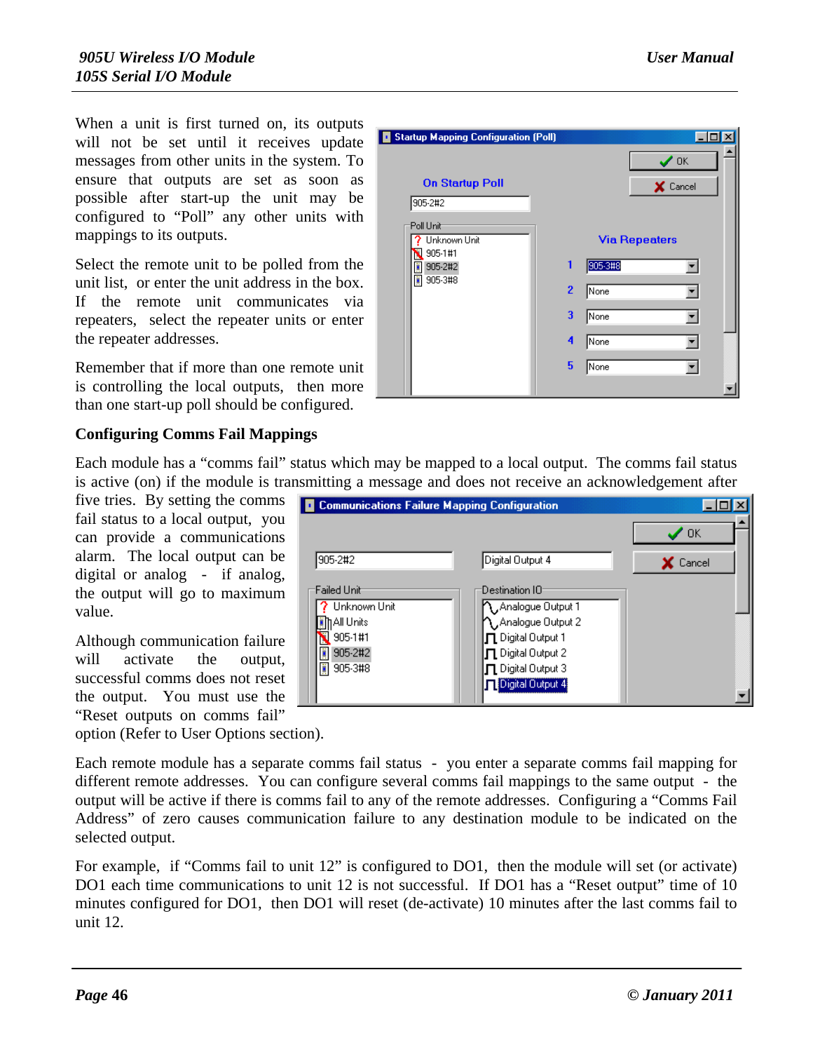When a unit is first turned on, its outputs will not be set until it receives update messages from other units in the system. To ensure that outputs are set as soon as possible after start-up the unit may be configured to "Poll" any other units with mappings to its outputs.

Select the remote unit to be polled from the unit list, or enter the unit address in the box. If the remote unit communicates via repeaters, select the repeater units or enter the repeater addresses.

Remember that if more than one remote unit is controlling the local outputs, then more than one start-up poll should be configured.

### Configuring Comms Fail Mappings

Each module has a "comms fail" status which may be mapped to a local output. The comms fail status is active (on) if the module is transmitting a message and does not receive an acknowledgement after five tries. By setting the comms fail status to a local output, you can provide a communications alarm. The local output can be digital or analog - if analog, the output will go to maximum value.

Although communication failure will activate the output, successful comms does not reset the output. You must use the "Reset outputs on comms fail" option (Refer to User Options section).

Each remote module has a separate comms fail status - you enter a separate comms fail mapping for different remote addresses. You can configure several comms fail mappings to the same output - the output will be active if there is comms fail to any of the remote addresses. Configuring a "Comms Fail Address" of zero causes communication failure to any destination module to be indicated on the selected output.

For example, if "Comms fail to unit 12" is configured to DO1, then the module will set (or activate) DO1 each time communications to unit 12 is not successful. If DO1 has a "Reset output" time of 10 minutes configured for DO1, then DO1 will reset (de-activate) 10 minutes after the last comms fail to unit 12.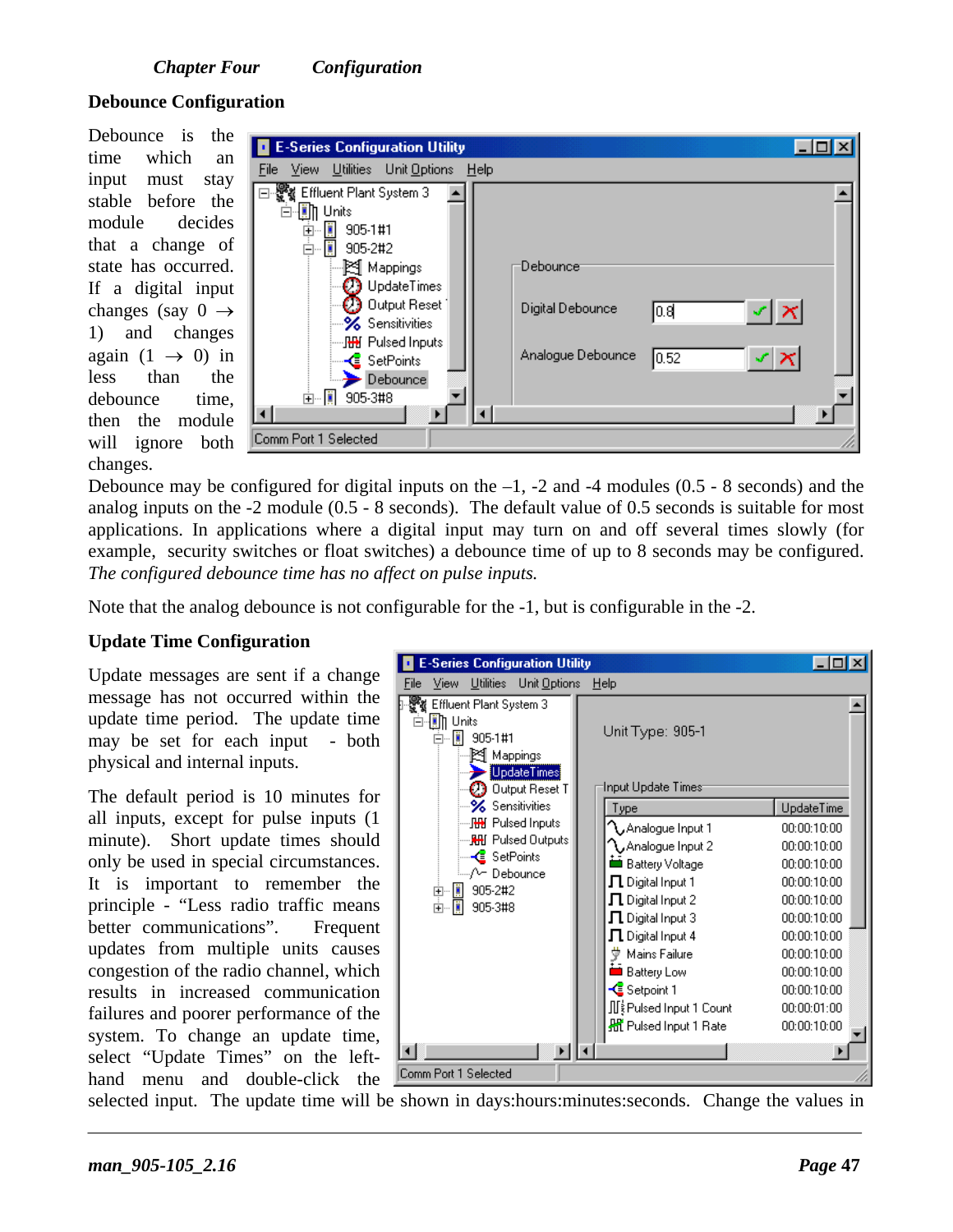## Debounce Configuration

Debounce is the time which an input must stay stable before the module decides that a change of state has occurred. If a digital input changes (say 0 → 1) and changes again (1 → 0) in less than the debounce time, then the module will ignore both changes.

Debounce may be configured for digital inputs on the –1, -2 and -4 modules (0.5 - 8 seconds) and the analog inputs on the -2 module (0.5 - 8 seconds). The default value of 0.5 seconds is suitable for most applications. In applications where a digital input may turn on and off several times slowly (for example, security switches or float switches) a debounce time of up to 8 seconds may be configured. *The configured debounce time has no affect on pulse inputs.*

Note that the analog debounce is not configurable for the -1, but is configurable in the -2.

## Update Time Configuration

Update messages are sent if a change message has not occurred within the update time period. The update time may be set for each input - both physical and internal inputs.

The default period is 10 minutes for all inputs, except for pulse inputs (1 minute). Short update times should only be used in special circumstances. It is important to remember the principle - "Less radio traffic means better communications". Frequent updates from multiple units causes congestion of the radio channel, which results in increased communication failures and poorer performance of the system. To change an update time, select "Update Times" on the left-hand menu and double-click the selected input. The update time will be shown in days:hours:minutes:seconds. Change the values in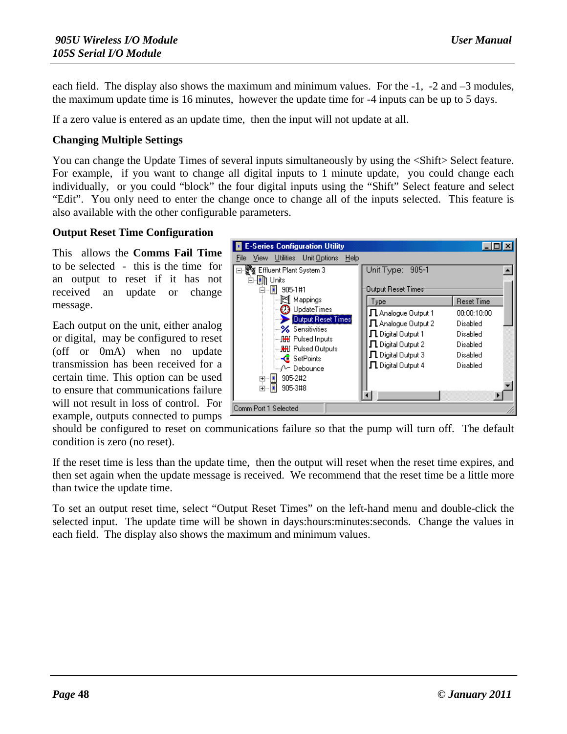each field. The display also shows the maximum and minimum values. For the -1, -2 and –3 modules, the maximum update time is 16 minutes, however the update time for -4 inputs can be up to 5 days.

If a zero value is entered as an update time, then the input will not update at all.

**Changing Multiple Settings**

You can change the Update Times of several inputs simultaneously by using the <Shift> Select feature. For example, if you want to change all digital inputs to 1 minute update, you could change each individually, or you could "block" the four digital inputs using the "Shift" Select feature and select "Edit". You only need to enter the change once to change all of the inputs selected. This feature is also available with the other configurable parameters.

**Output Reset Time Configuration**

This allows the **Comms Fail Time** to be selected - this is the time for an output to reset if it has not received an update or change message.

Each output on the unit, either analog or digital, may be configured to reset (off or 0mA) when no update transmission has been received for a certain time. This option can be used to ensure that communications failure will not result in loss of control. For example, outputs connected to pumps should be configured to reset on communications failure so that the pump will turn off. The default condition is zero (no reset).

If the reset time is less than the update time, then the output will reset when the reset time expires, and then set again when the update message is received. We recommend that the reset time be a little more than twice the update time.

To set an output reset time, select "Output Reset Times" on the left-hand menu and double-click the selected input. The update time will be shown in days:hours:minutes:seconds. Change the values in each field. The display also shows the maximum and minimum values.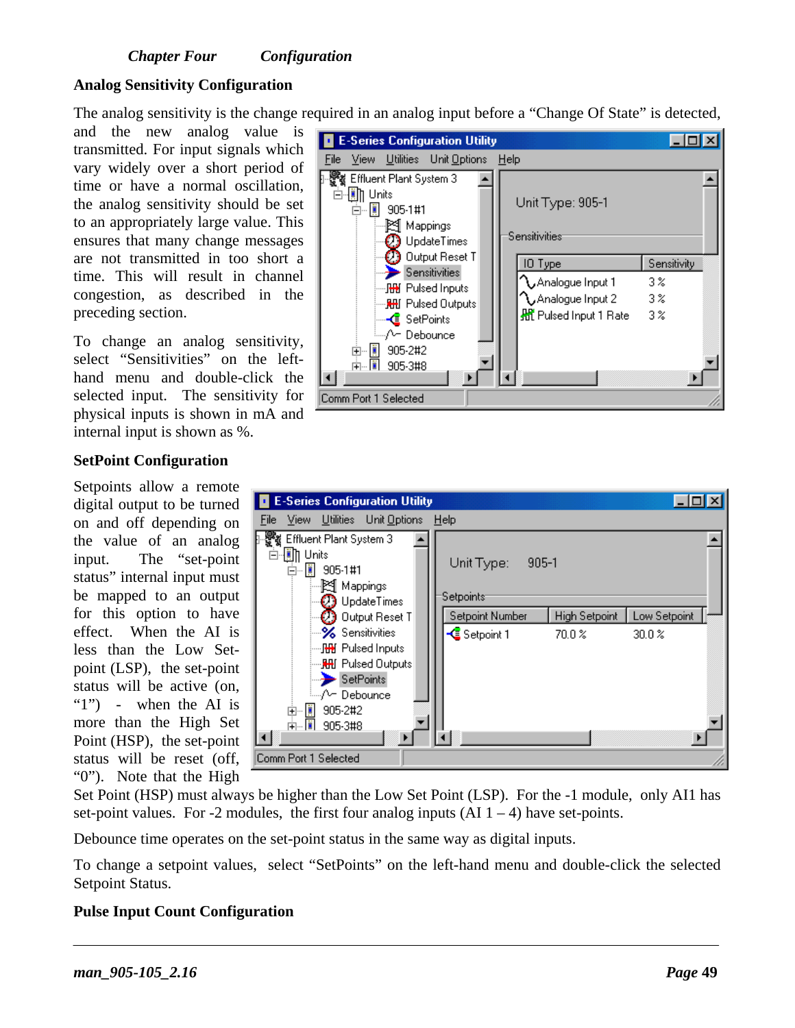## Analog Sensitivity Configuration

The analog sensitivity is the change required in an analog input before a "Change Of State" is detected, and the new analog value is transmitted. For input signals which vary widely over a short period of time or have a normal oscillation, the analog sensitivity should be set to an appropriately large value. This ensures that many change messages are not transmitted in too short a time. This will result in channel congestion, as described in the preceding section.

To change an analog sensitivity, select "Sensitivities" on the left-hand menu and double-click the selected input. The sensitivity for physical inputs is shown in mA and internal input is shown as %.

## SetPoint Configuration

Setpoints allow a remote digital output to be turned on and off depending on the value of an analog input. The "set-point status" internal input must be mapped to an output for this option to have effect. When the AI is less than the Low Set-point (LSP), the set-point status will be active (on, "1") - when the AI is more than the High Set Point (HSP), the set-point status will be reset (off, "0"). Note that the High Set Point (HSP) must always be higher than the Low Set Point (LSP). For the -1 module, only AI1 has set-point values. For -2 modules, the first four analog inputs (AI 1 – 4) have set-points.

Debounce time operates on the set-point status in the same way as digital inputs.

To change a setpoint values, select "SetPoints" on the left-hand menu and double-click the selected Setpoint Status.

## Pulse Input Count Configuration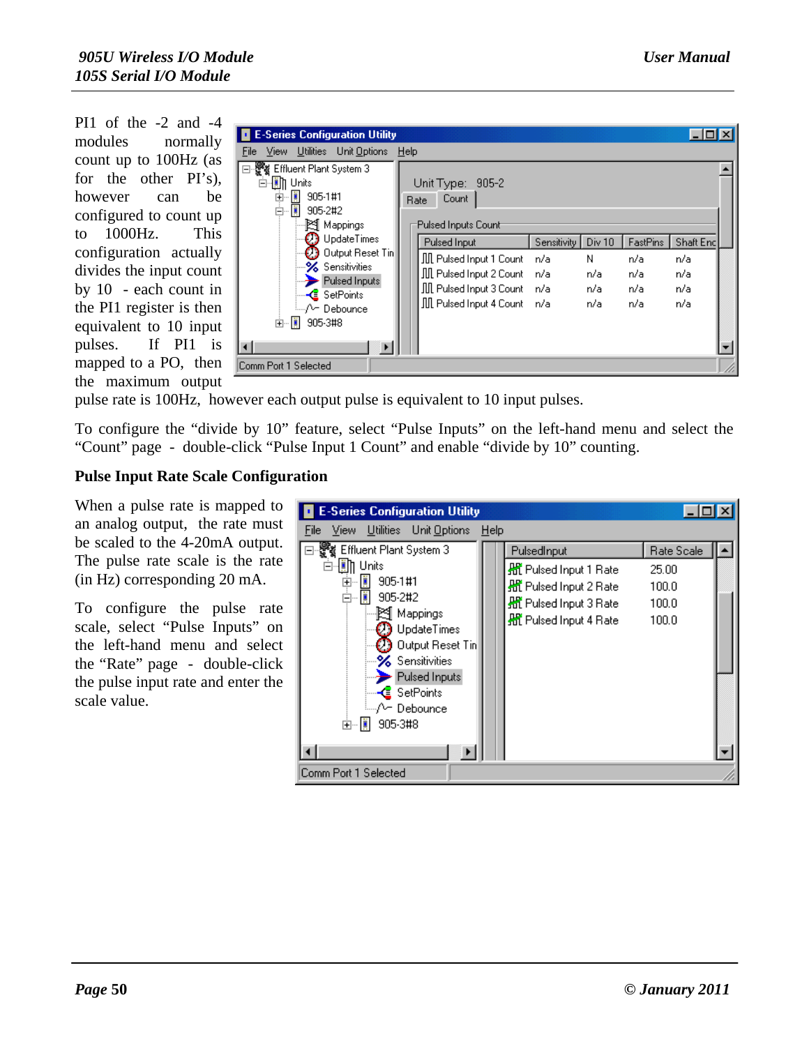PI1 of the -2 and -4 modules normally count up to 100Hz (as for the other PI's), however can be configured to count up to 1000Hz. This configuration actually divides the input count by 10 - each count in the PI1 register is then equivalent to 10 input pulses. If PI1 is mapped to a PO, then the maximum output pulse rate is 100Hz, however each output pulse is equivalent to 10 input pulses.

To configure the "divide by 10" feature, select "Pulse Inputs" on the left-hand menu and select the "Count" page - double-click "Pulse Input 1 Count" and enable "divide by 10" counting.

### Pulse Input Rate Scale Configuration

When a pulse rate is mapped to an analog output, the rate must be scaled to the 4-20mA output. The pulse rate scale is the rate (in Hz) corresponding 20 mA.

To configure the pulse rate scale, select "Pulse Inputs" on the left-hand menu and select the "Rate" page - double-click the pulse input rate and enter the scale value.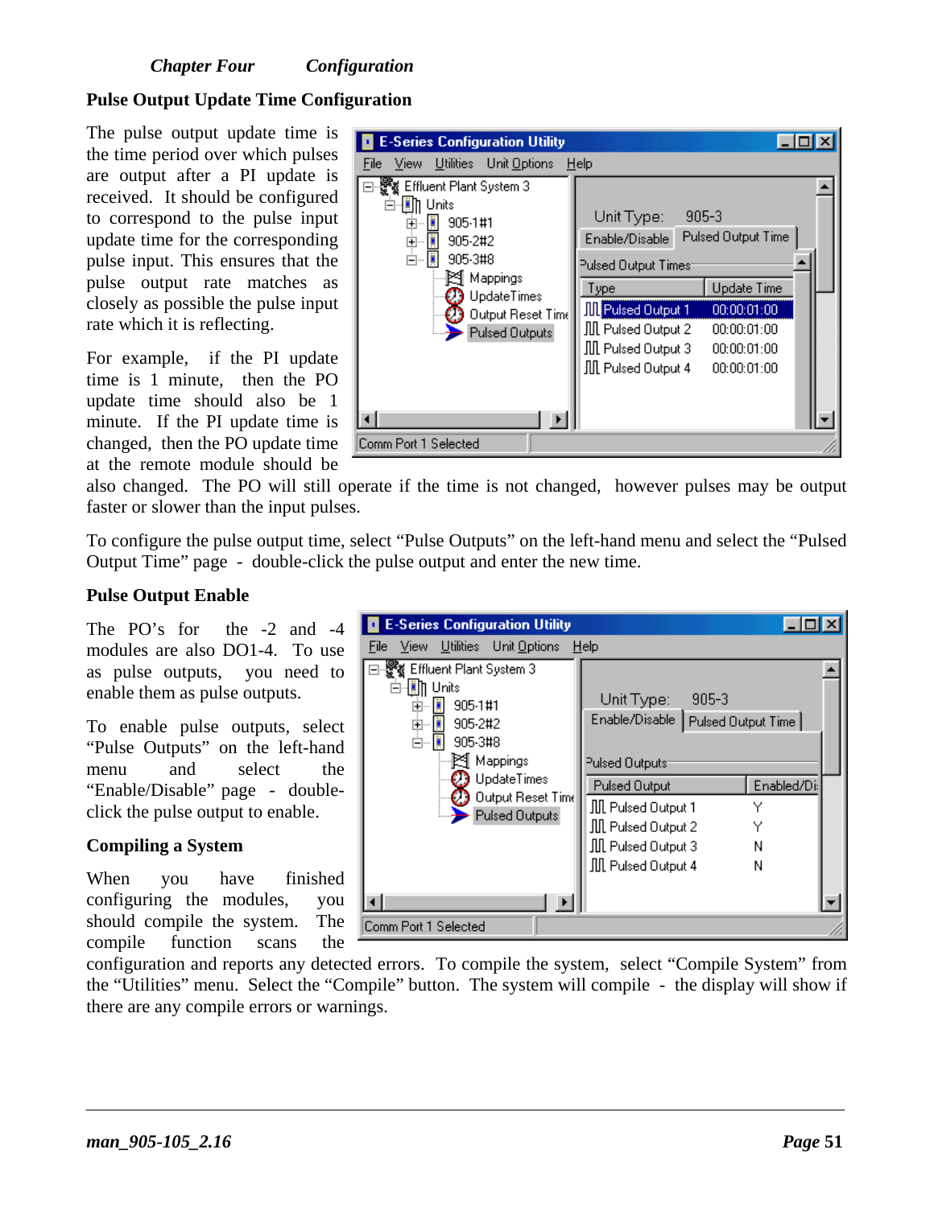## Pulse Output Update Time Configuration

The pulse output update time is the time period over which pulses are output after a PI update is received. It should be configured to correspond to the pulse input update time for the corresponding pulse input. This ensures that the pulse output rate matches as closely as possible the pulse input rate which it is reflecting.

For example, if the PI update time is 1 minute, then the PO update time should also be 1 minute. If the PI update time is changed, then the PO update time at the remote module should be also changed. The PO will still operate if the time is not changed, however pulses may be output faster or slower than the input pulses.

To configure the pulse output time, select "Pulse Outputs" on the left-hand menu and select the "Pulsed Output Time" page - double-click the pulse output and enter the new time.

## Pulse Output Enable

The PO's for the -2 and -4 modules are also DO1-4. To use as pulse outputs, you need to enable them as pulse outputs.

To enable pulse outputs, select "Pulse Outputs" on the left-hand menu and select the "Enable/Disable" page - double-click the pulse output to enable.

## Compiling a System

When you have finished configuring the modules, you should compile the system. The compile function scans the configuration and reports any detected errors. To compile the system, select "Compile System" from the "Utilities" menu. Select the "Compile" button. The system will compile - the display will show if there are any compile errors or warnings.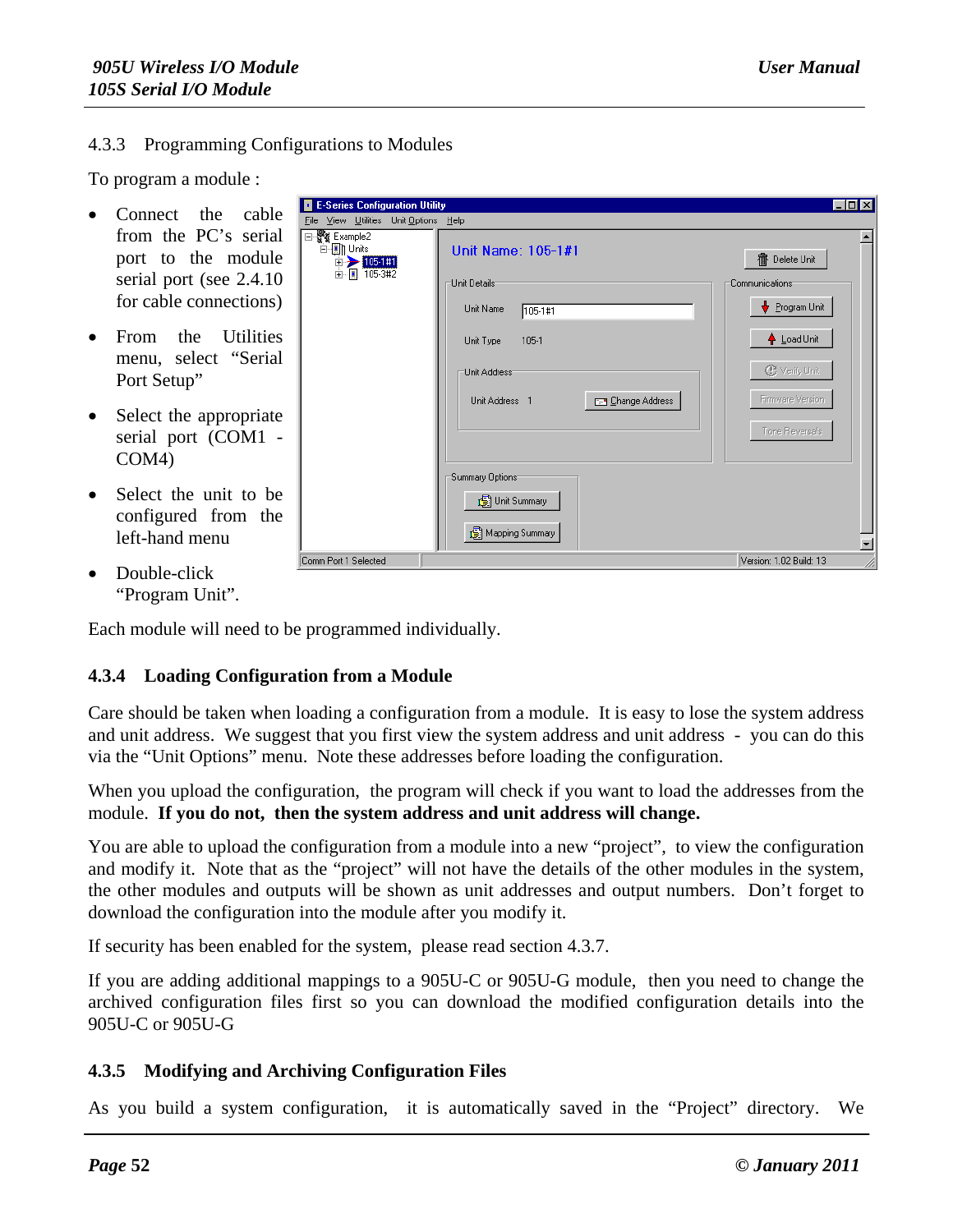### 4.3.3 Programming Configurations to Modules

To program a module :

- Connect the cable from the PC's serial port to the module serial port (see 2.4.10 for cable connections)
- From the Utilities menu, select "Serial Port Setup"
- Select the appropriate serial port (COM1 - COM4)
- Select the unit to be configured from the left-hand menu
- Double-click "Program Unit".

Each module will need to be programmed individually.

### 4.3.4 Loading Configuration from a Module

Care should be taken when loading a configuration from a module. It is easy to lose the system address and unit address. We suggest that you first view the system address and unit address - you can do this via the "Unit Options" menu. Note these addresses before loading the configuration.

When you upload the configuration, the program will check if you want to load the addresses from the module. **If you do not, then the system address and unit address will change.**

You are able to upload the configuration from a module into a new "project", to view the configuration and modify it. Note that as the "project" will not have the details of the other modules in the system, the other modules and outputs will be shown as unit addresses and output numbers. Don't forget to download the configuration into the module after you modify it.

If security has been enabled for the system, please read section 4.3.7.

If you are adding additional mappings to a 905U-C or 905U-G module, then you need to change the archived configuration files first so you can download the modified configuration details into the 905U-C or 905U-G

### 4.3.5 Modifying and Archiving Configuration Files

As you build a system configuration, it is automatically saved in the "Project" directory. We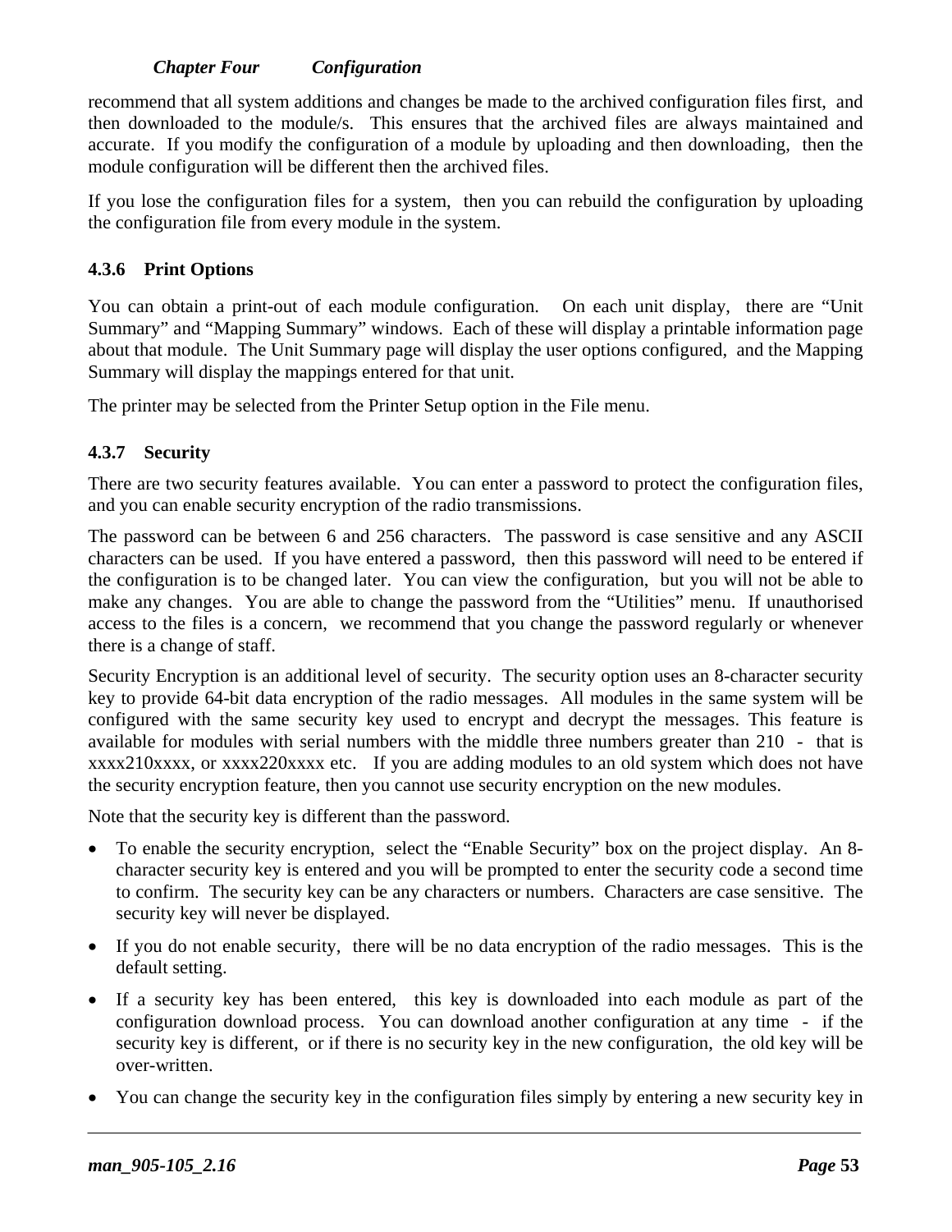recommend that all system additions and changes be made to the archived configuration files first, and then downloaded to the module/s. This ensures that the archived files are always maintained and accurate. If you modify the configuration of a module by uploading and then downloading, then the module configuration will be different then the archived files.

If you lose the configuration files for a system, then you can rebuild the configuration by uploading the configuration file from every module in the system.

### 4.3.6 Print Options

You can obtain a print-out of each module configuration. On each unit display, there are "Unit Summary" and "Mapping Summary" windows. Each of these will display a printable information page about that module. The Unit Summary page will display the user options configured, and the Mapping Summary will display the mappings entered for that unit.

The printer may be selected from the Printer Setup option in the File menu.

### 4.3.7 Security

There are two security features available. You can enter a password to protect the configuration files, and you can enable security encryption of the radio transmissions.

The password can be between 6 and 256 characters. The password is case sensitive and any ASCII characters can be used. If you have entered a password, then this password will need to be entered if the configuration is to be changed later. You can view the configuration, but you will not be able to make any changes. You are able to change the password from the "Utilities" menu. If unauthorised access to the files is a concern, we recommend that you change the password regularly or whenever there is a change of staff.

Security Encryption is an additional level of security. The security option uses an 8-character security key to provide 64-bit data encryption of the radio messages. All modules in the same system will be configured with the same security key used to encrypt and decrypt the messages. This feature is available for modules with serial numbers with the middle three numbers greater than 210 - that is xxxx210xxxx, or xxxx220xxxx etc. If you are adding modules to an old system which does not have the security encryption feature, then you cannot use security encryption on the new modules.

Note that the security key is different than the password.

- To enable the security encryption, select the "Enable Security" box on the project display. An 8-character security key is entered and you will be prompted to enter the security code a second time to confirm. The security key can be any characters or numbers. Characters are case sensitive. The security key will never be displayed.
- If you do not enable security, there will be no data encryption of the radio messages. This is the default setting.
- If a security key has been entered, this key is downloaded into each module as part of the configuration download process. You can download another configuration at any time - if the security key is different, or if there is no security key in the new configuration, the old key will be over-written.
- You can change the security key in the configuration files simply by entering a new security key in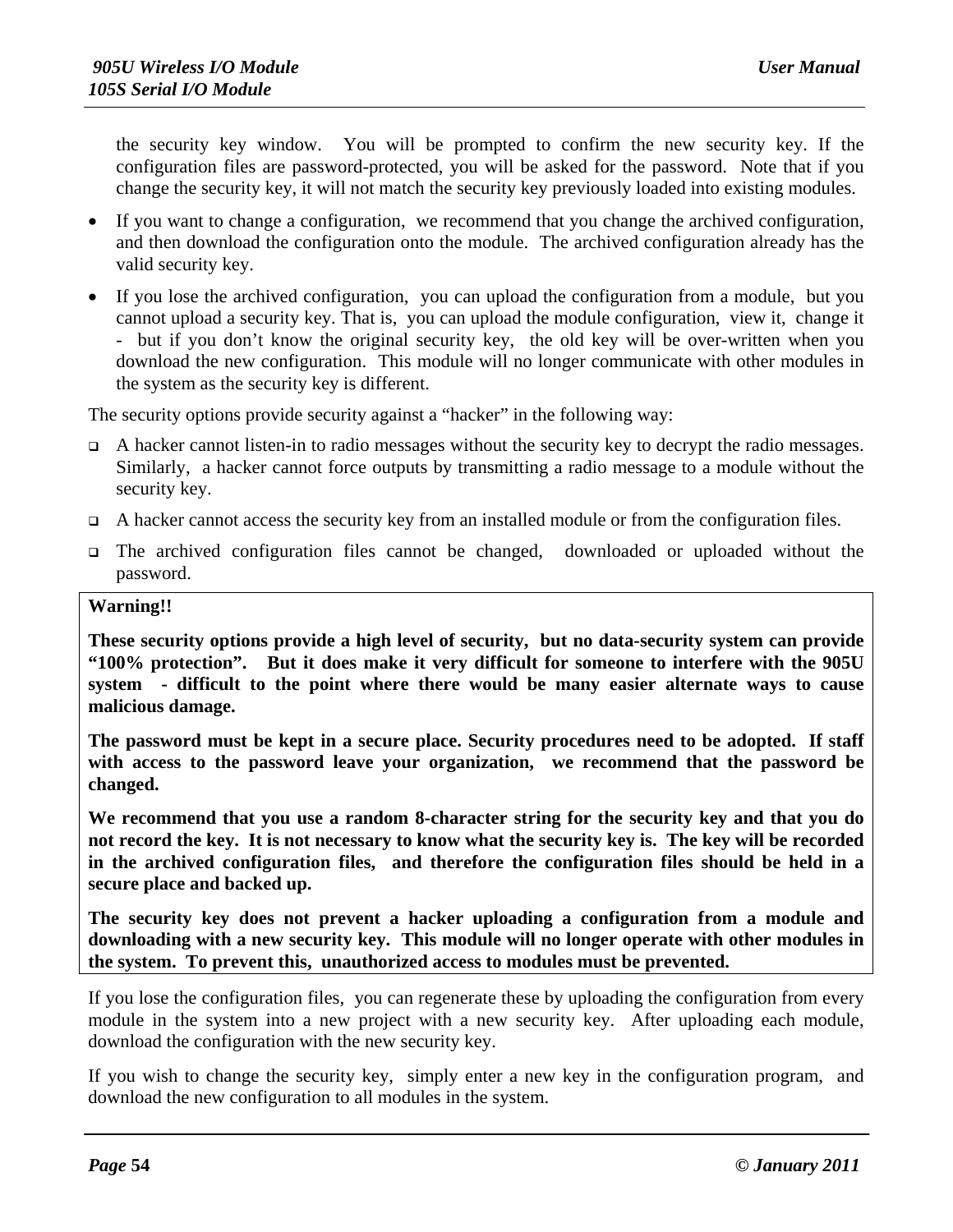the security key window. You will be prompted to confirm the new security key. If the configuration files are password-protected, you will be asked for the password. Note that if you change the security key, it will not match the security key previously loaded into existing modules.

- If you want to change a configuration, we recommend that you change the archived configuration, and then download the configuration onto the module. The archived configuration already has the valid security key.
- If you lose the archived configuration, you can upload the configuration from a module, but you cannot upload a security key. That is, you can upload the module configuration, view it, change it - but if you don't know the original security key, the old key will be over-written when you download the new configuration. This module will no longer communicate with other modules in the system as the security key is different.

The security options provide security against a "hacker" in the following way:

- A hacker cannot listen-in to radio messages without the security key to decrypt the radio messages. Similarly, a hacker cannot force outputs by transmitting a radio message to a module without the security key.
- A hacker cannot access the security key from an installed module or from the configuration files.
- The archived configuration files cannot be changed, downloaded or uploaded without the password.

**Warning!!**

**These security options provide a high level of security, but no data-security system can provide "100% protection". But it does make it very difficult for someone to interfere with the 905U system - difficult to the point where there would be many easier alternate ways to cause malicious damage.**

**The password must be kept in a secure place. Security procedures need to be adopted. If staff with access to the password leave your organization, we recommend that the password be changed.**

**We recommend that you use a random 8-character string for the security key and that you do not record the key. It is not necessary to know what the security key is. The key will be recorded in the archived configuration files, and therefore the configuration files should be held in a secure place and backed up.**

**The security key does not prevent a hacker uploading a configuration from a module and downloading with a new security key. This module will no longer operate with other modules in the system. To prevent this, unauthorized access to modules must be prevented.**

If you lose the configuration files, you can regenerate these by uploading the configuration from every module in the system into a new project with a new security key. After uploading each module, download the configuration with the new security key.

If you wish to change the security key, simply enter a new key in the configuration program, and download the new configuration to all modules in the system.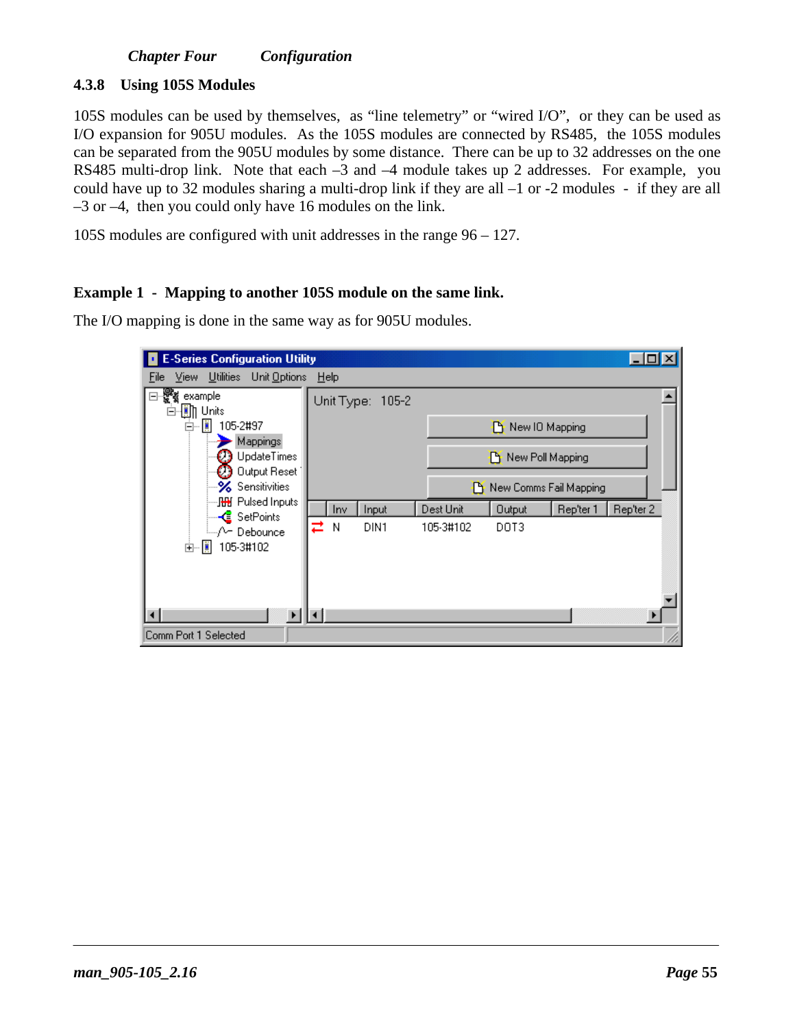### 4.3.8 Using 105S Modules

105S modules can be used by themselves, as "line telemetry" or "wired I/O", or they can be used as I/O expansion for 905U modules. As the 105S modules are connected by RS485, the 105S modules can be separated from the 905U modules by some distance. There can be up to 32 addresses on the one RS485 multi-drop link. Note that each –3 and –4 module takes up 2 addresses. For example, you could have up to 32 modules sharing a multi-drop link if they are all –1 or -2 modules - if they are all –3 or –4, then you could only have 16 modules on the link.

105S modules are configured with unit addresses in the range 96 – 127.

**Example 1 - Mapping to another 105S module on the same link.**

The I/O mapping is done in the same way as for 905U modules.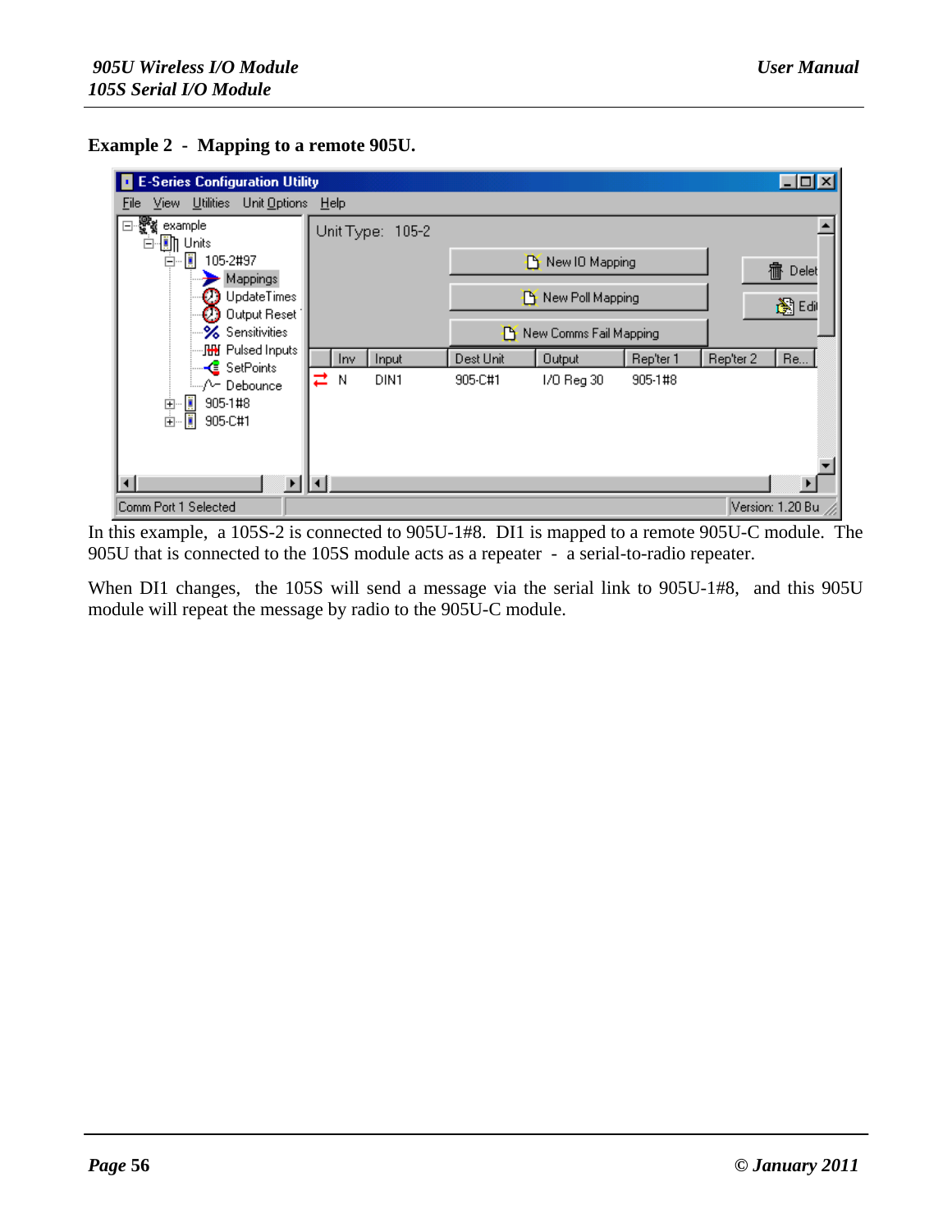**Example 2 - Mapping to a remote 905U.**

In this example, a 105S-2 is connected to 905U-1#8. DI1 is mapped to a remote 905U-C module. The 905U that is connected to the 105S module acts as a repeater - a serial-to-radio repeater.

When DI1 changes, the 105S will send a message via the serial link to 905U-1#8, and this 905U module will repeat the message by radio to the 905U-C module.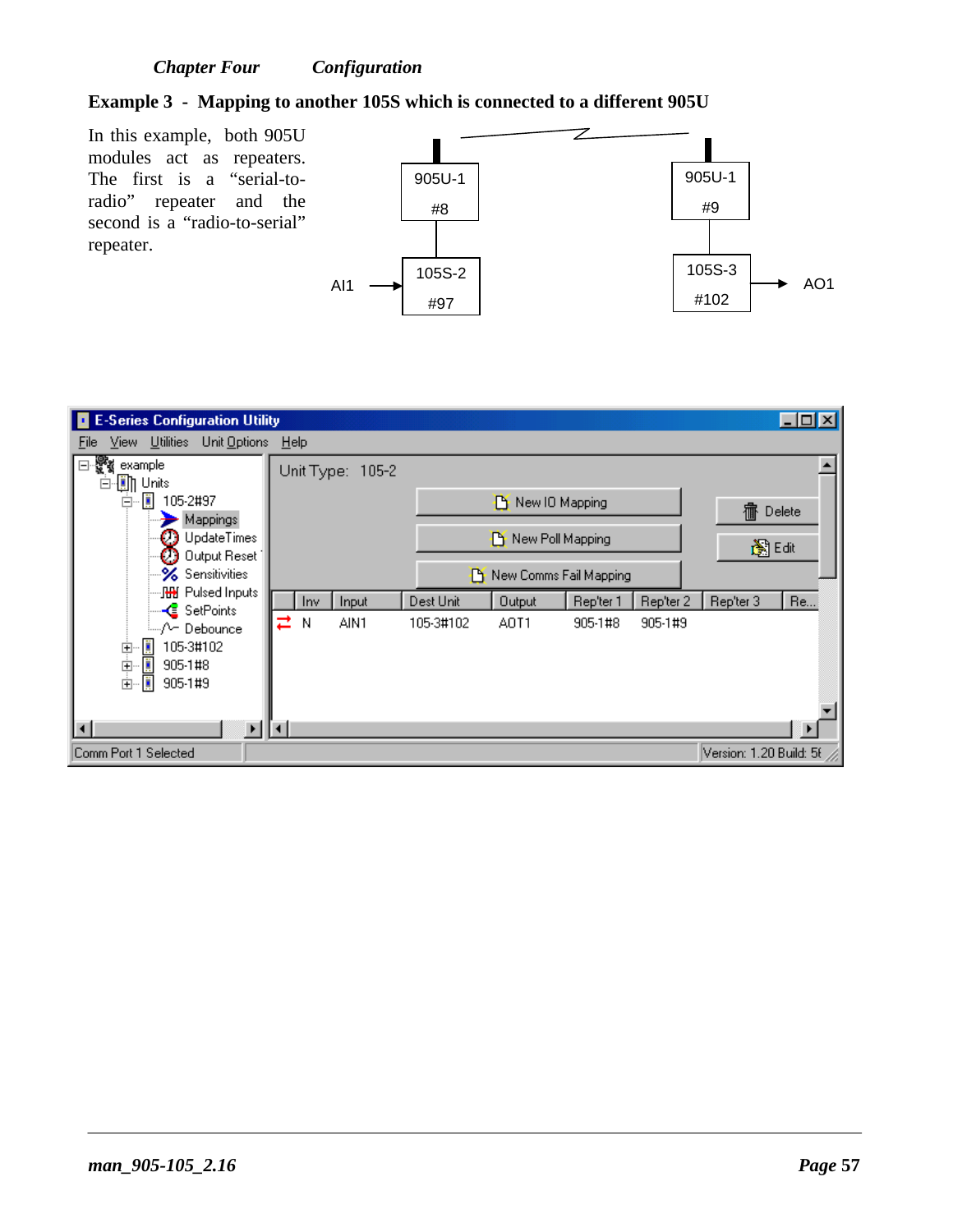### Example 3 - Mapping to another 105S which is connected to a different 905U

In this example, both 905U modules act as repeaters. The first is a "serial-to-radio" repeater and the second is a "radio-to-serial" repeater.

905U-1 #8

105S-2 #97

AI1

905U-1 #9

105S-3 #102

AO1

**E-Series Configuration Utility**

File View Utilities Unit Options Help

- example
  - Units
    - 105-2#97
      - Mappings
      - UpdateTimes
      - Output Reset
      - Sensitivities
      - Pulsed Inputs
      - SetPoints
      - Debounce
    - 105-3#102
    - 905-1#8
    - 905-1#9

Unit Type: 105-2

New IO Mapping | New Poll Mapping | New Comms Fail Mapping | Delete | Edit

| Inv | Input | Dest Unit | Output | Rep'ter 1 | Rep'ter 2 | Rep'ter 3 | Re... |
|---|---|---|---|---|---|---|---|
| N | AIN1 | 105-3#102 | AOT1 | 905-1#8 | 905-1#9 | | |

Comm Port 1 Selected | Version: 1.20 Build: 5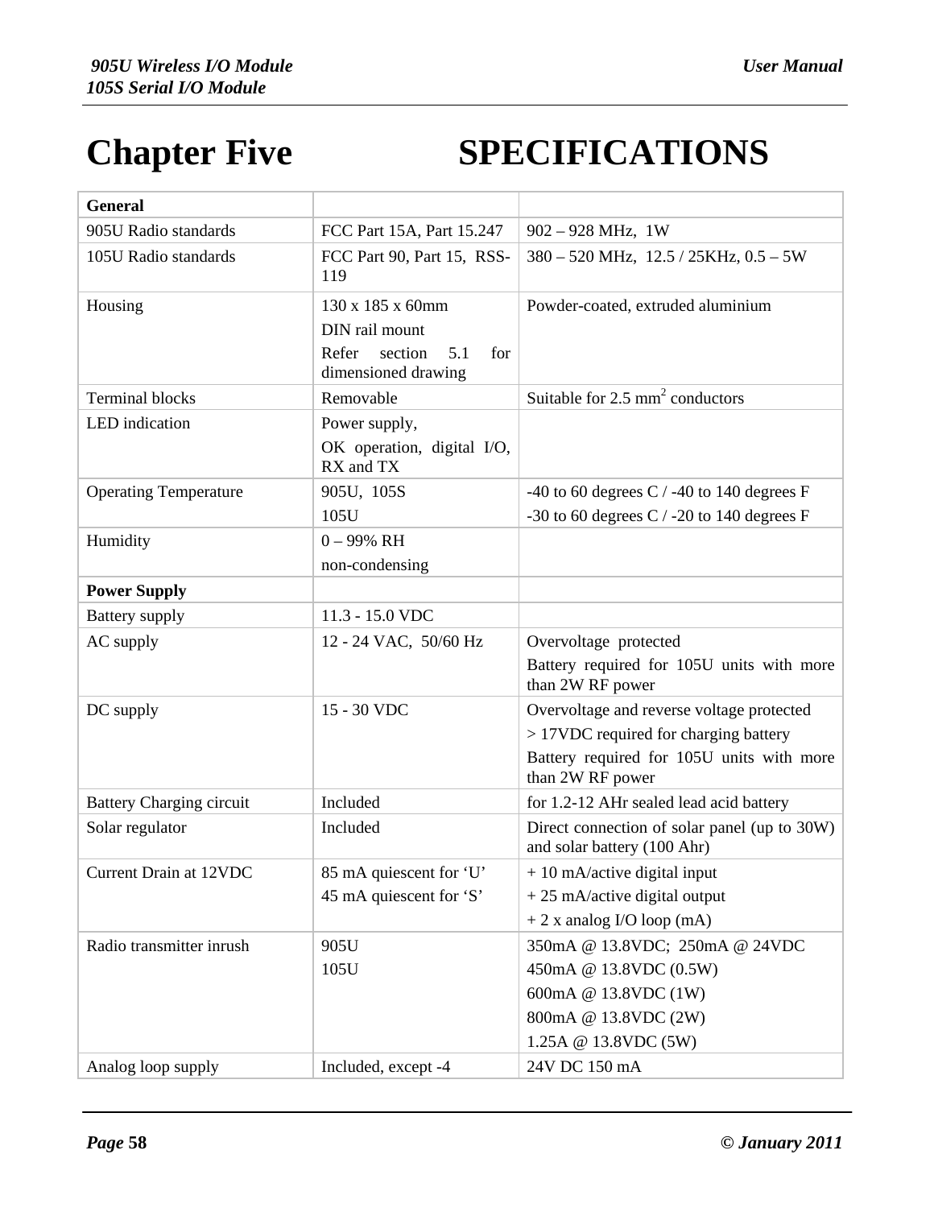# Chapter Five SPECIFICATIONS

| **General** | | |
|---|---|---|
| 905U Radio standards | FCC Part 15A, Part 15.247 | 902 – 928 MHz, 1W |
| 105U Radio standards | FCC Part 90, Part 15, RSS-119 | 380 – 520 MHz, 12.5 / 25KHz, 0.5 – 5W |
| Housing | 130 x 185 x 60mm<br>DIN rail mount<br>Refer section 5.1 for dimensioned drawing | Powder-coated, extruded aluminium |
| Terminal blocks | Removable | Suitable for 2.5 $mm^2$ conductors |
| LED indication | Power supply,<br>OK operation, digital I/O, RX and TX | |
| Operating Temperature | 905U, 105S<br>105U | -40 to 60 degrees C / -40 to 140 degrees F<br>-30 to 60 degrees C / -20 to 140 degrees F |
| Humidity | 0 – 99% RH<br>non-condensing | |
| **Power Supply** | | |
| Battery supply | 11.3 - 15.0 VDC | |
| AC supply | 12 - 24 VAC, 50/60 Hz | Overvoltage protected<br>Battery required for 105U units with more than 2W RF power |
| DC supply | 15 - 30 VDC | Overvoltage and reverse voltage protected<br>> 17VDC required for charging battery<br>Battery required for 105U units with more than 2W RF power |
| Battery Charging circuit | Included | for 1.2-12 AHr sealed lead acid battery |
| Solar regulator | Included | Direct connection of solar panel (up to 30W) and solar battery (100 Ahr) |
| Current Drain at 12VDC | 85 mA quiescent for 'U'<br>45 mA quiescent for 'S' | + 10 mA/active digital input<br>+ 25 mA/active digital output<br>+ 2 x analog I/O loop (mA) |
| Radio transmitter inrush | 905U<br>105U | 350mA @ 13.8VDC; 250mA @ 24VDC<br>450mA @ 13.8VDC (0.5W)<br>600mA @ 13.8VDC (1W)<br>800mA @ 13.8VDC (2W)<br>1.25A @ 13.8VDC (5W) |
| Analog loop supply | Included, except -4 | 24V DC 150 mA |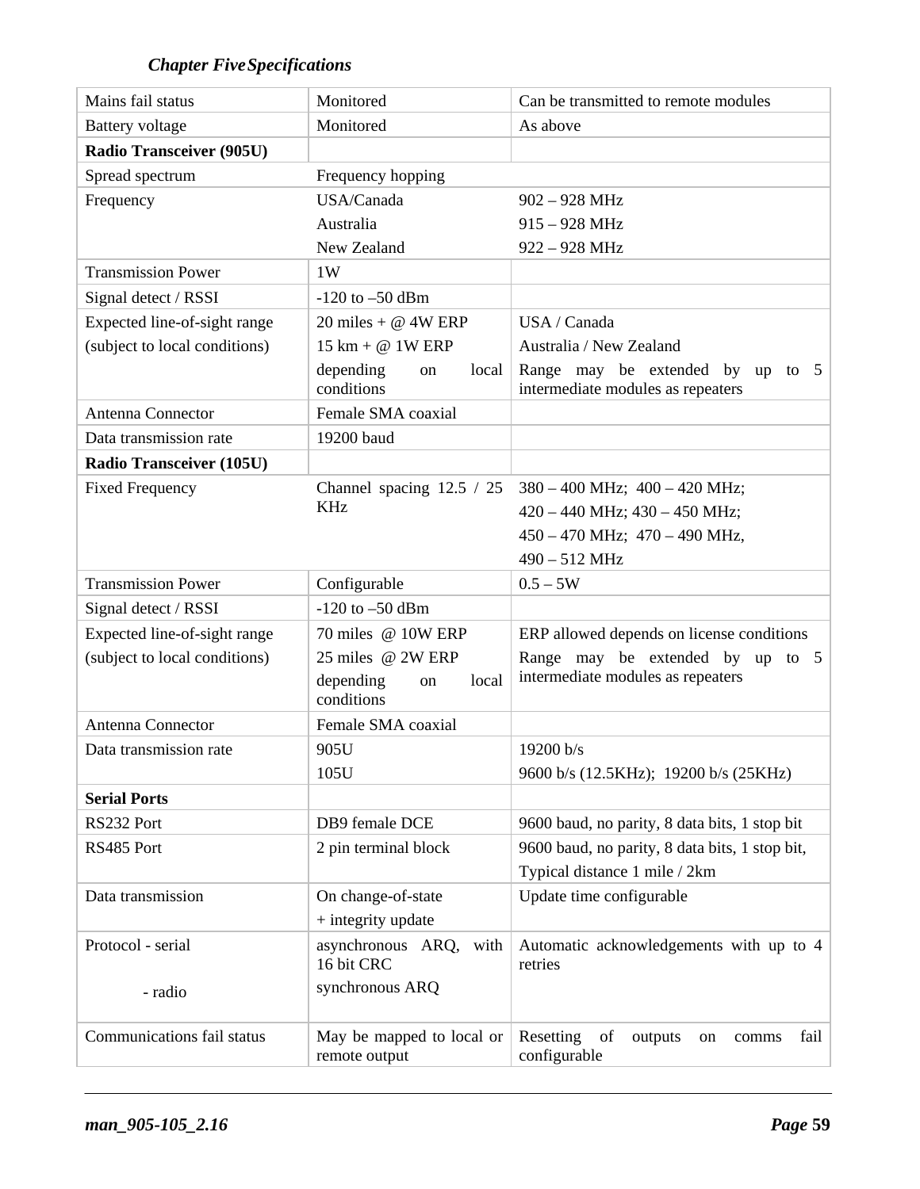| | | |
|---|---|---|
| Mains fail status | Monitored | Can be transmitted to remote modules |
| Battery voltage | Monitored | As above |
| **Radio Transceiver (905U)** | | |
| Spread spectrum | Frequency hopping | |
| Frequency | USA/Canada<br>Australia<br>New Zealand | 902 – 928 MHz<br>915 – 928 MHz<br>922 – 928 MHz |
| Transmission Power | 1W | |
| Signal detect / RSSI | -120 to –50 dBm | |
| Expected line-of-sight range<br>(subject to local conditions) | 20 miles + @ 4W ERP<br>15 km + @ 1W ERP<br>depending on local conditions | USA / Canada<br>Australia / New Zealand<br>Range may be extended by up to 5 intermediate modules as repeaters |
| Antenna Connector | Female SMA coaxial | |
| Data transmission rate | 19200 baud | |
| **Radio Transceiver (105U)** | | |
| Fixed Frequency | Channel spacing 12.5 / 25 KHz | 380 – 400 MHz; 400 – 420 MHz;<br>420 – 440 MHz; 430 – 450 MHz;<br>450 – 470 MHz; 470 – 490 MHz,<br>490 – 512 MHz |
| Transmission Power | Configurable | 0.5 – 5W |
| Signal detect / RSSI | -120 to –50 dBm | |
| Expected line-of-sight range<br>(subject to local conditions) | 70 miles @ 10W ERP<br>25 miles @ 2W ERP<br>depending on local conditions | ERP allowed depends on license conditions<br>Range may be extended by up to 5 intermediate modules as repeaters |
| Antenna Connector | Female SMA coaxial | |
| Data transmission rate | 905U<br>105U | 19200 b/s<br>9600 b/s (12.5KHz); 19200 b/s (25KHz) |
| **Serial Ports** | | |
| RS232 Port | DB9 female DCE | 9600 baud, no parity, 8 data bits, 1 stop bit |
| RS485 Port | 2 pin terminal block | 9600 baud, no parity, 8 data bits, 1 stop bit,<br>Typical distance 1 mile / 2km |
| Data transmission | On change-of-state<br>+ integrity update | Update time configurable |
| Protocol - serial<br>- radio | asynchronous ARQ, with 16 bit CRC<br>synchronous ARQ | Automatic acknowledgements with up to 4 retries |
| Communications fail status | May be mapped to local or remote output | Resetting of outputs on comms fail configurable |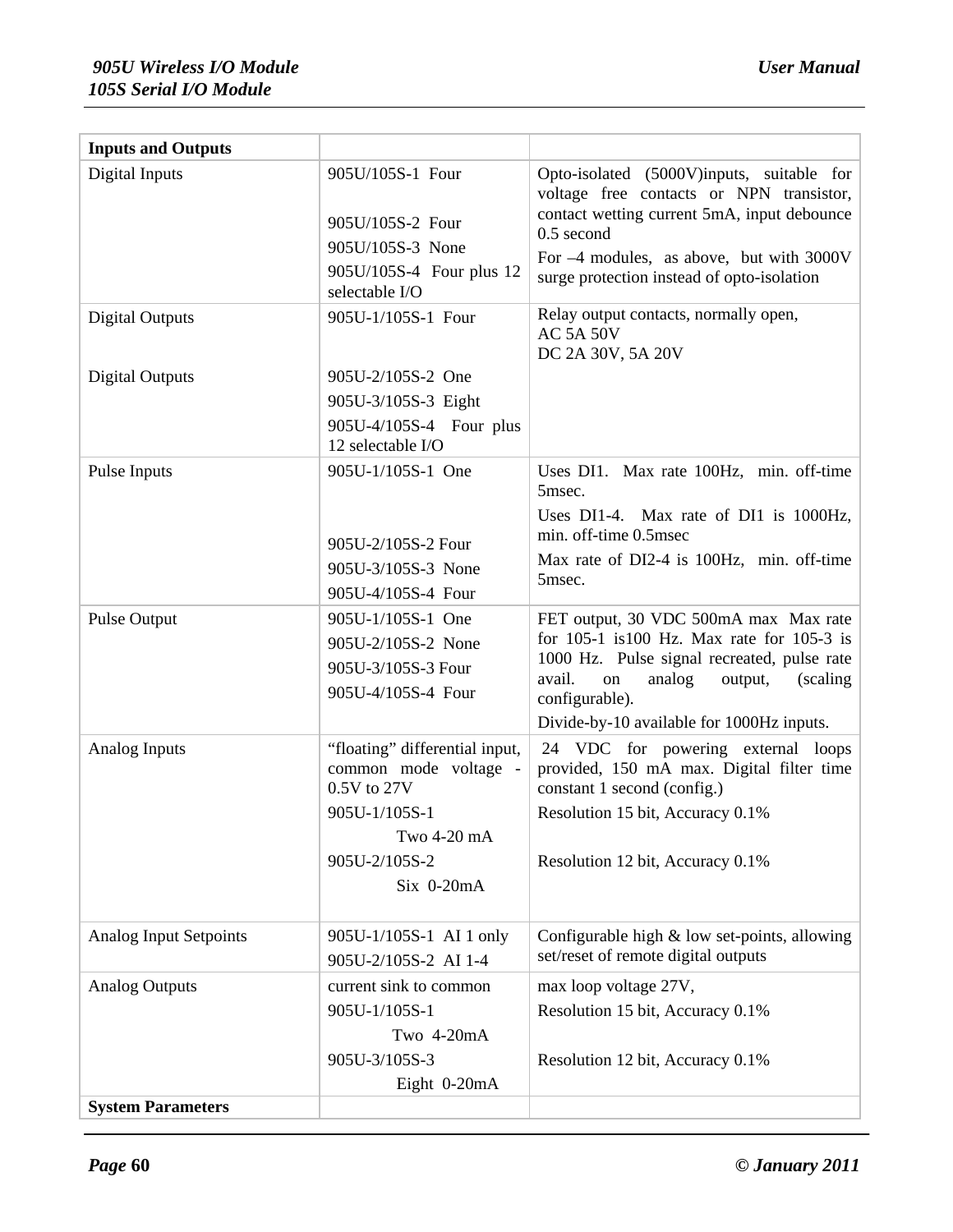| Inputs and Outputs | | |
|---|---|---|
| Digital Inputs | 905U/105S-1 Four<br><br>905U/105S-2 Four<br>905U/105S-3 None<br>905U/105S-4 Four plus 12 selectable I/O | Opto-isolated (5000V)inputs, suitable for voltage free contacts or NPN transistor, contact wetting current 5mA, input debounce 0.5 second<br>For –4 modules, as above, but with 3000V surge protection instead of opto-isolation |
| Digital Outputs<br><br><br>Digital Outputs | 905U-1/105S-1 Four<br><br><br>905U-2/105S-2 One<br>905U-3/105S-3 Eight<br>905U-4/105S-4 Four plus 12 selectable I/O | Relay output contacts, normally open,<br>AC 5A 50V<br>DC 2A 30V, 5A 20V |
| Pulse Inputs | 905U-1/105S-1 One<br><br><br>905U-2/105S-2 Four<br>905U-3/105S-3 None<br>905U-4/105S-4 Four | Uses DI1. Max rate 100Hz, min. off-time 5msec.<br>Uses DI1-4. Max rate of DI1 is 1000Hz, min. off-time 0.5msec<br>Max rate of DI2-4 is 100Hz, min. off-time 5msec. |
| Pulse Output | 905U-1/105S-1 One<br>905U-2/105S-2 None<br>905U-3/105S-3 Four<br>905U-4/105S-4 Four | FET output, 30 VDC 500mA max Max rate for 105-1 is100 Hz. Max rate for 105-3 is 1000 Hz. Pulse signal recreated, pulse rate avail. on analog output, (scaling configurable).<br>Divide-by-10 available for 1000Hz inputs. |
| Analog Inputs | "floating" differential input, common mode voltage -0.5V to 27V<br>905U-1/105S-1<br>Two 4-20 mA<br>905U-2/105S-2<br>Six 0-20mA | 24 VDC for powering external loops provided, 150 mA max. Digital filter time constant 1 second (config.)<br>Resolution 15 bit, Accuracy 0.1%<br><br>Resolution 12 bit, Accuracy 0.1% |
| Analog Input Setpoints | 905U-1/105S-1 AI 1 only<br>905U-2/105S-2 AI 1-4 | Configurable high & low set-points, allowing set/reset of remote digital outputs |
| Analog Outputs | current sink to common<br>905U-1/105S-1<br>Two 4-20mA<br>905U-3/105S-3<br>Eight 0-20mA | max loop voltage 27V,<br>Resolution 15 bit, Accuracy 0.1%<br><br>Resolution 12 bit, Accuracy 0.1% |
| **System Parameters** | | |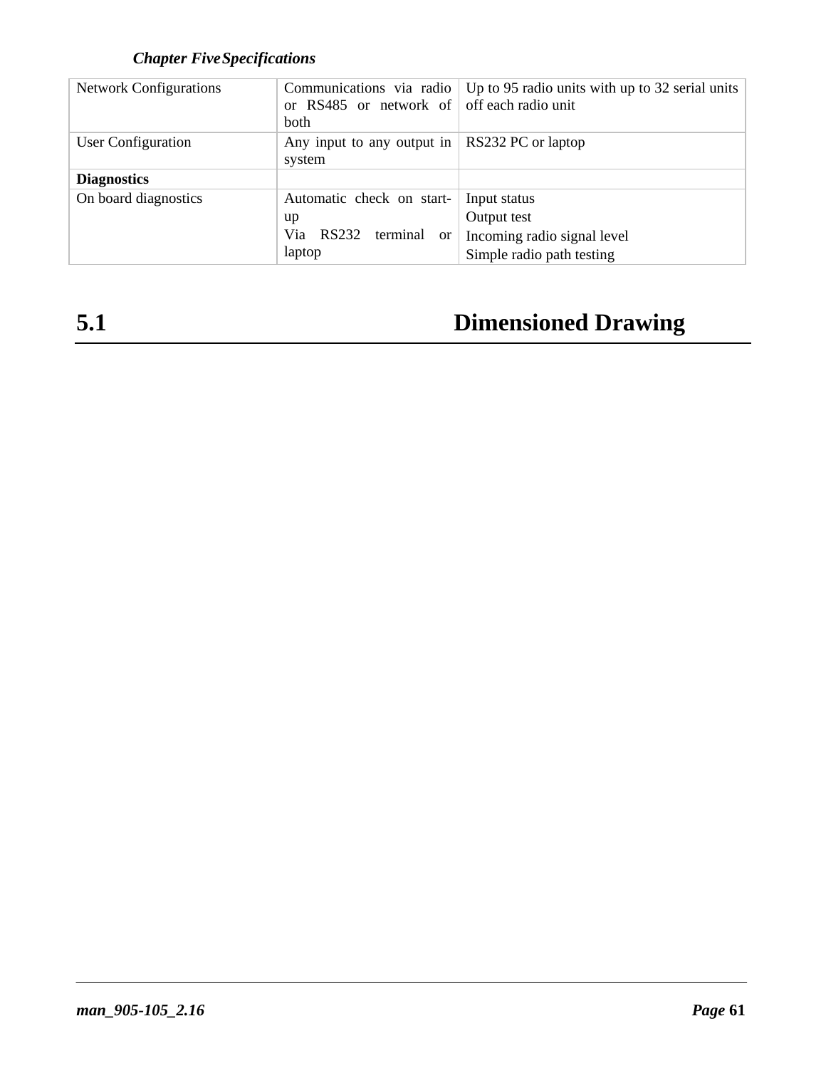| Network Configurations | Communications via radio or RS485 or network of both | Up to 95 radio units with up to 32 serial units off each radio unit |
|---|---|---|
| User Configuration | Any input to any output in system | RS232 PC or laptop |
| **Diagnostics** | | |
| On board diagnostics | Automatic check on start-up<br>Via RS232 terminal or laptop | Input status<br>Output test<br>Incoming radio signal level<br>Simple radio path testing |

## 5.1 Dimensioned Drawing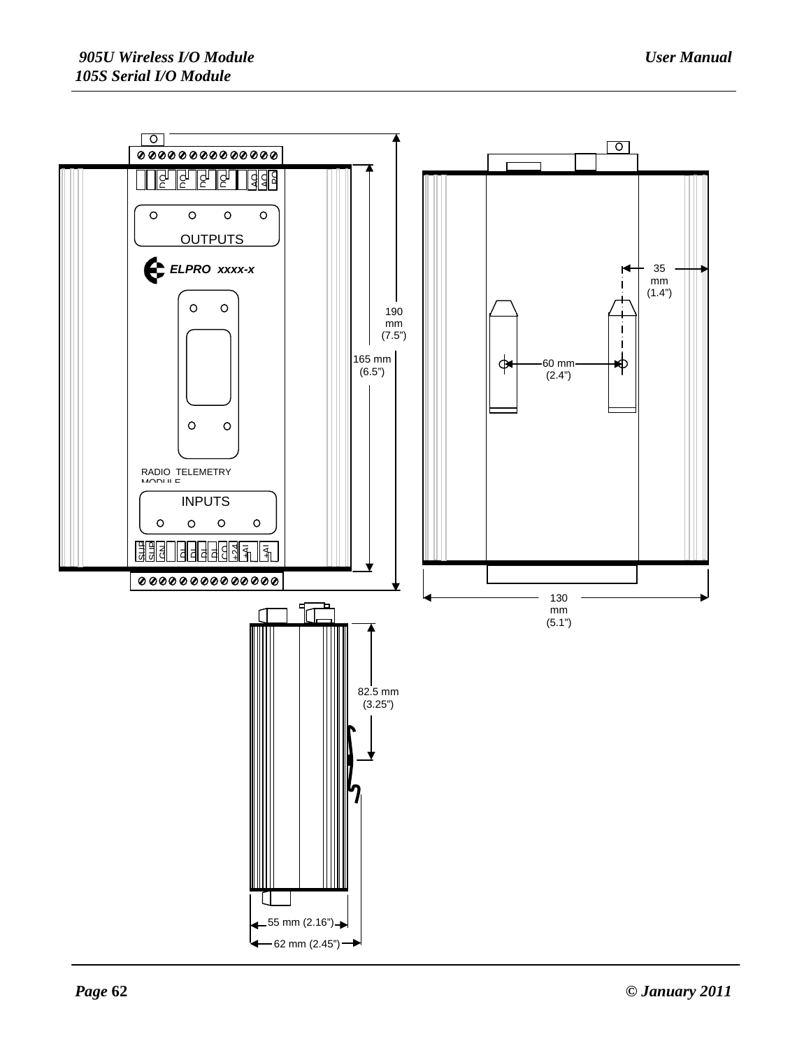OUTPUTS

ELPRO xxxx-x

RADIO TELEMETRY MODULE

INPUTS

190 mm (7.5")

165 mm (6.5")

35 mm (1.4")

60 mm (2.4")

130 mm (5.1")

82.5 mm (3.25")

55 mm (2.16")

62 mm (2.45")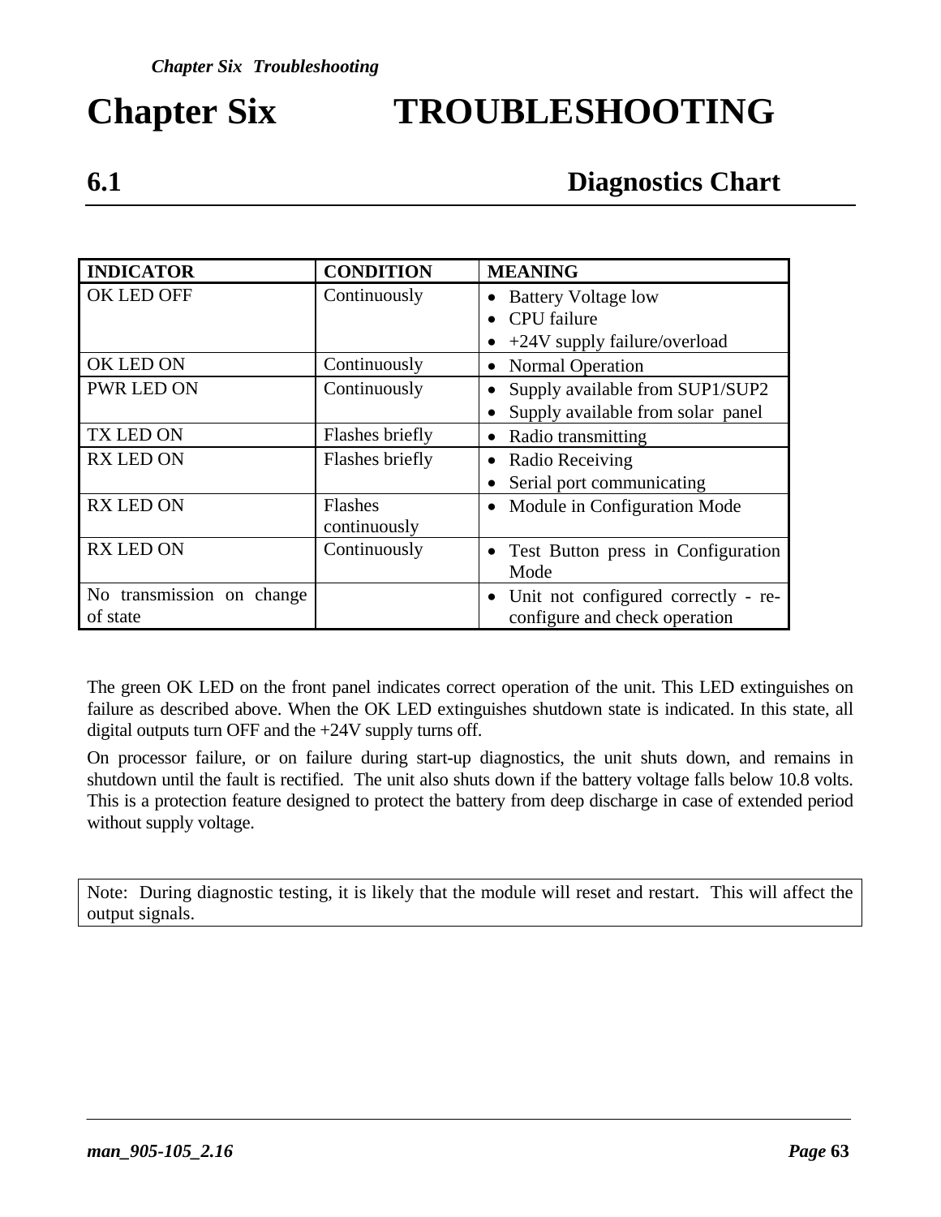# Chapter Six TROUBLESHOOTING

## 6.1 Diagnostics Chart

| INDICATOR | CONDITION | MEANING |
|---|---|---|
| OK LED OFF | Continuously | • Battery Voltage low<br>• CPU failure<br>• +24V supply failure/overload |
| OK LED ON | Continuously | • Normal Operation |
| PWR LED ON | Continuously | • Supply available from SUP1/SUP2<br>• Supply available from solar panel |
| TX LED ON | Flashes briefly | • Radio transmitting |
| RX LED ON | Flashes briefly | • Radio Receiving<br>• Serial port communicating |
| RX LED ON | Flashes continuously | • Module in Configuration Mode |
| RX LED ON | Continuously | • Test Button press in Configuration Mode |
| No transmission on change of state | | • Unit not configured correctly - re-configure and check operation |

The green OK LED on the front panel indicates correct operation of the unit. This LED extinguishes on failure as described above. When the OK LED extinguishes shutdown state is indicated. In this state, all digital outputs turn OFF and the +24V supply turns off.

On processor failure, or on failure during start-up diagnostics, the unit shuts down, and remains in shutdown until the fault is rectified. The unit also shuts down if the battery voltage falls below 10.8 volts. This is a protection feature designed to protect the battery from deep discharge in case of extended period without supply voltage.

Note: During diagnostic testing, it is likely that the module will reset and restart. This will affect the output signals.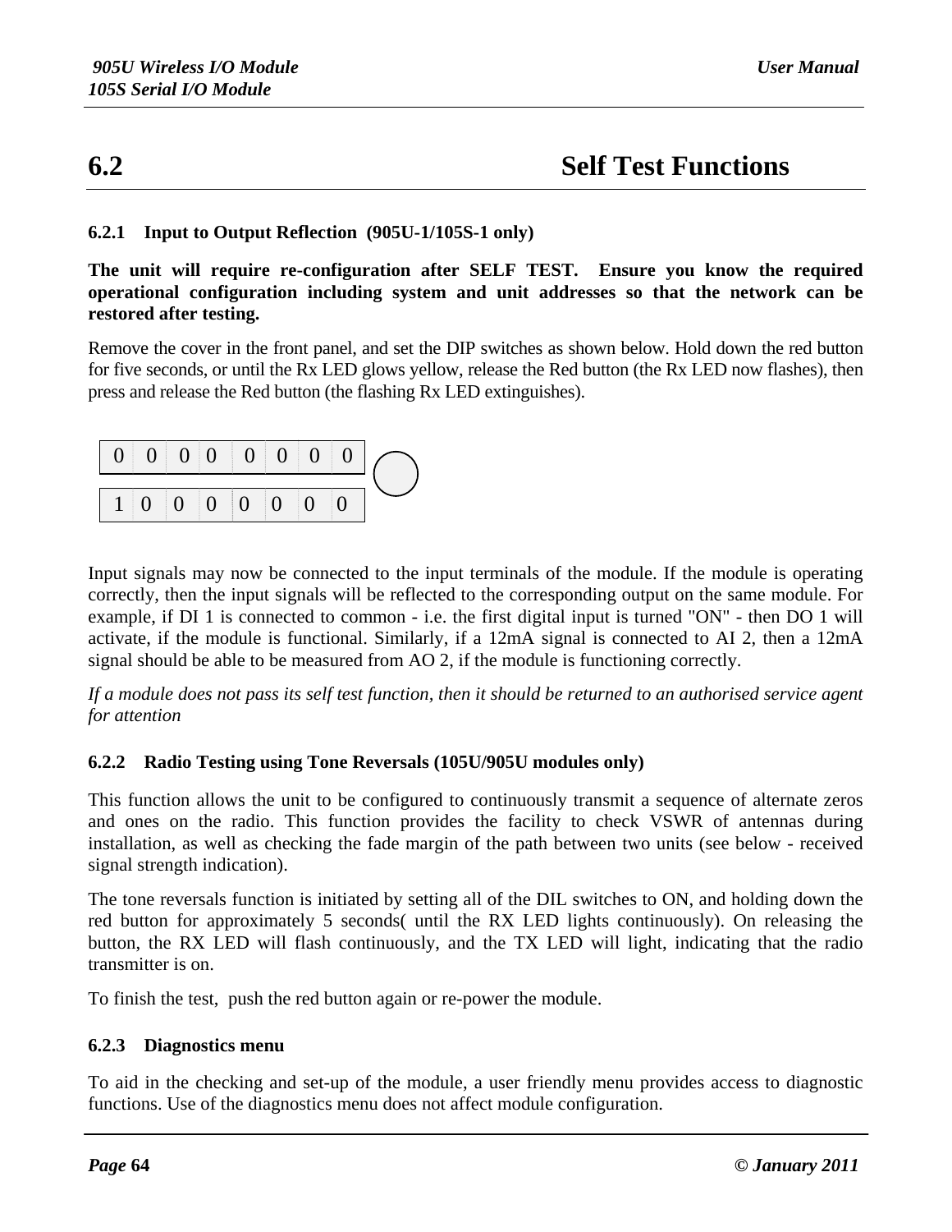## 6.2 Self Test Functions

### 6.2.1 Input to Output Reflection (905U-1/105S-1 only)

**The unit will require re-configuration after SELF TEST. Ensure you know the required operational configuration including system and unit addresses so that the network can be restored after testing.**

Remove the cover in the front panel, and set the DIP switches as shown below. Hold down the red button for five seconds, or until the Rx LED glows yellow, release the Red button (the Rx LED now flashes), then press and release the Red button (the flashing Rx LED extinguishes).

| 0 | 0 | 0 | 0 | 0 | 0 | 0 | 0 |
|---|---|---|---|---|---|---|---|
| 1 | 0 | 0 | 0 | 0 | 0 | 0 | 0 |

Input signals may now be connected to the input terminals of the module. If the module is operating correctly, then the input signals will be reflected to the corresponding output on the same module. For example, if DI 1 is connected to common - i.e. the first digital input is turned "ON" - then DO 1 will activate, if the module is functional. Similarly, if a 12mA signal is connected to AI 2, then a 12mA signal should be able to be measured from AO 2, if the module is functioning correctly.

*If a module does not pass its self test function, then it should be returned to an authorised service agent for attention*

### 6.2.2 Radio Testing using Tone Reversals (105U/905U modules only)

This function allows the unit to be configured to continuously transmit a sequence of alternate zeros and ones on the radio. This function provides the facility to check VSWR of antennas during installation, as well as checking the fade margin of the path between two units (see below - received signal strength indication).

The tone reversals function is initiated by setting all of the DIL switches to ON, and holding down the red button for approximately 5 seconds( until the RX LED lights continuously). On releasing the button, the RX LED will flash continuously, and the TX LED will light, indicating that the radio transmitter is on.

To finish the test, push the red button again or re-power the module.

### 6.2.3 Diagnostics menu

To aid in the checking and set-up of the module, a user friendly menu provides access to diagnostic functions. Use of the diagnostics menu does not affect module configuration.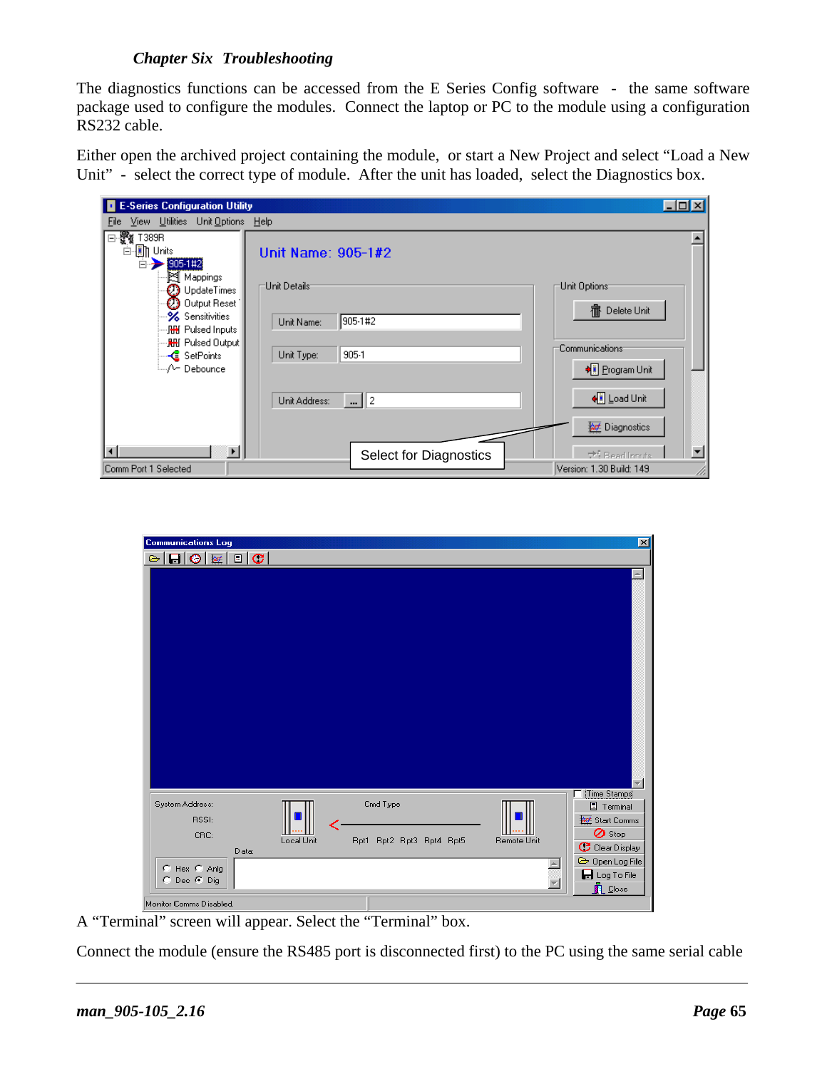*Chapter Six Troubleshooting*

The diagnostics functions can be accessed from the E Series Config software - the same software package used to configure the modules. Connect the laptop or PC to the module using a configuration RS232 cable.

Either open the archived project containing the module, or start a New Project and select "Load a New Unit" - select the correct type of module. After the unit has loaded, select the Diagnostics box.

A "Terminal" screen will appear. Select the "Terminal" box.

Connect the module (ensure the RS485 port is disconnected first) to the PC using the same serial cable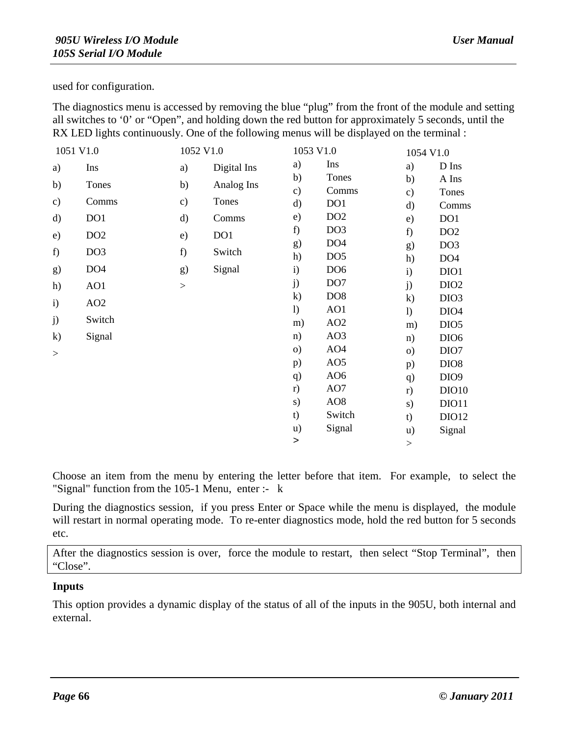used for configuration.

The diagnostics menu is accessed by removing the blue "plug" from the front of the module and setting all switches to '0' or "Open", and holding down the red button for approximately 5 seconds, until the RX LED lights continuously. One of the following menus will be displayed on the terminal :

| 1051 V1.0 | | 1052 V1.0 | | 1053 V1.0 | | 1054 V1.0 | |
|---|---|---|---|---|---|---|---|
| a) | Ins | a) | Digital Ins | a) | Ins | a) | D Ins |
| b) | Tones | b) | Analog Ins | b) | Tones | b) | A Ins |
| c) | Comms | c) | Tones | c) | Comms | c) | Tones |
| d) | DO1 | d) | Comms | d) | DO1 | d) | Comms |
| e) | DO2 | e) | DO1 | e) | DO2 | e) | DO1 |
| f) | DO3 | f) | Switch | f) | DO3 | f) | DO2 |
| g) | DO4 | g) | Signal | g) | DO4 | g) | DO3 |
| h) | AO1 | > | | h) | DO5 | h) | DO4 |
| i) | AO2 | | | i) | DO6 | i) | DIO1 |
| j) | Switch | | | j) | DO7 | j) | DIO2 |
| k) | Signal | | | k) | DO8 | k) | DIO3 |
| > | | | | l) | AO1 | l) | DIO4 |
| | | | | m) | AO2 | m) | DIO5 |
| | | | | n) | AO3 | n) | DIO6 |
| | | | | o) | AO4 | o) | DIO7 |
| | | | | p) | AO5 | p) | DIO8 |
| | | | | q) | AO6 | q) | DIO9 |
| | | | | r) | AO7 | r) | DIO10 |
| | | | | s) | AO8 | s) | DIO11 |
| | | | | t) | Switch | t) | DIO12 |
| | | | | u) | Signal | u) | Signal |
| | | | | > | | > | |

Choose an item from the menu by entering the letter before that item. For example, to select the "Signal" function from the 105-1 Menu, enter :- k

During the diagnostics session, if you press Enter or Space while the menu is displayed, the module will restart in normal operating mode. To re-enter diagnostics mode, hold the red button for 5 seconds etc.

After the diagnostics session is over, force the module to restart, then select "Stop Terminal", then "Close".

**Inputs**

This option provides a dynamic display of the status of all of the inputs in the 905U, both internal and external.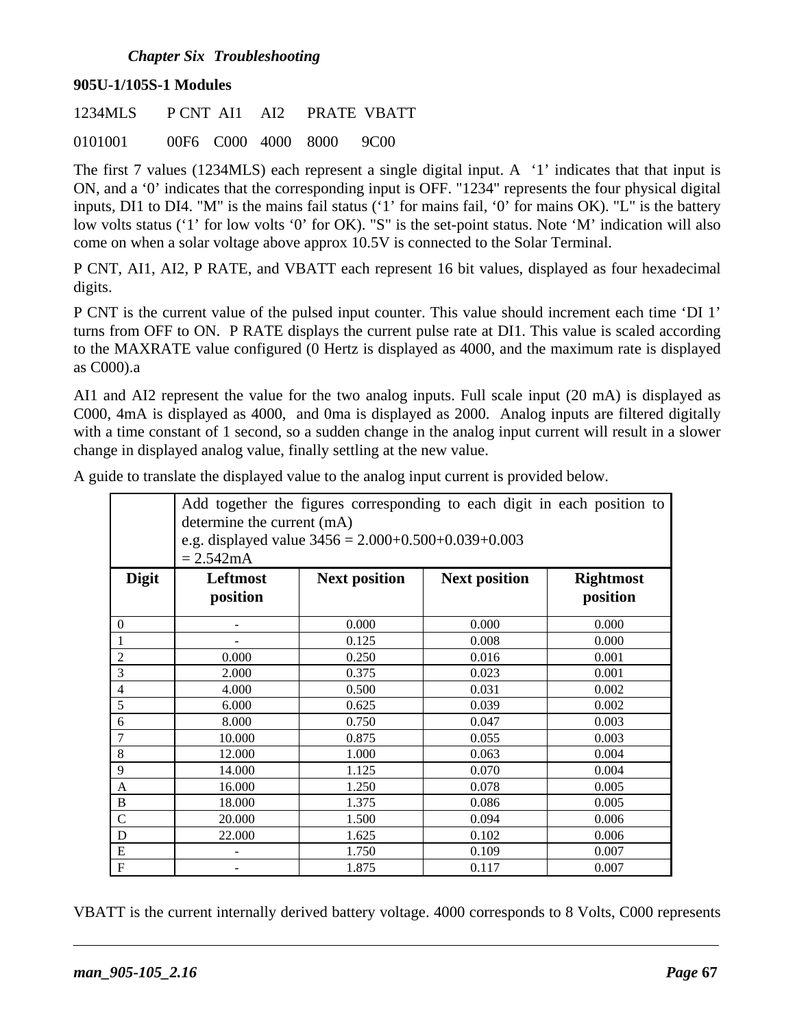### 905U-1/105S-1 Modules

```
1234MLS    P CNT  AI1    AI2    PRATE  VBATT
0101001    00F6   C000   4000   8000   9C00
```

The first 7 values (1234MLS) each represent a single digital input. A '1' indicates that that input is ON, and a '0' indicates that the corresponding input is OFF. "1234" represents the four physical digital inputs, DI1 to DI4. "M" is the mains fail status ('1' for mains fail, '0' for mains OK). "L" is the battery low volts status ('1' for low volts '0' for OK). "S" is the set-point status. Note 'M' indication will also come on when a solar voltage above approx 10.5V is connected to the Solar Terminal.

P CNT, AI1, AI2, P RATE, and VBATT each represent 16 bit values, displayed as four hexadecimal digits.

P CNT is the current value of the pulsed input counter. This value should increment each time 'DI 1' turns from OFF to ON. P RATE displays the current pulse rate at DI1. This value is scaled according to the MAXRATE value configured (0 Hertz is displayed as 4000, and the maximum rate is displayed as C000).a

AI1 and AI2 represent the value for the two analog inputs. Full scale input (20 mA) is displayed as C000, 4mA is displayed as 4000, and 0ma is displayed as 2000. Analog inputs are filtered digitally with a time constant of 1 second, so a sudden change in the analog input current will result in a slower change in displayed analog value, finally settling at the new value.

A guide to translate the displayed value to the analog input current is provided below.

| | Add together the figures corresponding to each digit in each position to determine the current (mA) e.g. displayed value 3456 = 2.000+0.500+0.039+0.003 = 2.542mA | | | |
|---|---|---|---|---|
| **Digit** | **Leftmost position** | **Next position** | **Next position** | **Rightmost position** |
| 0 | - | 0.000 | 0.000 | 0.000 |
| 1 | - | 0.125 | 0.008 | 0.000 |
| 2 | 0.000 | 0.250 | 0.016 | 0.001 |
| 3 | 2.000 | 0.375 | 0.023 | 0.001 |
| 4 | 4.000 | 0.500 | 0.031 | 0.002 |
| 5 | 6.000 | 0.625 | 0.039 | 0.002 |
| 6 | 8.000 | 0.750 | 0.047 | 0.003 |
| 7 | 10.000 | 0.875 | 0.055 | 0.003 |
| 8 | 12.000 | 1.000 | 0.063 | 0.004 |
| 9 | 14.000 | 1.125 | 0.070 | 0.004 |
| A | 16.000 | 1.250 | 0.078 | 0.005 |
| B | 18.000 | 1.375 | 0.086 | 0.005 |
| C | 20.000 | 1.500 | 0.094 | 0.006 |
| D | 22.000 | 1.625 | 0.102 | 0.006 |
| E | - | 1.750 | 0.109 | 0.007 |
| F | - | 1.875 | 0.117 | 0.007 |

VBATT is the current internally derived battery voltage. 4000 corresponds to 8 Volts, C000 represents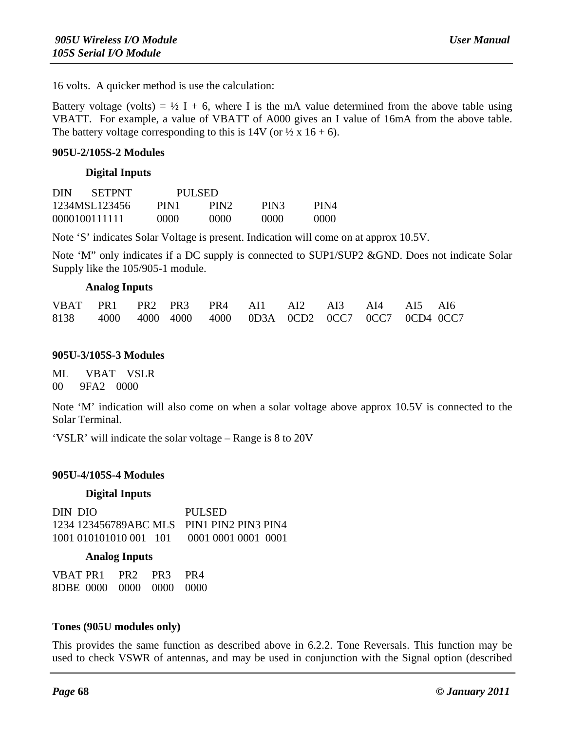16 volts. A quicker method is use the calculation:

Battery voltage (volts) = ½ I + 6, where I is the mA value determined from the above table using VBATT. For example, a value of VBATT of A000 gives an I value of 16mA from the above table. The battery voltage corresponding to this is 14V (or ½ x 16 + 6).

**905U-2/105S-2 Modules**

**Digital Inputs**

| DIN | SETPNT | PULSED | | | |
|---|---|---|---|---|---|
| 1234MSL123456 | | PIN1 | PIN2 | PIN3 | PIN4 |
| 0000100111111 | | 0000 | 0000 | 0000 | 0000 |

Note 'S' indicates Solar Voltage is present. Indication will come on at approx 10.5V.

Note 'M" only indicates if a DC supply is connected to SUP1/SUP2 &GND. Does not indicate Solar Supply like the 105/905-1 module.

**Analog Inputs**

| VBAT | PR1 | PR2 | PR3 | PR4 | AI1 | AI2 | AI3 | AI4 | AI5 | AI6 |
|---|---|---|---|---|---|---|---|---|---|---|
| 8138 | 4000 | 4000 | 4000 | 4000 | 0D3A | 0CD2 | 0CC7 | 0CC7 | 0CD4 | 0CC7 |

**905U-3/105S-3 Modules**

| ML | VBAT | VSLR |
|---|---|---|
| 00 | 9FA2 | 0000 |

Note 'M' indication will also come on when a solar voltage above approx 10.5V is connected to the Solar Terminal.

'VSLR' will indicate the solar voltage – Range is 8 to 20V

**905U-4/105S-4 Modules**

**Digital Inputs**

```
DIN  DIO                      PULSED
1234 123456789ABC MLS   PIN1 PIN2 PIN3 PIN4
1001 010101010 001   101     0001 0001 0001  0001
```

**Analog Inputs**

| VBAT | PR1 | PR2 | PR3 | PR4 |
|---|---|---|---|---|
| 8DBE | 0000 | 0000 | 0000 | 0000 |

**Tones (905U modules only)**

This provides the same function as described above in 6.2.2. Tone Reversals. This function may be used to check VSWR of antennas, and may be used in conjunction with the Signal option (described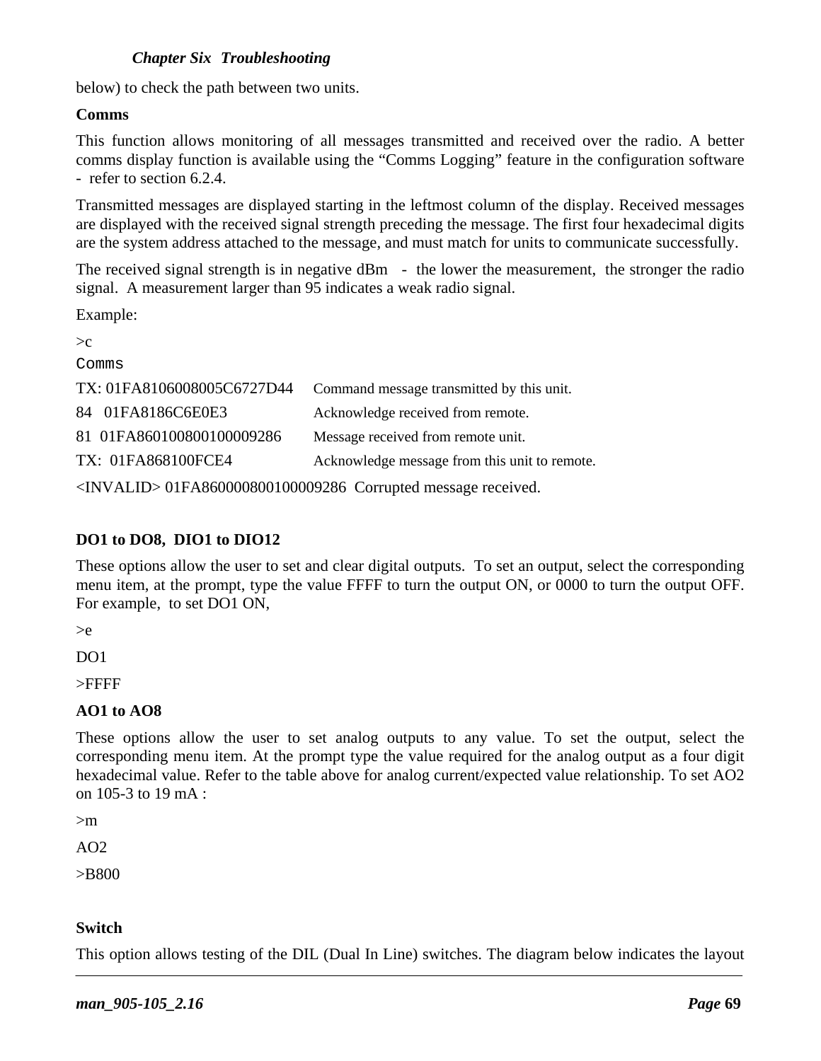below) to check the path between two units.

**Comms**

This function allows monitoring of all messages transmitted and received over the radio. A better comms display function is available using the "Comms Logging" feature in the configuration software - refer to section 6.2.4.

Transmitted messages are displayed starting in the leftmost column of the display. Received messages are displayed with the received signal strength preceding the message. The first four hexadecimal digits are the system address attached to the message, and must match for units to communicate successfully.

The received signal strength is in negative dBm - the lower the measurement, the stronger the radio signal. A measurement larger than 95 indicates a weak radio signal.

Example:

>c

```
Comms
```

| | |
|---|---|
| TX: 01FA8106008005C6727D44 | Command message transmitted by this unit. |
| 84 01FA8186C6E0E3 | Acknowledge received from remote. |
| 81 01FA860100800100009286 | Message received from remote unit. |
| TX: 01FA868100FCE4 | Acknowledge message from this unit to remote. |

<INVALID> 01FA860000800100009286 Corrupted message received.

**DO1 to DO8, DIO1 to DIO12**

These options allow the user to set and clear digital outputs. To set an output, select the corresponding menu item, at the prompt, type the value FFFF to turn the output ON, or 0000 to turn the output OFF. For example, to set DO1 ON,

>e

DO1

>FFFF

**AO1 to AO8**

These options allow the user to set analog outputs to any value. To set the output, select the corresponding menu item. At the prompt type the value required for the analog output as a four digit hexadecimal value. Refer to the table above for analog current/expected value relationship. To set AO2 on 105-3 to 19 mA :

>m

AO2

>B800

**Switch**

This option allows testing of the DIL (Dual In Line) switches. The diagram below indicates the layout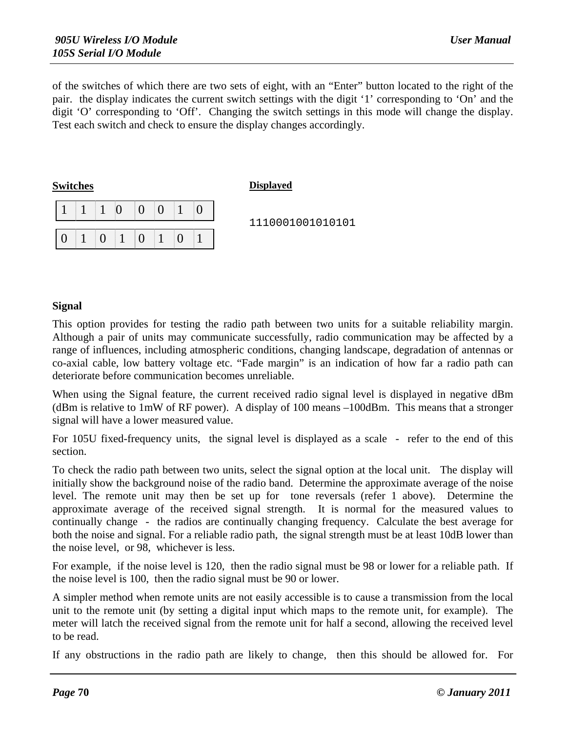of the switches of which there are two sets of eight, with an "Enter" button located to the right of the pair. the display indicates the current switch settings with the digit '1' corresponding to 'On' and the digit 'O' corresponding to 'Off'. Changing the switch settings in this mode will change the display. Test each switch and check to ensure the display changes accordingly.

**Switches**

| 1 | 1 | 1 | 0 | 0 | 0 | 1 | 0 |
|---|---|---|---|---|---|---|---|

| 0 | 1 | 0 | 1 | 0 | 1 | 0 | 1 |
|---|---|---|---|---|---|---|---|

**Displayed**

```
1110001001010101
```

**Signal**

This option provides for testing the radio path between two units for a suitable reliability margin. Although a pair of units may communicate successfully, radio communication may be affected by a range of influences, including atmospheric conditions, changing landscape, degradation of antennas or co-axial cable, low battery voltage etc. "Fade margin" is an indication of how far a radio path can deteriorate before communication becomes unreliable.

When using the Signal feature, the current received radio signal level is displayed in negative dBm (dBm is relative to 1mW of RF power). A display of 100 means –100dBm. This means that a stronger signal will have a lower measured value.

For 105U fixed-frequency units, the signal level is displayed as a scale - refer to the end of this section.

To check the radio path between two units, select the signal option at the local unit. The display will initially show the background noise of the radio band. Determine the approximate average of the noise level. The remote unit may then be set up for tone reversals (refer 1 above). Determine the approximate average of the received signal strength. It is normal for the measured values to continually change - the radios are continually changing frequency. Calculate the best average for both the noise and signal. For a reliable radio path, the signal strength must be at least 10dB lower than the noise level, or 98, whichever is less.

For example, if the noise level is 120, then the radio signal must be 98 or lower for a reliable path. If the noise level is 100, then the radio signal must be 90 or lower.

A simpler method when remote units are not easily accessible is to cause a transmission from the local unit to the remote unit (by setting a digital input which maps to the remote unit, for example). The meter will latch the received signal from the remote unit for half a second, allowing the received level to be read.

If any obstructions in the radio path are likely to change, then this should be allowed for. For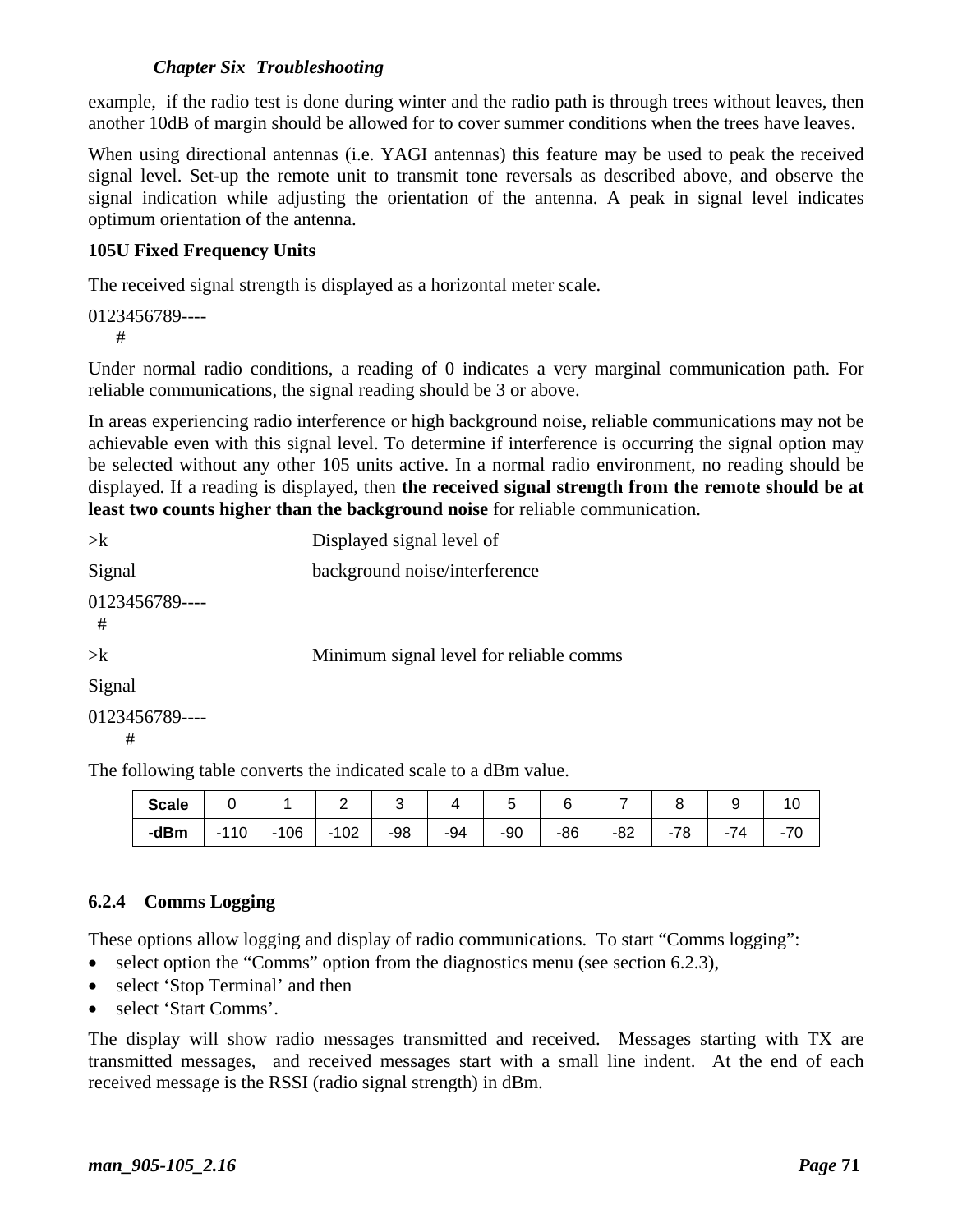example, if the radio test is done during winter and the radio path is through trees without leaves, then another 10dB of margin should be allowed for to cover summer conditions when the trees have leaves.

When using directional antennas (i.e. YAGI antennas) this feature may be used to peak the received signal level. Set-up the remote unit to transmit tone reversals as described above, and observe the signal indication while adjusting the orientation of the antenna. A peak in signal level indicates optimum orientation of the antenna.

**105U Fixed Frequency Units**

The received signal strength is displayed as a horizontal meter scale.

```
0123456789----
    #
```

Under normal radio conditions, a reading of 0 indicates a very marginal communication path. For reliable communications, the signal reading should be 3 or above.

In areas experiencing radio interference or high background noise, reliable communications may not be achievable even with this signal level. To determine if interference is occurring the signal option may be selected without any other 105 units active. In a normal radio environment, no reading should be displayed. If a reading is displayed, then **the received signal strength from the remote should be at least two counts higher than the background noise** for reliable communication.

```
>k                      Displayed signal level of
Signal                  background noise/interference
0123456789----
  #
```

```
>k                      Minimum signal level for reliable comms
Signal
0123456789----
      #
```

The following table converts the indicated scale to a dBm value.

| **Scale** | 0 | 1 | 2 | 3 | 4 | 5 | 6 | 7 | 8 | 9 | 10 |
|---|---|---|---|---|---|---|---|---|---|---|---|
| **-dBm** | -110 | -106 | -102 | -98 | -94 | -90 | -86 | -82 | -78 | -74 | -70 |

### 6.2.4 Comms Logging

These options allow logging and display of radio communications. To start "Comms logging":

- select option the "Comms" option from the diagnostics menu (see section 6.2.3),
- select 'Stop Terminal' and then
- select 'Start Comms'.

The display will show radio messages transmitted and received. Messages starting with TX are transmitted messages, and received messages start with a small line indent. At the end of each received message is the RSSI (radio signal strength) in dBm.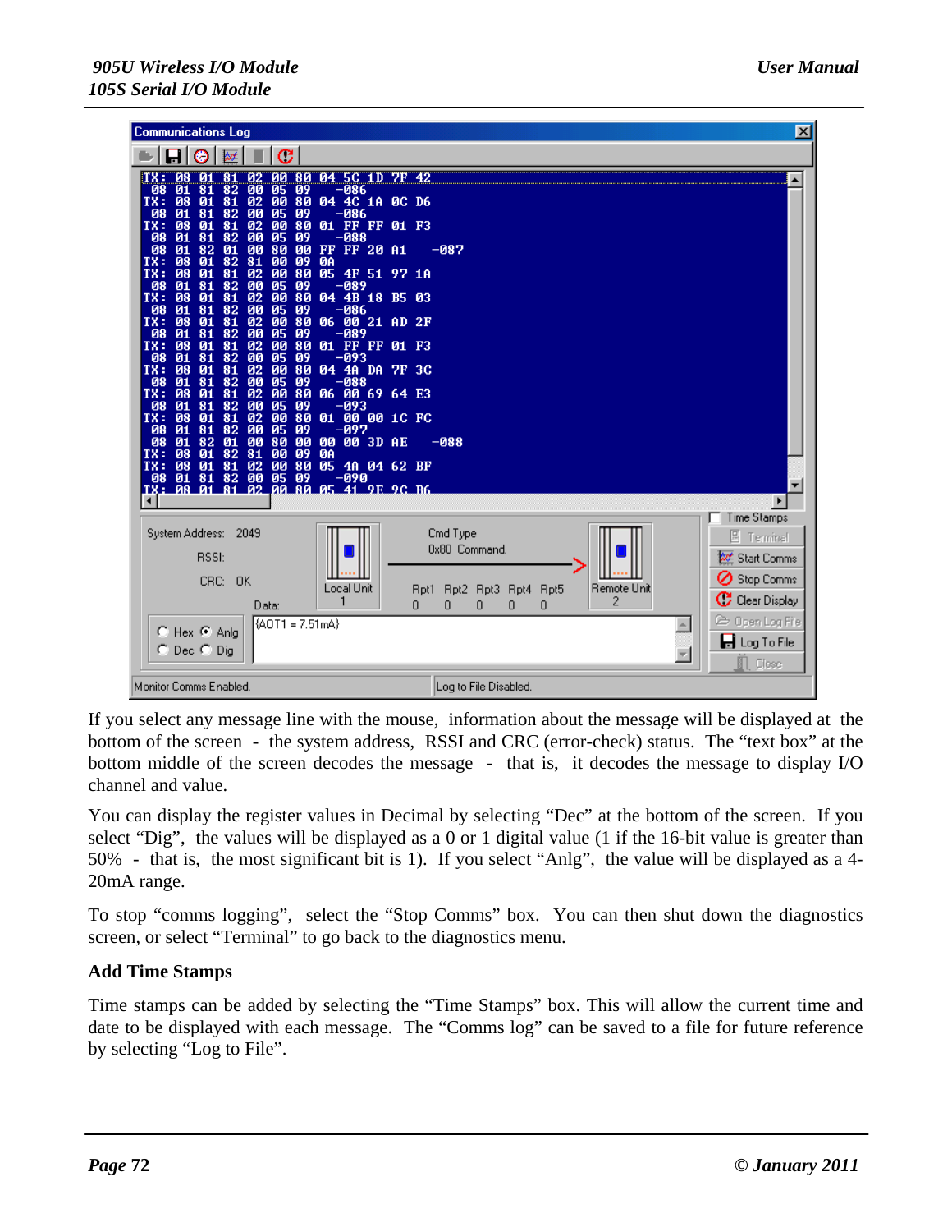If you select any message line with the mouse, information about the message will be displayed at the bottom of the screen - the system address, RSSI and CRC (error-check) status. The "text box" at the bottom middle of the screen decodes the message - that is, it decodes the message to display I/O channel and value.

You can display the register values in Decimal by selecting "Dec" at the bottom of the screen. If you select "Dig", the values will be displayed as a 0 or 1 digital value (1 if the 16-bit value is greater than 50% - that is, the most significant bit is 1). If you select "Anlg", the value will be displayed as a 4-20mA range.

To stop "comms logging", select the "Stop Comms" box. You can then shut down the diagnostics screen, or select "Terminal" to go back to the diagnostics menu.

### Add Time Stamps

Time stamps can be added by selecting the "Time Stamps" box. This will allow the current time and date to be displayed with each message. The "Comms log" can be saved to a file for future reference by selecting "Log to File".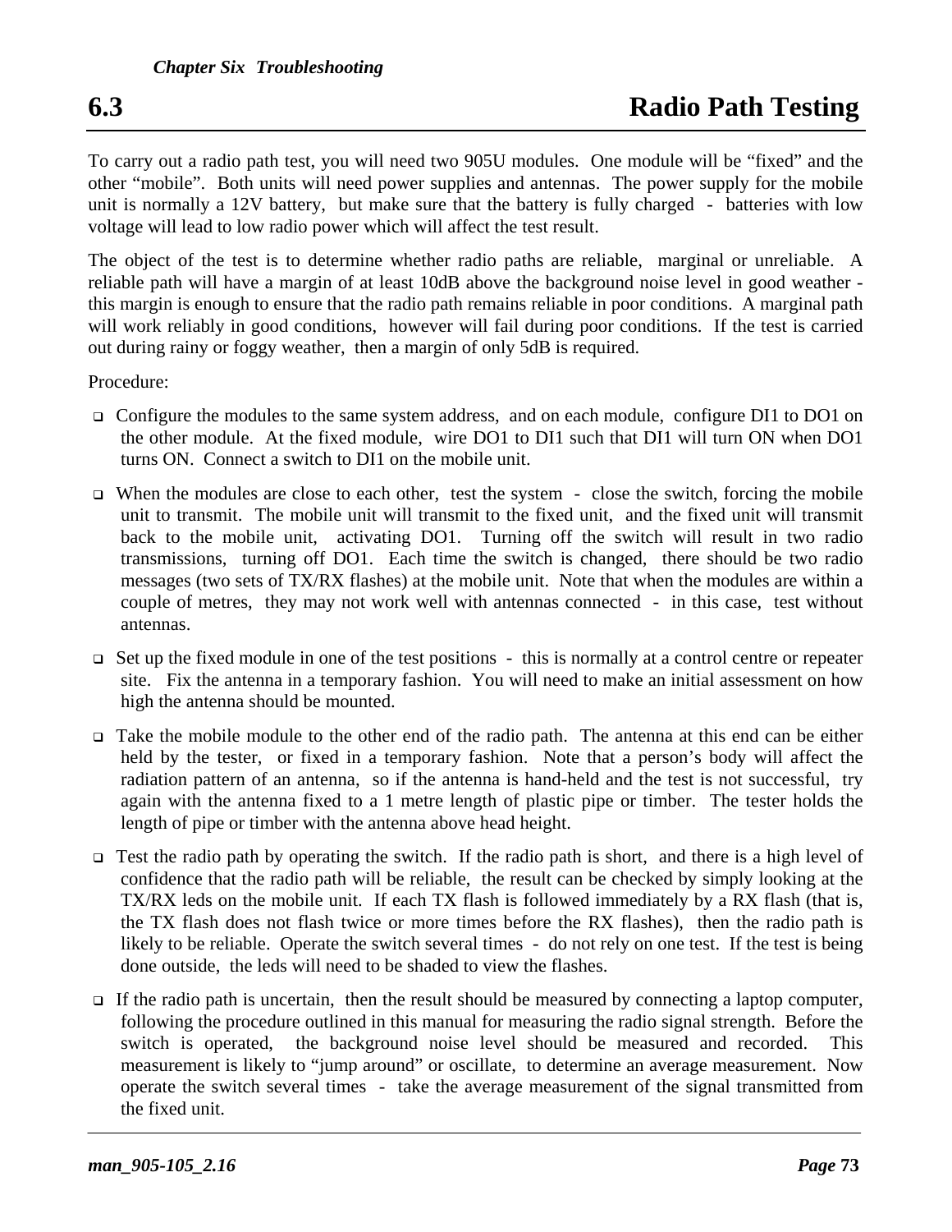## 6.3 Radio Path Testing

To carry out a radio path test, you will need two 905U modules. One module will be "fixed" and the other "mobile". Both units will need power supplies and antennas. The power supply for the mobile unit is normally a 12V battery, but make sure that the battery is fully charged - batteries with low voltage will lead to low radio power which will affect the test result.

The object of the test is to determine whether radio paths are reliable, marginal or unreliable. A reliable path will have a margin of at least 10dB above the background noise level in good weather - this margin is enough to ensure that the radio path remains reliable in poor conditions. A marginal path will work reliably in good conditions, however will fail during poor conditions. If the test is carried out during rainy or foggy weather, then a margin of only 5dB is required.

Procedure:

- Configure the modules to the same system address, and on each module, configure DI1 to DO1 on the other module. At the fixed module, wire DO1 to DI1 such that DI1 will turn ON when DO1 turns ON. Connect a switch to DI1 on the mobile unit.
- When the modules are close to each other, test the system - close the switch, forcing the mobile unit to transmit. The mobile unit will transmit to the fixed unit, and the fixed unit will transmit back to the mobile unit, activating DO1. Turning off the switch will result in two radio transmissions, turning off DO1. Each time the switch is changed, there should be two radio messages (two sets of TX/RX flashes) at the mobile unit. Note that when the modules are within a couple of metres, they may not work well with antennas connected - in this case, test without antennas.
- Set up the fixed module in one of the test positions - this is normally at a control centre or repeater site. Fix the antenna in a temporary fashion. You will need to make an initial assessment on how high the antenna should be mounted.
- Take the mobile module to the other end of the radio path. The antenna at this end can be either held by the tester, or fixed in a temporary fashion. Note that a person's body will affect the radiation pattern of an antenna, so if the antenna is hand-held and the test is not successful, try again with the antenna fixed to a 1 metre length of plastic pipe or timber. The tester holds the length of pipe or timber with the antenna above head height.
- Test the radio path by operating the switch. If the radio path is short, and there is a high level of confidence that the radio path will be reliable, the result can be checked by simply looking at the TX/RX leds on the mobile unit. If each TX flash is followed immediately by a RX flash (that is, the TX flash does not flash twice or more times before the RX flashes), then the radio path is likely to be reliable. Operate the switch several times - do not rely on one test. If the test is being done outside, the leds will need to be shaded to view the flashes.
- If the radio path is uncertain, then the result should be measured by connecting a laptop computer, following the procedure outlined in this manual for measuring the radio signal strength. Before the switch is operated, the background noise level should be measured and recorded. This measurement is likely to "jump around" or oscillate, to determine an average measurement. Now operate the switch several times - take the average measurement of the signal transmitted from the fixed unit.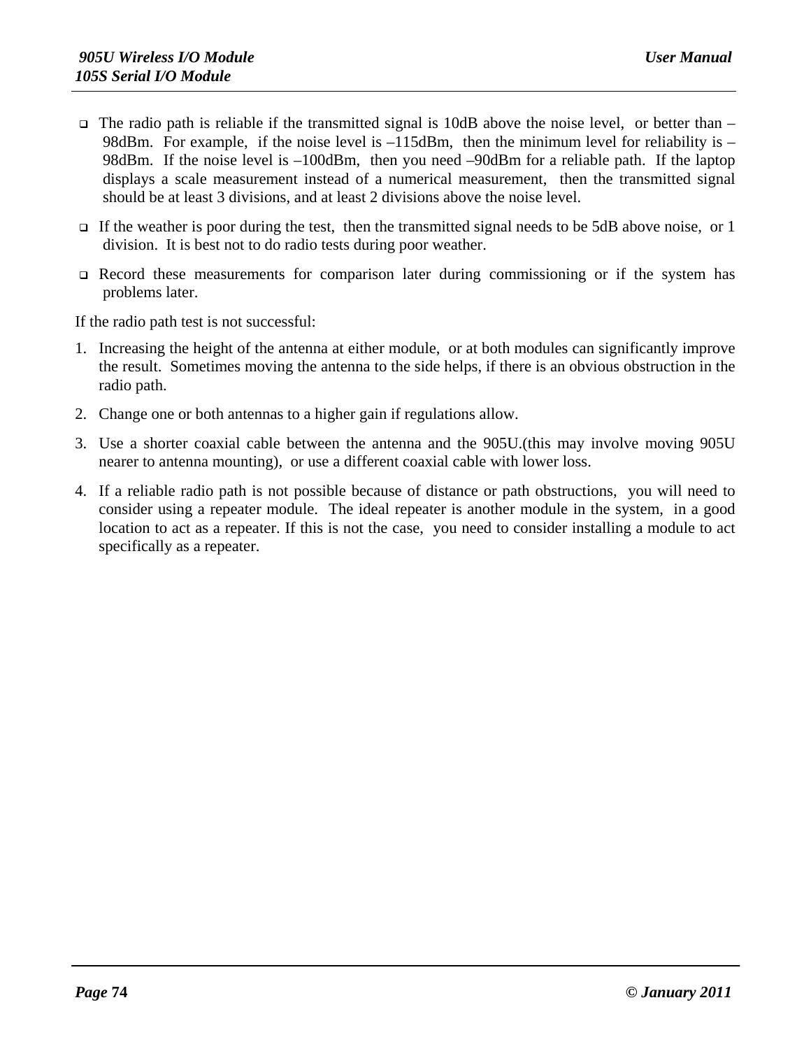- The radio path is reliable if the transmitted signal is 10dB above the noise level, or better than –98dBm. For example, if the noise level is –115dBm, then the minimum level for reliability is –98dBm. If the noise level is –100dBm, then you need –90dBm for a reliable path. If the laptop displays a scale measurement instead of a numerical measurement, then the transmitted signal should be at least 3 divisions, and at least 2 divisions above the noise level.
- If the weather is poor during the test, then the transmitted signal needs to be 5dB above noise, or 1 division. It is best not to do radio tests during poor weather.
- Record these measurements for comparison later during commissioning or if the system has problems later.

If the radio path test is not successful:

1. Increasing the height of the antenna at either module, or at both modules can significantly improve the result. Sometimes moving the antenna to the side helps, if there is an obvious obstruction in the radio path.
2. Change one or both antennas to a higher gain if regulations allow.
3. Use a shorter coaxial cable between the antenna and the 905U.(this may involve moving 905U nearer to antenna mounting), or use a different coaxial cable with lower loss.
4. If a reliable radio path is not possible because of distance or path obstructions, you will need to consider using a repeater module. The ideal repeater is another module in the system, in a good location to act as a repeater. If this is not the case, you need to consider installing a module to act specifically as a repeater.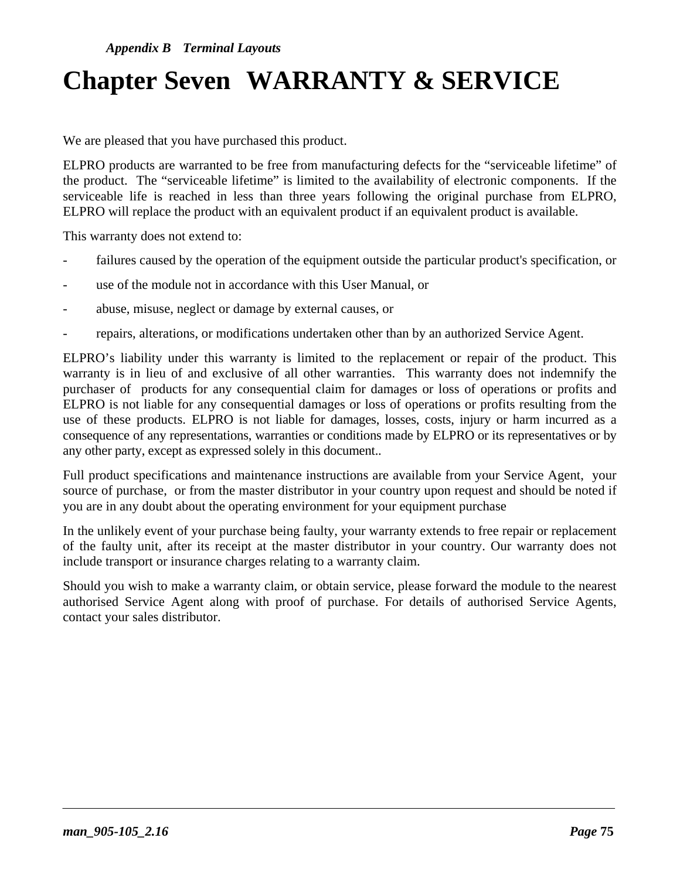# Chapter Seven WARRANTY & SERVICE

We are pleased that you have purchased this product.

ELPRO products are warranted to be free from manufacturing defects for the “serviceable lifetime” of the product. The “serviceable lifetime” is limited to the availability of electronic components. If the serviceable life is reached in less than three years following the original purchase from ELPRO, ELPRO will replace the product with an equivalent product if an equivalent product is available.

This warranty does not extend to:

- failures caused by the operation of the equipment outside the particular product's specification, or
- use of the module not in accordance with this User Manual, or
- abuse, misuse, neglect or damage by external causes, or
- repairs, alterations, or modifications undertaken other than by an authorized Service Agent.

ELPRO’s liability under this warranty is limited to the replacement or repair of the product. This warranty is in lieu of and exclusive of all other warranties. This warranty does not indemnify the purchaser of products for any consequential claim for damages or loss of operations or profits and ELPRO is not liable for any consequential damages or loss of operations or profits resulting from the use of these products. ELPRO is not liable for damages, losses, costs, injury or harm incurred as a consequence of any representations, warranties or conditions made by ELPRO or its representatives or by any other party, except as expressed solely in this document..

Full product specifications and maintenance instructions are available from your Service Agent, your source of purchase, or from the master distributor in your country upon request and should be noted if you are in any doubt about the operating environment for your equipment purchase

In the unlikely event of your purchase being faulty, your warranty extends to free repair or replacement of the faulty unit, after its receipt at the master distributor in your country. Our warranty does not include transport or insurance charges relating to a warranty claim.

Should you wish to make a warranty claim, or obtain service, please forward the module to the nearest authorised Service Agent along with proof of purchase. For details of authorised Service Agents, contact your sales distributor.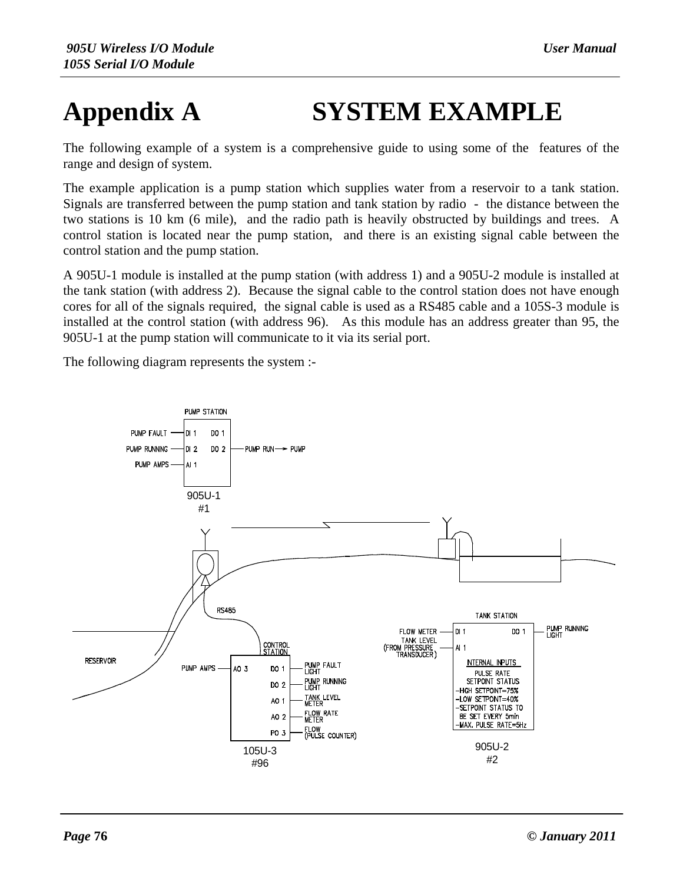# Appendix A SYSTEM EXAMPLE

The following example of a system is a comprehensive guide to using some of the features of the range and design of system.

The example application is a pump station which supplies water from a reservoir to a tank station. Signals are transferred between the pump station and tank station by radio - the distance between the two stations is 10 km (6 mile), and the radio path is heavily obstructed by buildings and trees. A control station is located near the pump station, and there is an existing signal cable between the control station and the pump station.

A 905U-1 module is installed at the pump station (with address 1) and a 905U-2 module is installed at the tank station (with address 2). Because the signal cable to the control station does not have enough cores for all of the signals required, the signal cable is used as a RS485 cable and a 105S-3 module is installed at the control station (with address 96). As this module has an address greater than 95, the 905U-1 at the pump station will communicate to it via its serial port.

The following diagram represents the system :-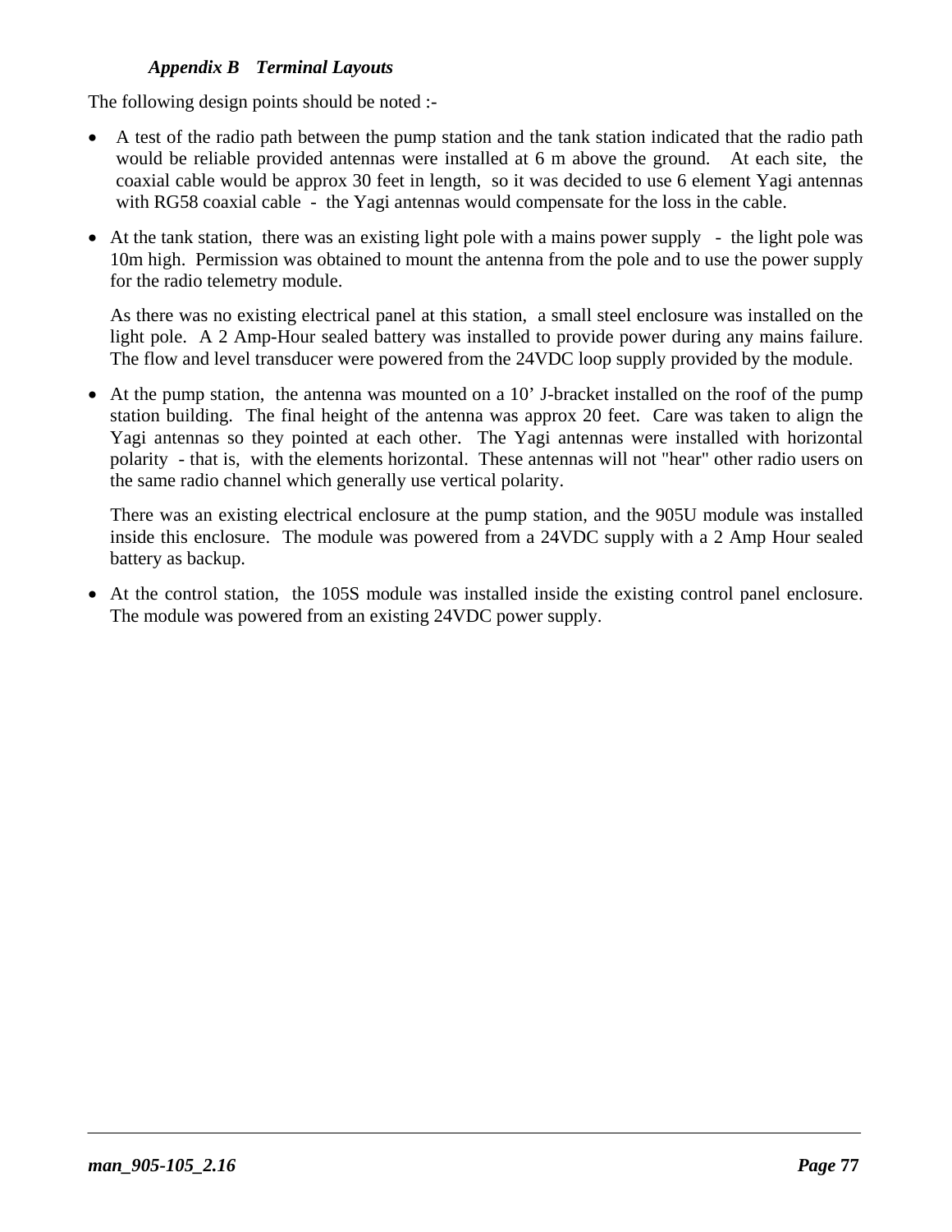### *Appendix B Terminal Layouts*

The following design points should be noted :-

- A test of the radio path between the pump station and the tank station indicated that the radio path would be reliable provided antennas were installed at 6 m above the ground. At each site, the coaxial cable would be approx 30 feet in length, so it was decided to use 6 element Yagi antennas with RG58 coaxial cable - the Yagi antennas would compensate for the loss in the cable.

- At the tank station, there was an existing light pole with a mains power supply - the light pole was 10m high. Permission was obtained to mount the antenna from the pole and to use the power supply for the radio telemetry module.

  As there was no existing electrical panel at this station, a small steel enclosure was installed on the light pole. A 2 Amp-Hour sealed battery was installed to provide power during any mains failure. The flow and level transducer were powered from the 24VDC loop supply provided by the module.

- At the pump station, the antenna was mounted on a 10' J-bracket installed on the roof of the pump station building. The final height of the antenna was approx 20 feet. Care was taken to align the Yagi antennas so they pointed at each other. The Yagi antennas were installed with horizontal polarity - that is, with the elements horizontal. These antennas will not "hear" other radio users on the same radio channel which generally use vertical polarity.

  There was an existing electrical enclosure at the pump station, and the 905U module was installed inside this enclosure. The module was powered from a 24VDC supply with a 2 Amp Hour sealed battery as backup.

- At the control station, the 105S module was installed inside the existing control panel enclosure. The module was powered from an existing 24VDC power supply.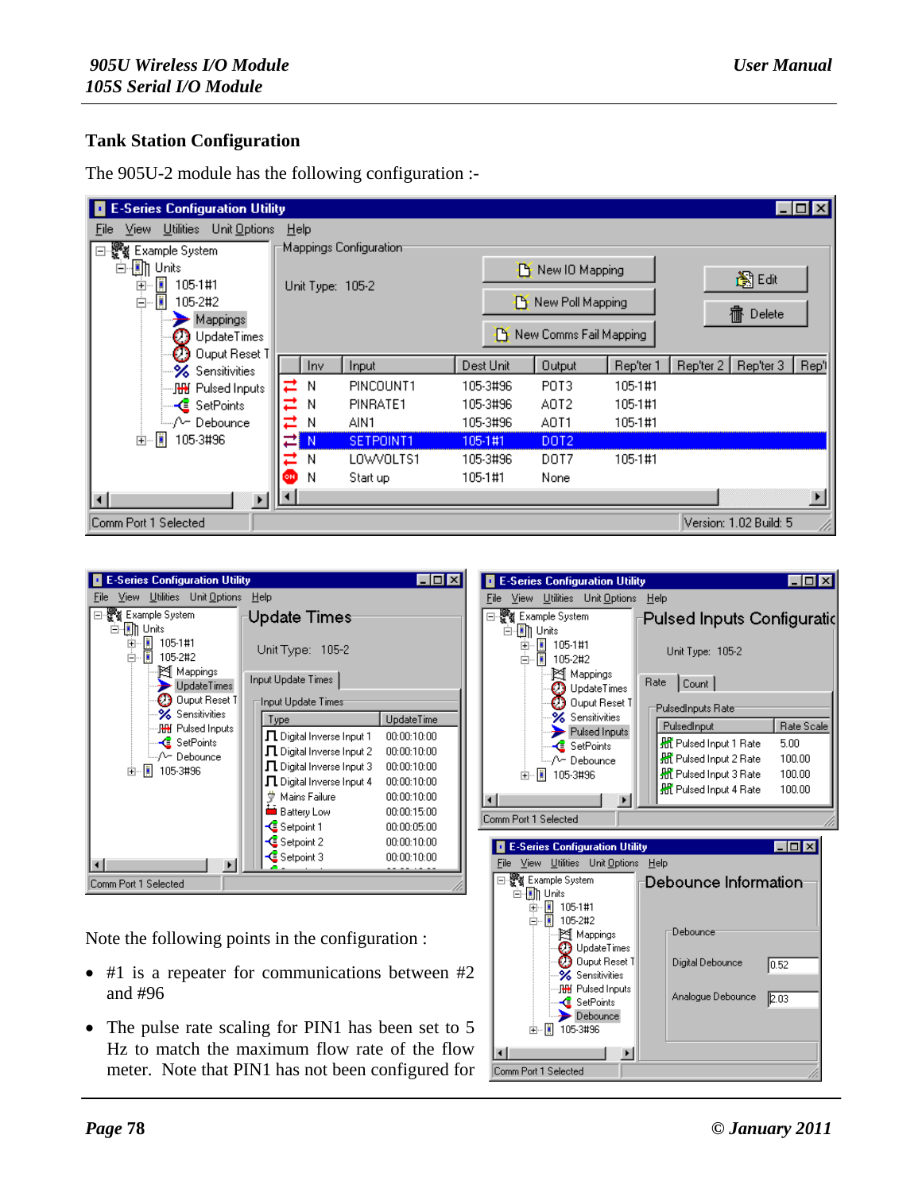## Tank Station Configuration

The 905U-2 module has the following configuration :-

Note the following points in the configuration :

- #1 is a repeater for communications between #2 and #96
- The pulse rate scaling for PIN1 has been set to 5 Hz to match the maximum flow rate of the flow meter. Note that PIN1 has not been configured for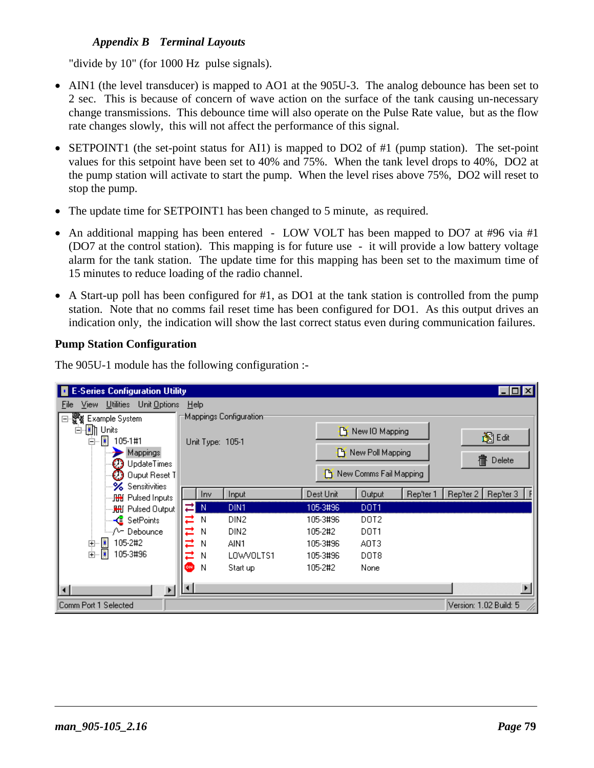"divide by 10" (for 1000 Hz  pulse signals).

- AIN1 (the level transducer) is mapped to AO1 at the 905U-3.  The analog debounce has been set to 2 sec.  This is because of concern of wave action on the surface of the tank causing un-necessary change transmissions.  This debounce time will also operate on the Pulse Rate value,  but as the flow rate changes slowly,  this will not affect the performance of this signal.

- SETPOINT1 (the set-point status for AI1) is mapped to DO2 of #1 (pump station).  The set-point values for this setpoint have been set to 40% and 75%.  When the tank level drops to 40%,  DO2 at the pump station will activate to start the pump.  When the level rises above 75%,  DO2 will reset to stop the pump.

- The update time for SETPOINT1 has been changed to 5 minute,  as required.

- An additional mapping has been entered  -  LOW VOLT has been mapped to DO7 at #96 via #1 (DO7 at the control station).  This mapping is for future use  -  it will provide a low battery voltage alarm for the tank station.  The update time for this mapping has been set to the maximum time of 15 minutes to reduce loading of the radio channel.

- A Start-up poll has been configured for #1, as DO1 at the tank station is controlled from the pump station.  Note that no comms fail reset time has been configured for DO1.  As this output drives an indication only,  the indication will show the last correct status even during communication failures.

**Pump Station Configuration**

The 905U-1 module has the following configuration :-

E-Series Configuration Utility

File  View  Utilities  Unit Options  Help

Example System
- Units
  - 105-1#1
    - Mappings
    - UpdateTimes
    - Ouput Reset T
    - Sensitivities
    - Pulsed Inputs
    - Pulsed Output
    - SetPoints
    - Debounce
  - 105-2#2
  - 105-3#96

Mappings Configuration

Unit Type:  105-1

New IO Mapping | New Poll Mapping | New Comms Fail Mapping | Edit | Delete

| Inv | Input | Dest Unit | Output | Rep'ter 1 | Rep'ter 2 | Rep'ter 3 |
|---|---|---|---|---|---|---|
| N | DIN1 | 105-3#96 | DOT1 | | | |
| N | DIN2 | 105-3#96 | DOT2 | | | |
| N | DIN2 | 105-2#2 | DOT1 | | | |
| N | AIN1 | 105-3#96 | AOT3 | | | |
| N | LOWVOLTS1 | 105-3#96 | DOT8 | | | |
| N | Start up | 105-2#2 | None | | | |

Comm Port 1 Selected    Version: 1.02 Build: 5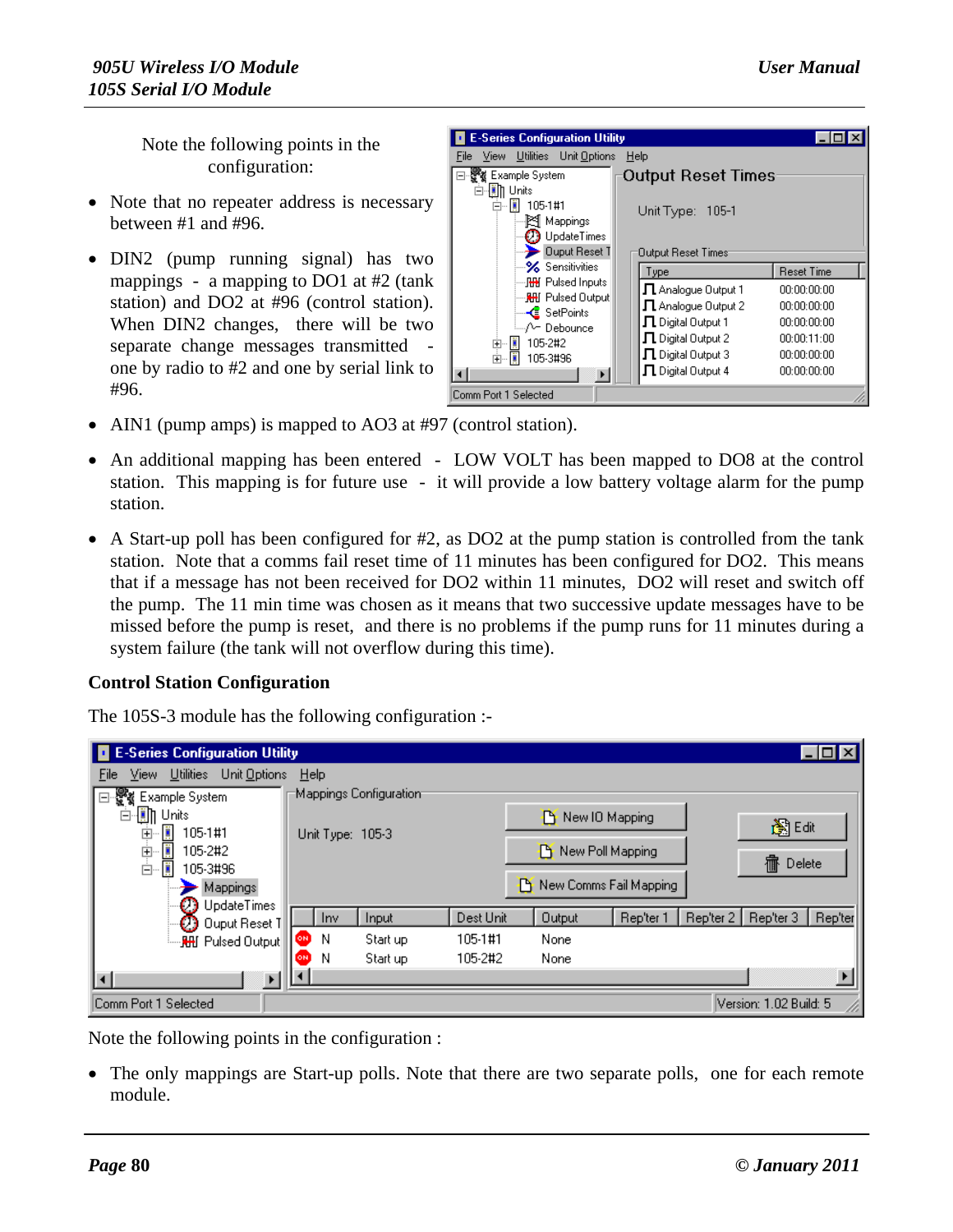Note the following points in the configuration:

- Note that no repeater address is necessary between #1 and #96.
- DIN2 (pump running signal) has two mappings - a mapping to DO1 at #2 (tank station) and DO2 at #96 (control station). When DIN2 changes, there will be two separate change messages transmitted - one by radio to #2 and one by serial link to #96.
- AIN1 (pump amps) is mapped to AO3 at #97 (control station).
- An additional mapping has been entered - LOW VOLT has been mapped to DO8 at the control station. This mapping is for future use - it will provide a low battery voltage alarm for the pump station.
- A Start-up poll has been configured for #2, as DO2 at the pump station is controlled from the tank station. Note that a comms fail reset time of 11 minutes has been configured for DO2. This means that if a message has not been received for DO2 within 11 minutes, DO2 will reset and switch off the pump. The 11 min time was chosen as it means that two successive update messages have to be missed before the pump is reset, and there is no problems if the pump runs for 11 minutes during a system failure (the tank will not overflow during this time).

**Control Station Configuration**

The 105S-3 module has the following configuration :-

Note the following points in the configuration :

- The only mappings are Start-up polls. Note that there are two separate polls, one for each remote module.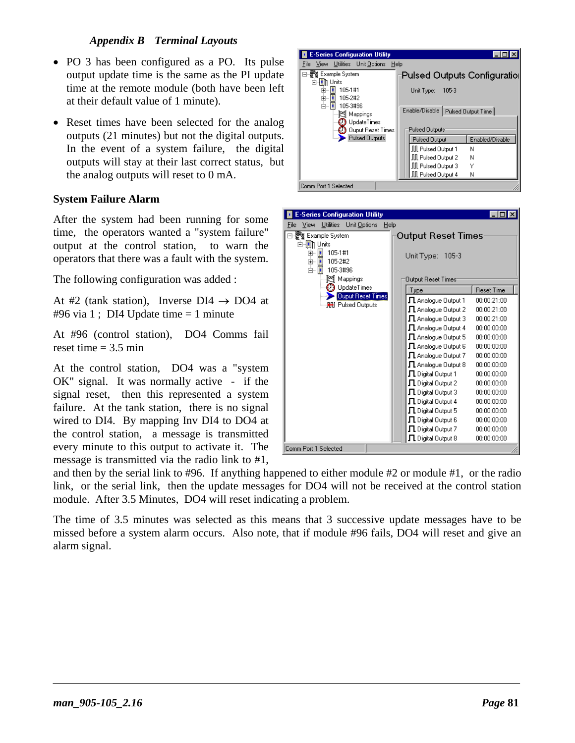- PO 3 has been configured as a PO. Its pulse output update time is the same as the PI update time at the remote module (both have been left at their default value of 1 minute).
- Reset times have been selected for the analog outputs (21 minutes) but not the digital outputs. In the event of a system failure, the digital outputs will stay at their last correct status, but the analog outputs will reset to 0 mA.

### System Failure Alarm

After the system had been running for some time, the operators wanted a "system failure" output at the control station, to warn the operators that there was a fault with the system.

The following configuration was added :

At #2 (tank station), Inverse DI4 → DO4 at #96 via 1 ; DI4 Update time = 1 minute

At #96 (control station), DO4 Comms fail reset time = 3.5 min

At the control station, DO4 was a "system OK" signal. It was normally active - if the signal reset, then this represented a system failure. At the tank station, there is no signal wired to DI4. By mapping Inv DI4 to DO4 at the control station, a message is transmitted every minute to this output to activate it. The message is transmitted via the radio link to #1, and then by the serial link to #96. If anything happened to either module #2 or module #1, or the radio link, or the serial link, then the update messages for DO4 will not be received at the control station module. After 3.5 Minutes, DO4 will reset indicating a problem.

The time of 3.5 minutes was selected as this means that 3 successive update messages have to be missed before a system alarm occurs. Also note, that if module #96 fails, DO4 will reset and give an alarm signal.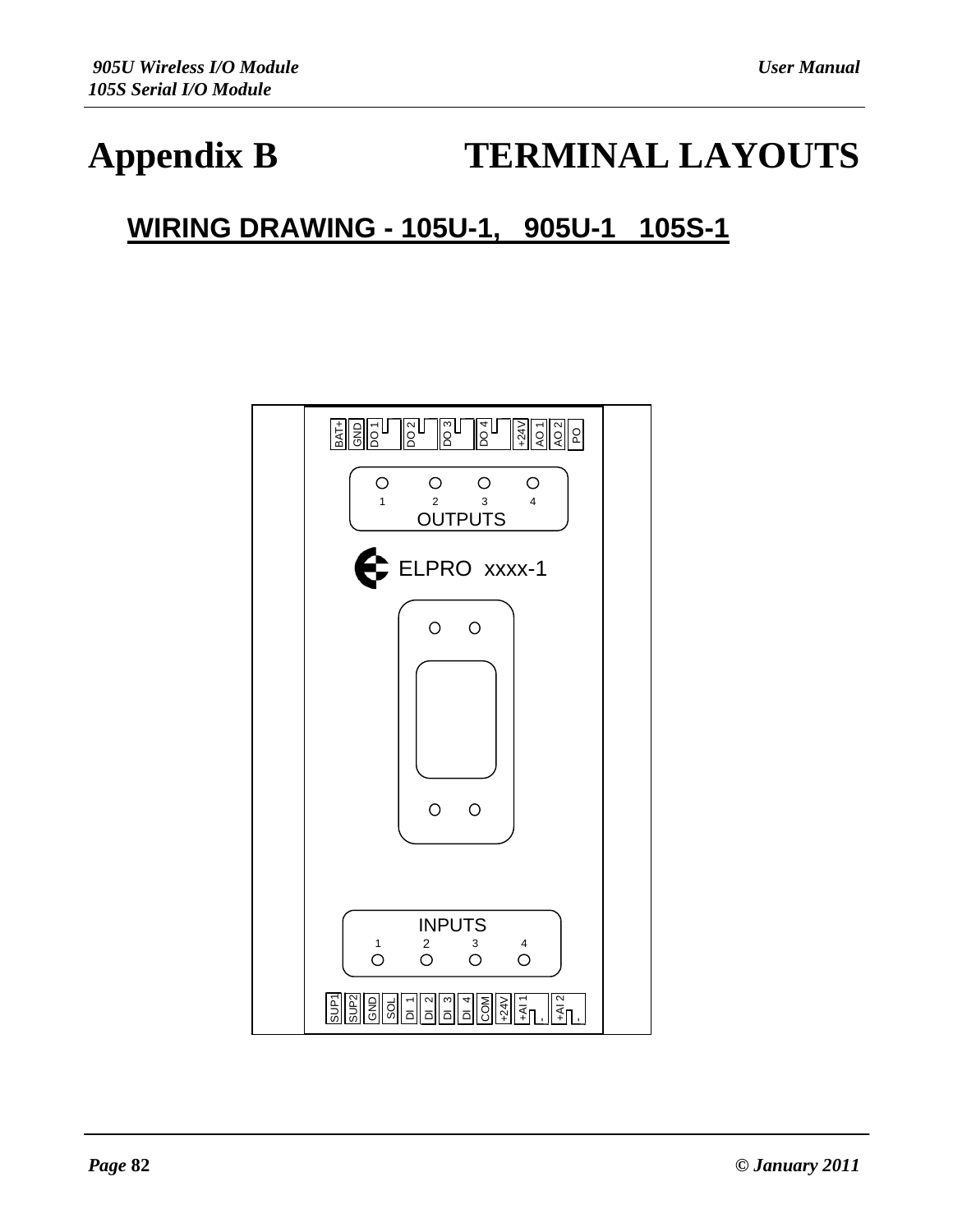# Appendix B TERMINAL LAYOUTS

## WIRING DRAWING - 105U-1, 905U-1 105S-1

BAT+ GND DO 1 DO 2 DO 3 DO 4 +24V AO 1 AO 2 PO

1 2 3 4

OUTPUTS

ELPRO xxxx-1

INPUTS

1 2 3 4

SUP1 SUP2 GND SOL DI 1 DI 2 DI 3 DI 4 COM +24V +AI 1 - +AI 2 -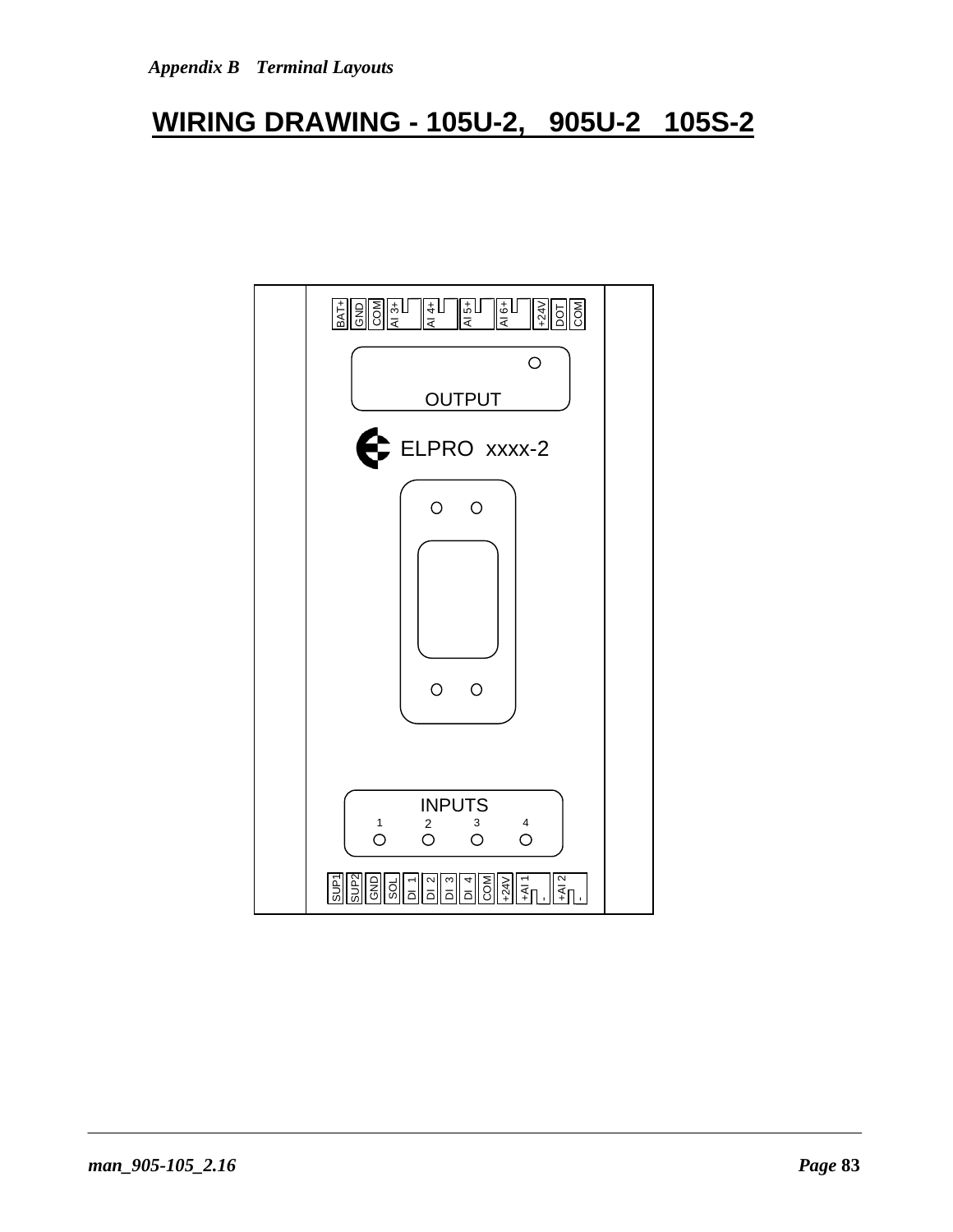# WIRING DRAWING - 105U-2, 905U-2 105S-2

BAT+ GND COM AI 3+ AI 4+ AI 5+ AI 6+ +24V DOT COM

OUTPUT

ELPRO xxxx-2

INPUTS

1 2 3 4

SUP1 SUP2 GND SOL DI 1 DI 2 DI 3 DI 4 COM +24V +AI 1 - +AI 2 -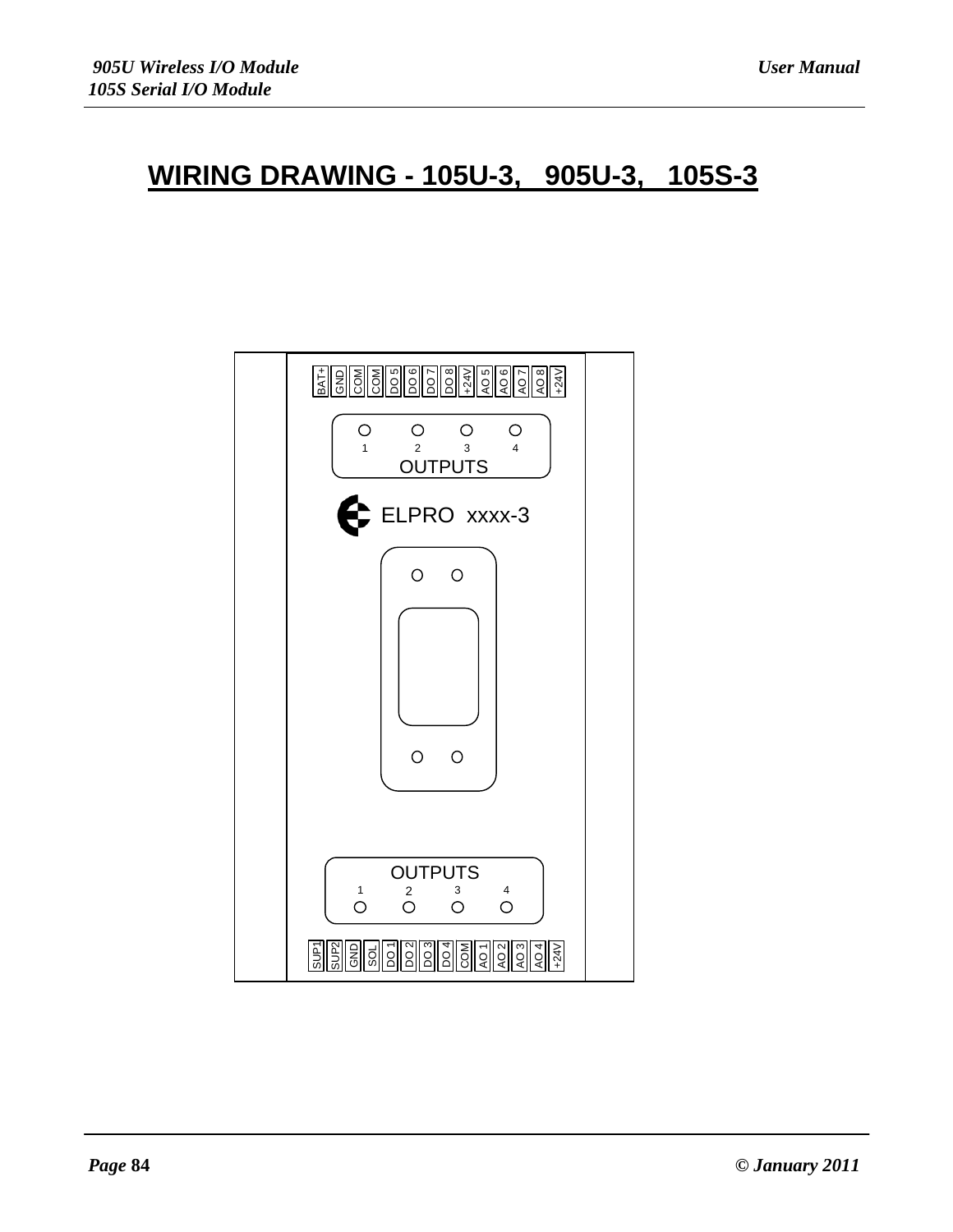# WIRING DRAWING - 105U-3, 905U-3, 105S-3

BAT+ | GND | COM | COM | DO 5 | DO 6 | DO 7 | DO 8 | +24V | AO 5 | AO 6 | AO 7 | AO 8 | +24V

1 2 3 4

OUTPUTS

ELPRO xxxx-3

OUTPUTS

1 2 3 4

SUP1 | SUP2 | GND | SOL | DO 1 | DO 2 | DO 3 | DO 4 | COM | AO 1 | AO 2 | AO 3 | AO 4 | +24V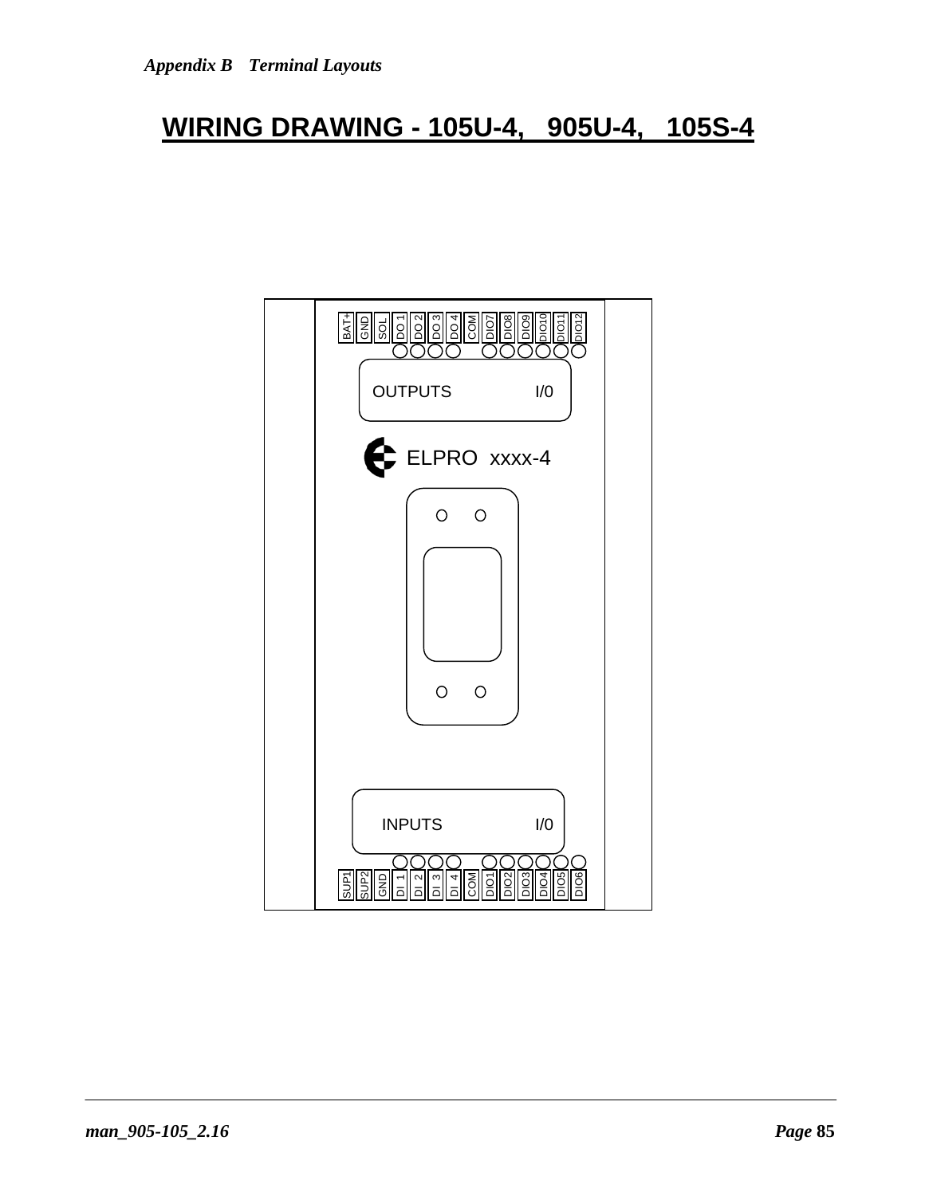# WIRING DRAWING - 105U-4,   905U-4,   105S-4

BAT+
GND
SOL
DO 1
DO 2
DO 3
DO 4
COM
DIO7
DIO8
DIO9
DIO10
DIO11
DIO12

OUTPUTS I/0

ELPRO xxxx-4

INPUTS I/0

SUP1
SUP2
GND
DI 1
DI 2
DI 3
DI 4
COM
DIO1
DIO2
DIO3
DIO4
DIO5
DIO6